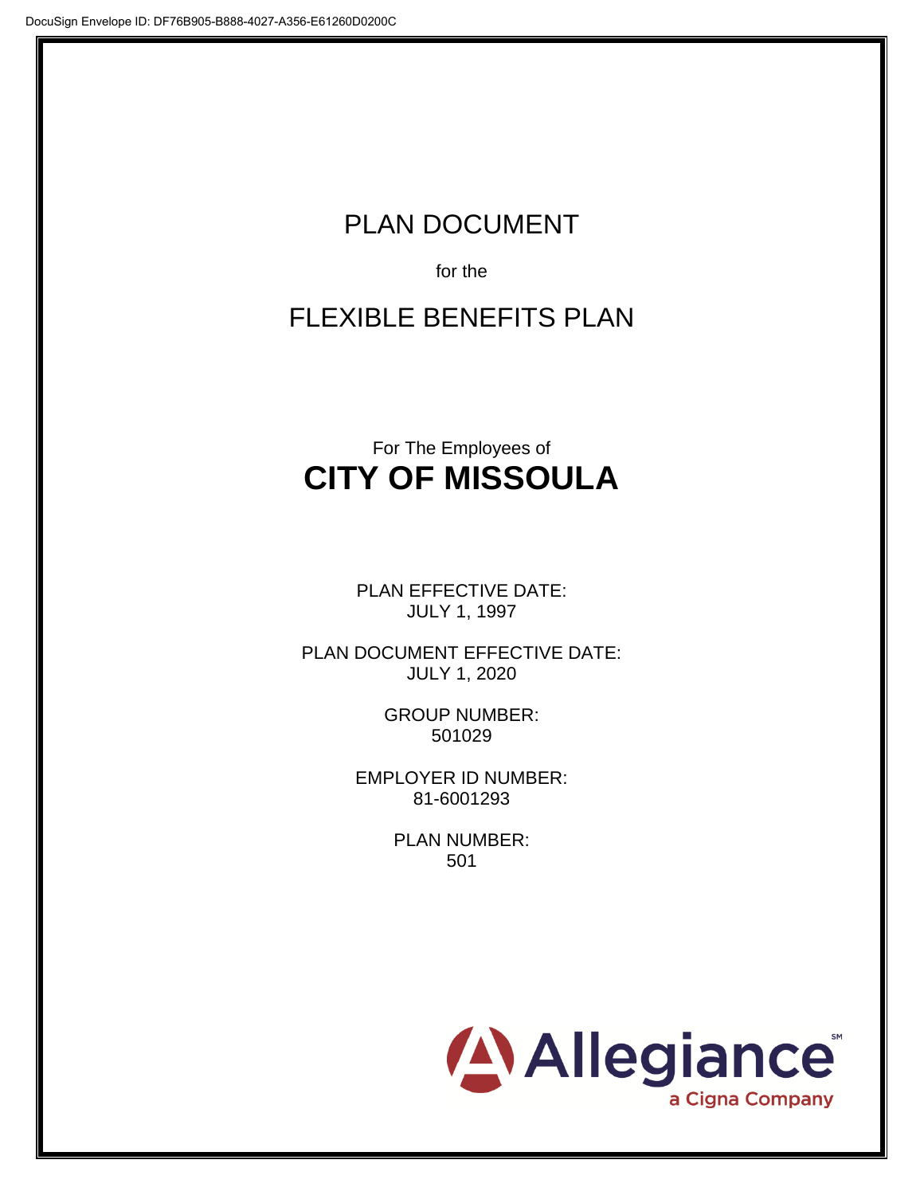DocuSign Envelope ID: DF76B905-B888-4027-A356-E61260D0200C

# PLAN DOCUMENT

for the

# FLEXIBLE BENEFITS PLAN

For The Employees of

# CITY OF MISSOULA

PLAN EFFECTIVE DATE:
JULY 1, 1997

PLAN DOCUMENT EFFECTIVE DATE:
JULY 1, 2020

GROUP NUMBER:
501029

EMPLOYER ID NUMBER:
81-6001293

PLAN NUMBER:
501

Allegiance[SM]
a Cigna Company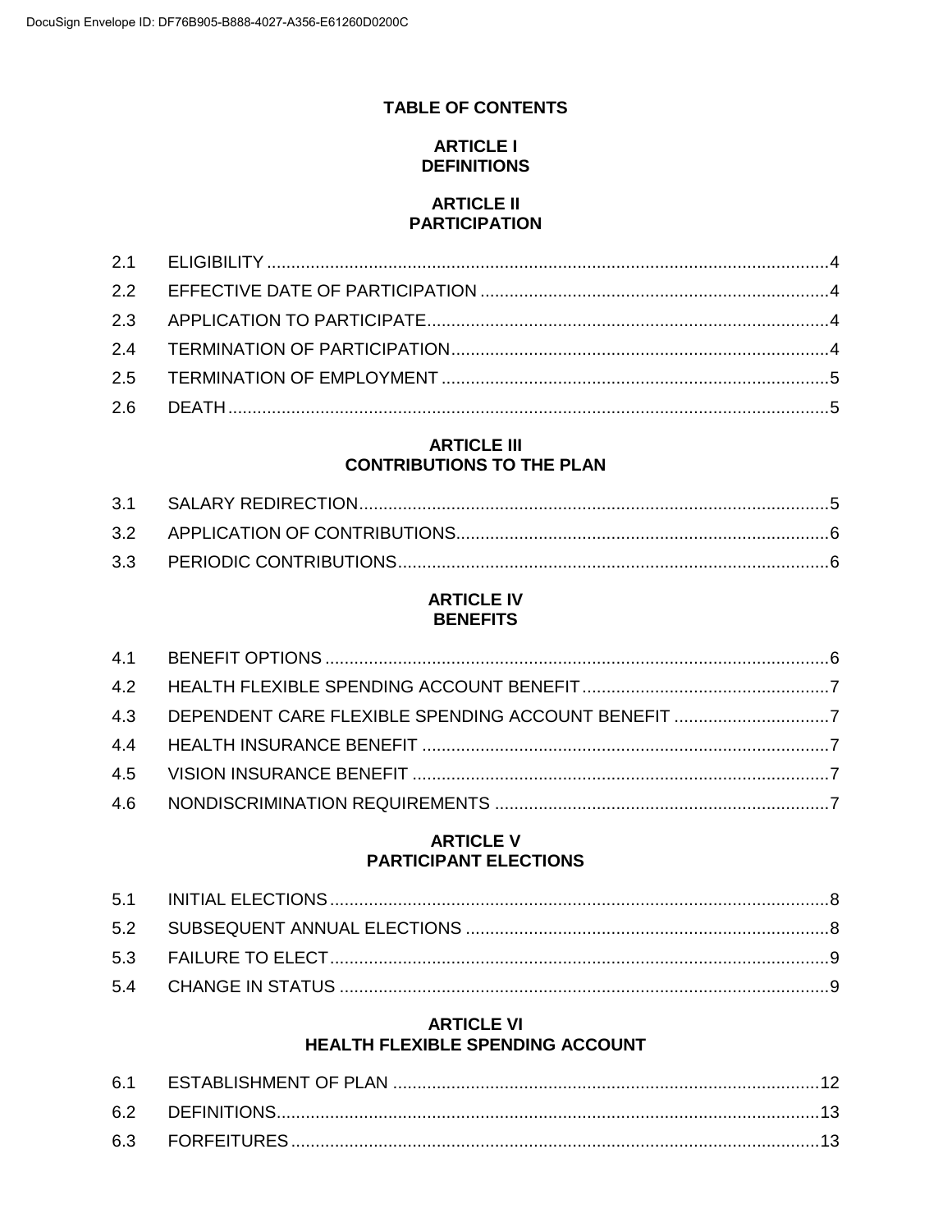# TABLE OF CONTENTS

## ARTICLE I
## DEFINITIONS

## ARTICLE II
## PARTICIPATION

| | | |
|---|---|---|
| 2.1 | ELIGIBILITY | 4 |
| 2.2 | EFFECTIVE DATE OF PARTICIPATION | 4 |
| 2.3 | APPLICATION TO PARTICIPATE | 4 |
| 2.4 | TERMINATION OF PARTICIPATION | 4 |
| 2.5 | TERMINATION OF EMPLOYMENT | 5 |
| 2.6 | DEATH | 5 |

## ARTICLE III
## CONTRIBUTIONS TO THE PLAN

| | | |
|---|---|---|
| 3.1 | SALARY REDIRECTION | 5 |
| 3.2 | APPLICATION OF CONTRIBUTIONS | 6 |
| 3.3 | PERIODIC CONTRIBUTIONS | 6 |

## ARTICLE IV
## BENEFITS

| | | |
|---|---|---|
| 4.1 | BENEFIT OPTIONS | 6 |
| 4.2 | HEALTH FLEXIBLE SPENDING ACCOUNT BENEFIT | 7 |
| 4.3 | DEPENDENT CARE FLEXIBLE SPENDING ACCOUNT BENEFIT | 7 |
| 4.4 | HEALTH INSURANCE BENEFIT | 7 |
| 4.5 | VISION INSURANCE BENEFIT | 7 |
| 4.6 | NONDISCRIMINATION REQUIREMENTS | 7 |

## ARTICLE V
## PARTICIPANT ELECTIONS

| | | |
|---|---|---|
| 5.1 | INITIAL ELECTIONS | 8 |
| 5.2 | SUBSEQUENT ANNUAL ELECTIONS | 8 |
| 5.3 | FAILURE TO ELECT | 9 |
| 5.4 | CHANGE IN STATUS | 9 |

## ARTICLE VI
## HEALTH FLEXIBLE SPENDING ACCOUNT

| | | |
|---|---|---|
| 6.1 | ESTABLISHMENT OF PLAN | 12 |
| 6.2 | DEFINITIONS | 13 |
| 6.3 | FORFEITURES | 13 |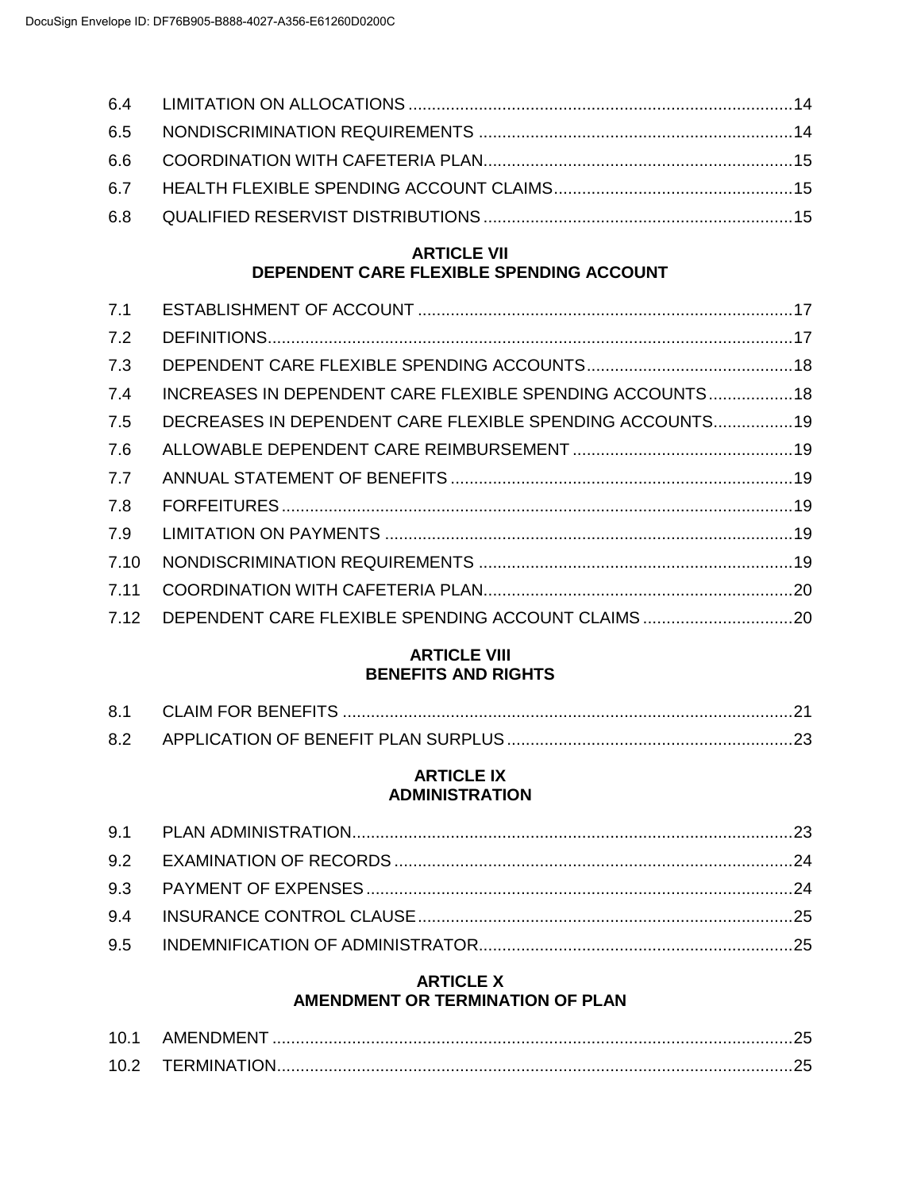| | | |
|---|---|---|
| 6.4 | LIMITATION ON ALLOCATIONS | 14 |
| 6.5 | NONDISCRIMINATION REQUIREMENTS | 14 |
| 6.6 | COORDINATION WITH CAFETERIA PLAN | 15 |
| 6.7 | HEALTH FLEXIBLE SPENDING ACCOUNT CLAIMS | 15 |
| 6.8 | QUALIFIED RESERVIST DISTRIBUTIONS | 15 |

**ARTICLE VII**
**DEPENDENT CARE FLEXIBLE SPENDING ACCOUNT**

| | | |
|---|---|---|
| 7.1 | ESTABLISHMENT OF ACCOUNT | 17 |
| 7.2 | DEFINITIONS | 17 |
| 7.3 | DEPENDENT CARE FLEXIBLE SPENDING ACCOUNTS | 18 |
| 7.4 | INCREASES IN DEPENDENT CARE FLEXIBLE SPENDING ACCOUNTS | 18 |
| 7.5 | DECREASES IN DEPENDENT CARE FLEXIBLE SPENDING ACCOUNTS | 19 |
| 7.6 | ALLOWABLE DEPENDENT CARE REIMBURSEMENT | 19 |
| 7.7 | ANNUAL STATEMENT OF BENEFITS | 19 |
| 7.8 | FORFEITURES | 19 |
| 7.9 | LIMITATION ON PAYMENTS | 19 |
| 7.10 | NONDISCRIMINATION REQUIREMENTS | 19 |
| 7.11 | COORDINATION WITH CAFETERIA PLAN | 20 |
| 7.12 | DEPENDENT CARE FLEXIBLE SPENDING ACCOUNT CLAIMS | 20 |

**ARTICLE VIII**
**BENEFITS AND RIGHTS**

| | | |
|---|---|---|
| 8.1 | CLAIM FOR BENEFITS | 21 |
| 8.2 | APPLICATION OF BENEFIT PLAN SURPLUS | 23 |

**ARTICLE IX**
**ADMINISTRATION**

| | | |
|---|---|---|
| 9.1 | PLAN ADMINISTRATION | 23 |
| 9.2 | EXAMINATION OF RECORDS | 24 |
| 9.3 | PAYMENT OF EXPENSES | 24 |
| 9.4 | INSURANCE CONTROL CLAUSE | 25 |
| 9.5 | INDEMNIFICATION OF ADMINISTRATOR | 25 |

**ARTICLE X**
**AMENDMENT OR TERMINATION OF PLAN**

| | | |
|---|---|---|
| 10.1 | AMENDMENT | 25 |
| 10.2 | TERMINATION | 25 |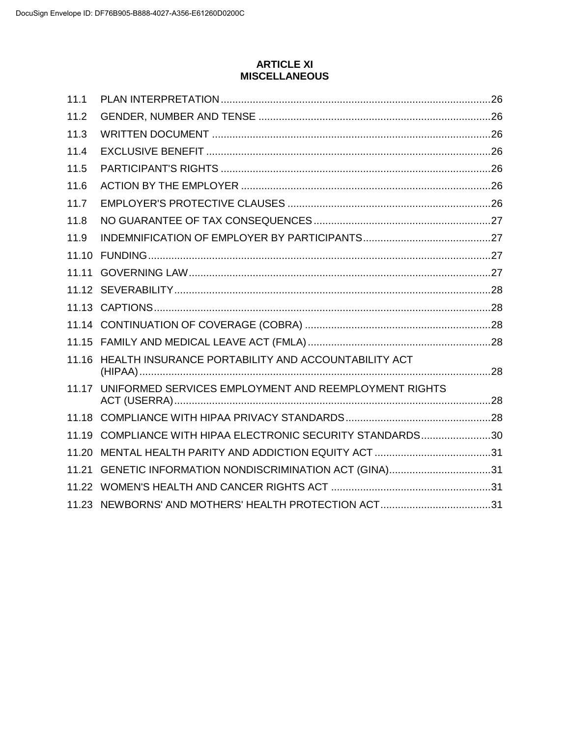## ARTICLE XI
## MISCELLANEOUS

| | | |
|---|---|---|
| 11.1 | PLAN INTERPRETATION | 26 |
| 11.2 | GENDER, NUMBER AND TENSE | 26 |
| 11.3 | WRITTEN DOCUMENT | 26 |
| 11.4 | EXCLUSIVE BENEFIT | 26 |
| 11.5 | PARTICIPANT'S RIGHTS | 26 |
| 11.6 | ACTION BY THE EMPLOYER | 26 |
| 11.7 | EMPLOYER'S PROTECTIVE CLAUSES | 26 |
| 11.8 | NO GUARANTEE OF TAX CONSEQUENCES | 27 |
| 11.9 | INDEMNIFICATION OF EMPLOYER BY PARTICIPANTS | 27 |
| 11.10 | FUNDING | 27 |
| 11.11 | GOVERNING LAW | 27 |
| 11.12 | SEVERABILITY | 28 |
| 11.13 | CAPTIONS | 28 |
| 11.14 | CONTINUATION OF COVERAGE (COBRA) | 28 |
| 11.15 | FAMILY AND MEDICAL LEAVE ACT (FMLA) | 28 |
| 11.16 | HEALTH INSURANCE PORTABILITY AND ACCOUNTABILITY ACT (HIPAA) | 28 |
| 11.17 | UNIFORMED SERVICES EMPLOYMENT AND REEMPLOYMENT RIGHTS ACT (USERRA) | 28 |
| 11.18 | COMPLIANCE WITH HIPAA PRIVACY STANDARDS | 28 |
| 11.19 | COMPLIANCE WITH HIPAA ELECTRONIC SECURITY STANDARDS | 30 |
| 11.20 | MENTAL HEALTH PARITY AND ADDICTION EQUITY ACT | 31 |
| 11.21 | GENETIC INFORMATION NONDISCRIMINATION ACT (GINA) | 31 |
| 11.22 | WOMEN'S HEALTH AND CANCER RIGHTS ACT | 31 |
| 11.23 | NEWBORNS' AND MOTHERS' HEALTH PROTECTION ACT | 31 |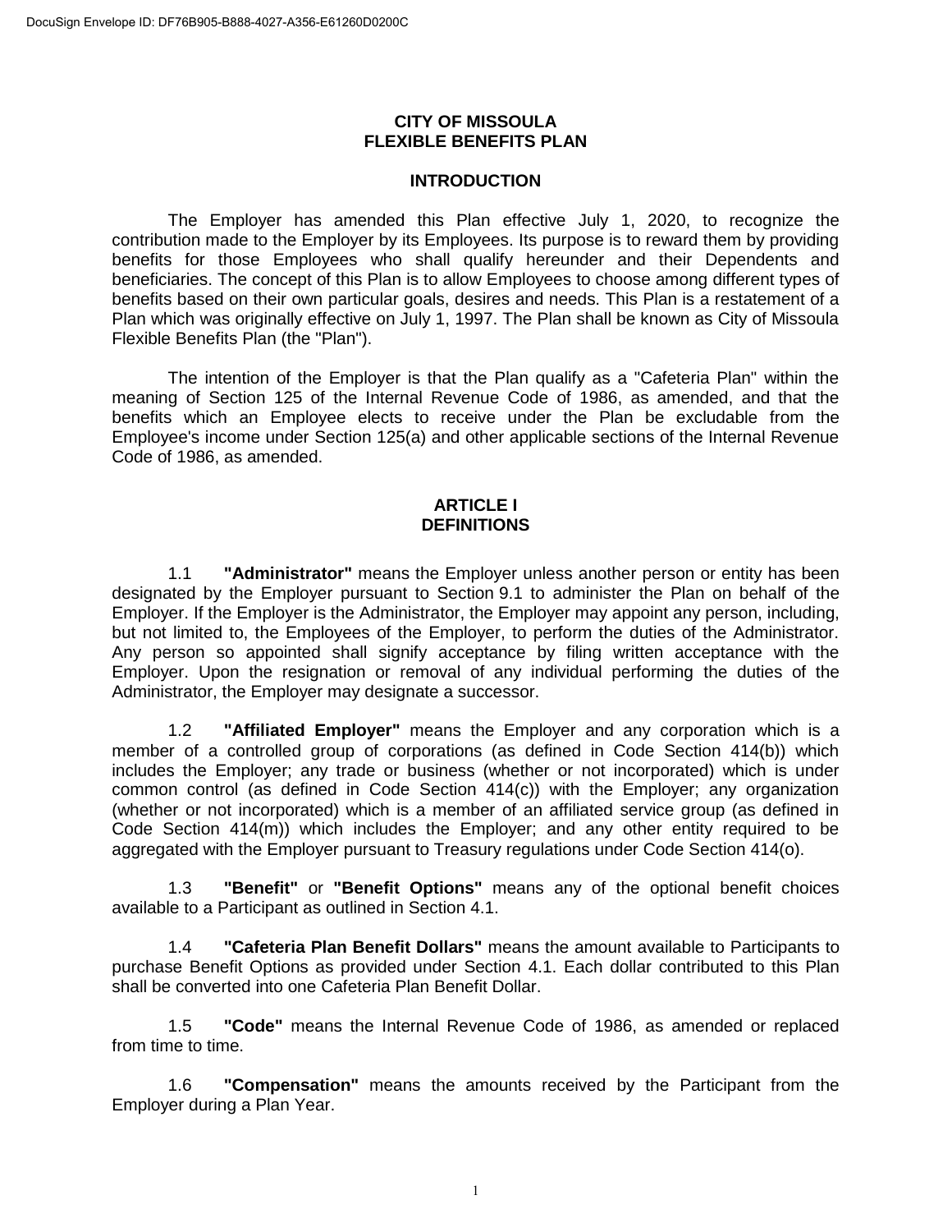# CITY OF MISSOULA
# FLEXIBLE BENEFITS PLAN

## INTRODUCTION

The Employer has amended this Plan effective July 1, 2020, to recognize the contribution made to the Employer by its Employees. Its purpose is to reward them by providing benefits for those Employees who shall qualify hereunder and their Dependents and beneficiaries. The concept of this Plan is to allow Employees to choose among different types of benefits based on their own particular goals, desires and needs. This Plan is a restatement of a Plan which was originally effective on July 1, 1997. The Plan shall be known as City of Missoula Flexible Benefits Plan (the "Plan").

The intention of the Employer is that the Plan qualify as a "Cafeteria Plan" within the meaning of Section 125 of the Internal Revenue Code of 1986, as amended, and that the benefits which an Employee elects to receive under the Plan be excludable from the Employee's income under Section 125(a) and other applicable sections of the Internal Revenue Code of 1986, as amended.

## ARTICLE I
## DEFINITIONS

1.1 **"Administrator"** means the Employer unless another person or entity has been designated by the Employer pursuant to Section 9.1 to administer the Plan on behalf of the Employer. If the Employer is the Administrator, the Employer may appoint any person, including, but not limited to, the Employees of the Employer, to perform the duties of the Administrator. Any person so appointed shall signify acceptance by filing written acceptance with the Employer. Upon the resignation or removal of any individual performing the duties of the Administrator, the Employer may designate a successor.

1.2 **"Affiliated Employer"** means the Employer and any corporation which is a member of a controlled group of corporations (as defined in Code Section 414(b)) which includes the Employer; any trade or business (whether or not incorporated) which is under common control (as defined in Code Section 414(c)) with the Employer; any organization (whether or not incorporated) which is a member of an affiliated service group (as defined in Code Section 414(m)) which includes the Employer; and any other entity required to be aggregated with the Employer pursuant to Treasury regulations under Code Section 414(o).

1.3 **"Benefit"** or **"Benefit Options"** means any of the optional benefit choices available to a Participant as outlined in Section 4.1.

1.4 **"Cafeteria Plan Benefit Dollars"** means the amount available to Participants to purchase Benefit Options as provided under Section 4.1. Each dollar contributed to this Plan shall be converted into one Cafeteria Plan Benefit Dollar.

1.5 **"Code"** means the Internal Revenue Code of 1986, as amended or replaced from time to time.

1.6 **"Compensation"** means the amounts received by the Participant from the Employer during a Plan Year.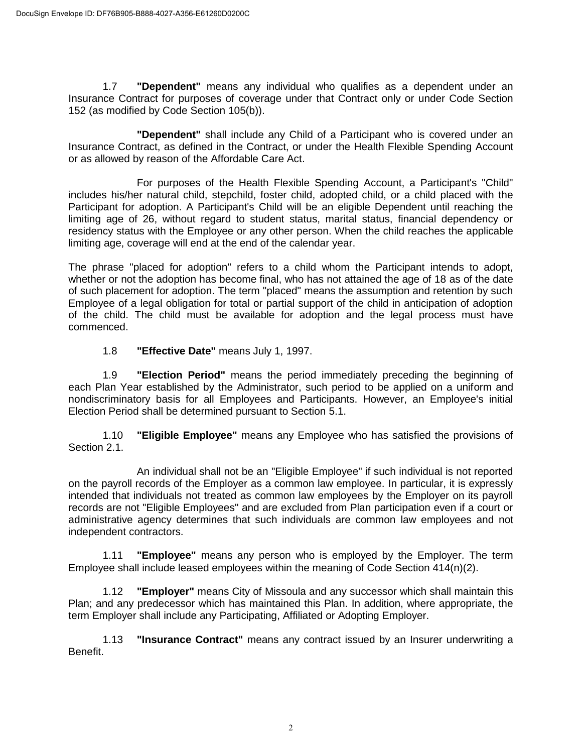1.7 **"Dependent"** means any individual who qualifies as a dependent under an Insurance Contract for purposes of coverage under that Contract only or under Code Section 152 (as modified by Code Section 105(b)).

**"Dependent"** shall include any Child of a Participant who is covered under an Insurance Contract, as defined in the Contract, or under the Health Flexible Spending Account or as allowed by reason of the Affordable Care Act.

For purposes of the Health Flexible Spending Account, a Participant's "Child" includes his/her natural child, stepchild, foster child, adopted child, or a child placed with the Participant for adoption. A Participant's Child will be an eligible Dependent until reaching the limiting age of 26, without regard to student status, marital status, financial dependency or residency status with the Employee or any other person. When the child reaches the applicable limiting age, coverage will end at the end of the calendar year.

The phrase "placed for adoption" refers to a child whom the Participant intends to adopt, whether or not the adoption has become final, who has not attained the age of 18 as of the date of such placement for adoption. The term "placed" means the assumption and retention by such Employee of a legal obligation for total or partial support of the child in anticipation of adoption of the child. The child must be available for adoption and the legal process must have commenced.

1.8 **"Effective Date"** means July 1, 1997.

1.9 **"Election Period"** means the period immediately preceding the beginning of each Plan Year established by the Administrator, such period to be applied on a uniform and nondiscriminatory basis for all Employees and Participants. However, an Employee's initial Election Period shall be determined pursuant to Section 5.1.

1.10 **"Eligible Employee"** means any Employee who has satisfied the provisions of Section 2.1.

An individual shall not be an "Eligible Employee" if such individual is not reported on the payroll records of the Employer as a common law employee. In particular, it is expressly intended that individuals not treated as common law employees by the Employer on its payroll records are not "Eligible Employees" and are excluded from Plan participation even if a court or administrative agency determines that such individuals are common law employees and not independent contractors.

1.11 **"Employee"** means any person who is employed by the Employer. The term Employee shall include leased employees within the meaning of Code Section 414(n)(2).

1.12 **"Employer"** means City of Missoula and any successor which shall maintain this Plan; and any predecessor which has maintained this Plan. In addition, where appropriate, the term Employer shall include any Participating, Affiliated or Adopting Employer.

1.13 **"Insurance Contract"** means any contract issued by an Insurer underwriting a Benefit.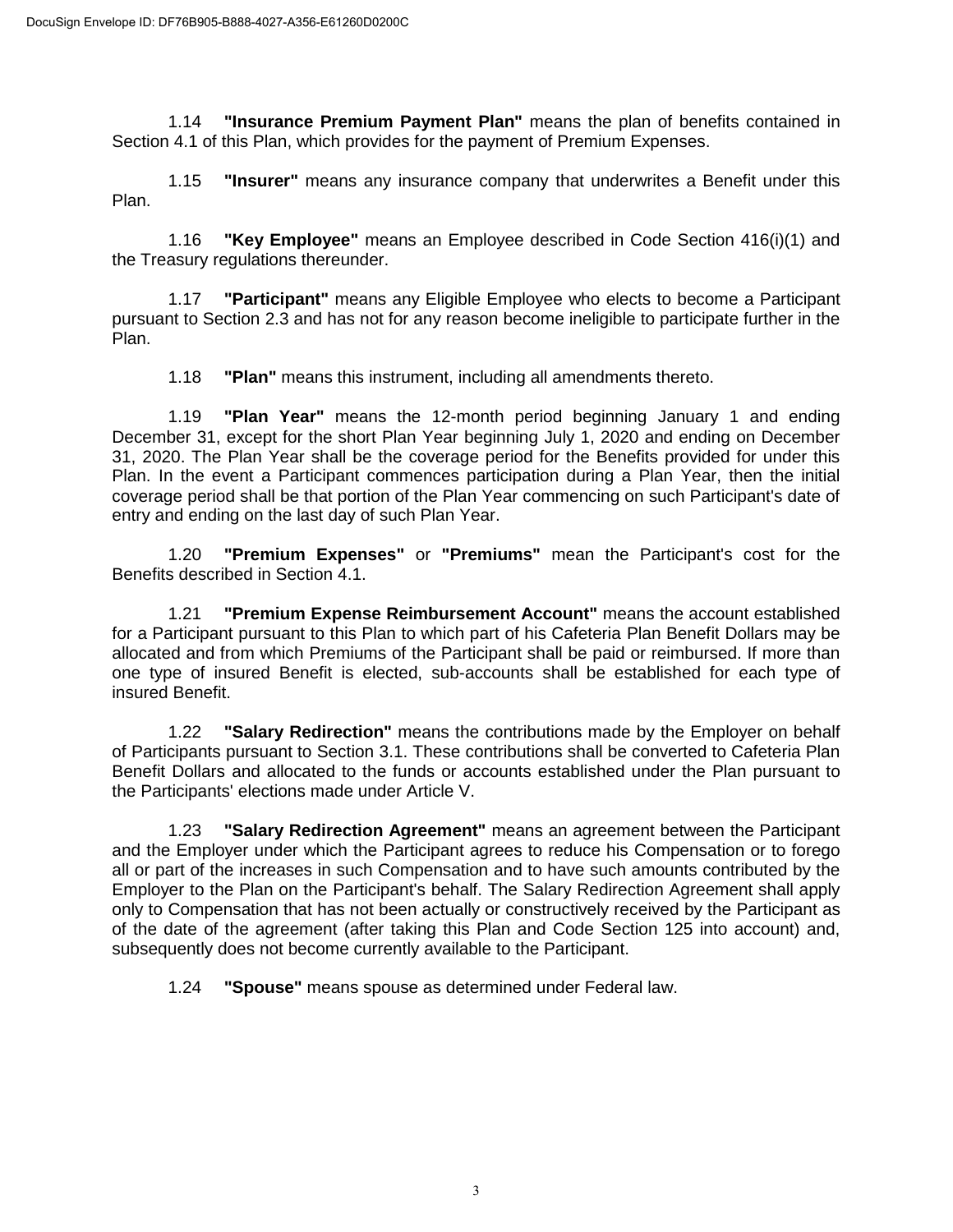1.14 **"Insurance Premium Payment Plan"** means the plan of benefits contained in Section 4.1 of this Plan, which provides for the payment of Premium Expenses.

1.15 **"Insurer"** means any insurance company that underwrites a Benefit under this Plan.

1.16 **"Key Employee"** means an Employee described in Code Section 416(i)(1) and the Treasury regulations thereunder.

1.17 **"Participant"** means any Eligible Employee who elects to become a Participant pursuant to Section 2.3 and has not for any reason become ineligible to participate further in the Plan.

1.18 **"Plan"** means this instrument, including all amendments thereto.

1.19 **"Plan Year"** means the 12-month period beginning January 1 and ending December 31, except for the short Plan Year beginning July 1, 2020 and ending on December 31, 2020. The Plan Year shall be the coverage period for the Benefits provided for under this Plan. In the event a Participant commences participation during a Plan Year, then the initial coverage period shall be that portion of the Plan Year commencing on such Participant's date of entry and ending on the last day of such Plan Year.

1.20 **"Premium Expenses"** or **"Premiums"** mean the Participant's cost for the Benefits described in Section 4.1.

1.21 **"Premium Expense Reimbursement Account"** means the account established for a Participant pursuant to this Plan to which part of his Cafeteria Plan Benefit Dollars may be allocated and from which Premiums of the Participant shall be paid or reimbursed. If more than one type of insured Benefit is elected, sub-accounts shall be established for each type of insured Benefit.

1.22 **"Salary Redirection"** means the contributions made by the Employer on behalf of Participants pursuant to Section 3.1. These contributions shall be converted to Cafeteria Plan Benefit Dollars and allocated to the funds or accounts established under the Plan pursuant to the Participants' elections made under Article V.

1.23 **"Salary Redirection Agreement"** means an agreement between the Participant and the Employer under which the Participant agrees to reduce his Compensation or to forego all or part of the increases in such Compensation and to have such amounts contributed by the Employer to the Plan on the Participant's behalf. The Salary Redirection Agreement shall apply only to Compensation that has not been actually or constructively received by the Participant as of the date of the agreement (after taking this Plan and Code Section 125 into account) and, subsequently does not become currently available to the Participant.

1.24 **"Spouse"** means spouse as determined under Federal law.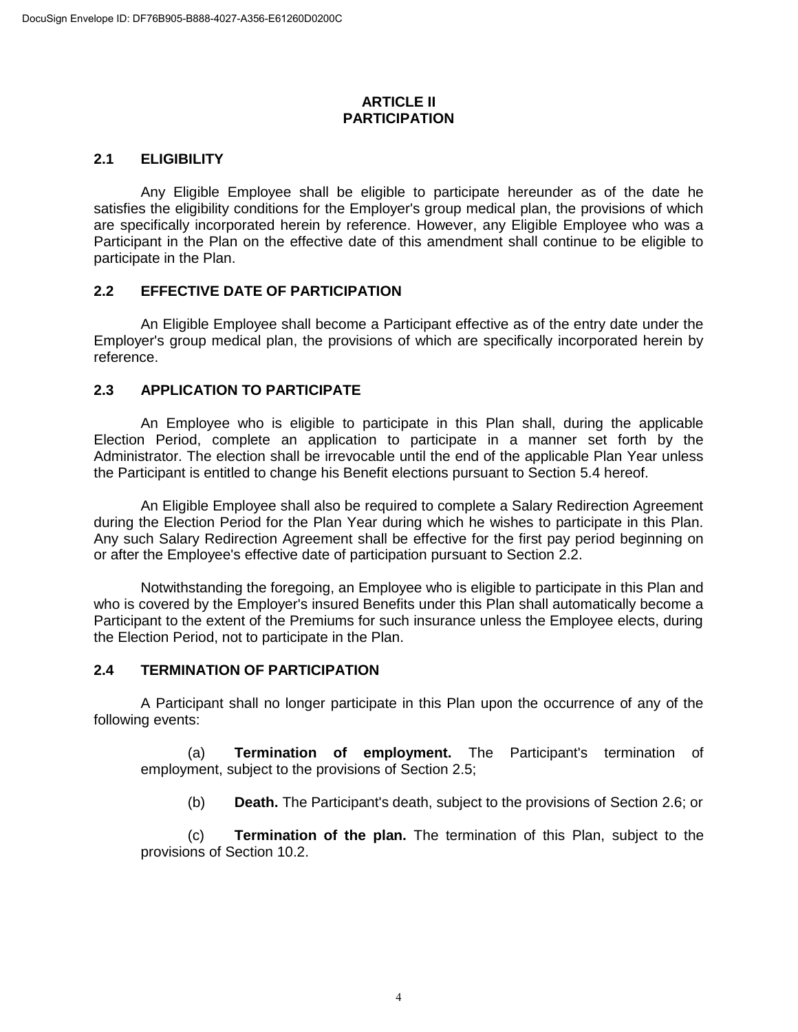# ARTICLE II
# PARTICIPATION

## 2.1 ELIGIBILITY

Any Eligible Employee shall be eligible to participate hereunder as of the date he satisfies the eligibility conditions for the Employer's group medical plan, the provisions of which are specifically incorporated herein by reference. However, any Eligible Employee who was a Participant in the Plan on the effective date of this amendment shall continue to be eligible to participate in the Plan.

## 2.2 EFFECTIVE DATE OF PARTICIPATION

An Eligible Employee shall become a Participant effective as of the entry date under the Employer's group medical plan, the provisions of which are specifically incorporated herein by reference.

## 2.3 APPLICATION TO PARTICIPATE

An Employee who is eligible to participate in this Plan shall, during the applicable Election Period, complete an application to participate in a manner set forth by the Administrator. The election shall be irrevocable until the end of the applicable Plan Year unless the Participant is entitled to change his Benefit elections pursuant to Section 5.4 hereof.

An Eligible Employee shall also be required to complete a Salary Redirection Agreement during the Election Period for the Plan Year during which he wishes to participate in this Plan. Any such Salary Redirection Agreement shall be effective for the first pay period beginning on or after the Employee's effective date of participation pursuant to Section 2.2.

Notwithstanding the foregoing, an Employee who is eligible to participate in this Plan and who is covered by the Employer's insured Benefits under this Plan shall automatically become a Participant to the extent of the Premiums for such insurance unless the Employee elects, during the Election Period, not to participate in the Plan.

## 2.4 TERMINATION OF PARTICIPATION

A Participant shall no longer participate in this Plan upon the occurrence of any of the following events:

(a) **Termination of employment.** The Participant's termination of employment, subject to the provisions of Section 2.5;

(b) **Death.** The Participant's death, subject to the provisions of Section 2.6; or

(c) **Termination of the plan.** The termination of this Plan, subject to the provisions of Section 10.2.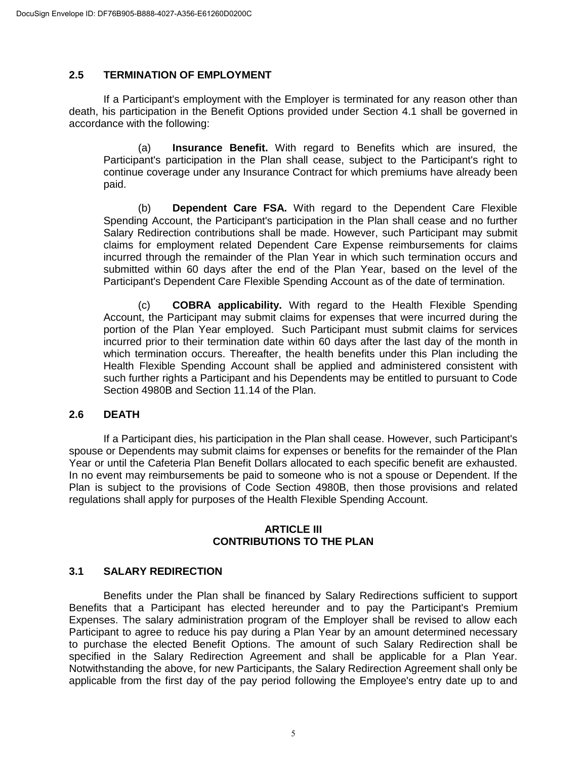### 2.5 TERMINATION OF EMPLOYMENT

If a Participant's employment with the Employer is terminated for any reason other than death, his participation in the Benefit Options provided under Section 4.1 shall be governed in accordance with the following:

(a) **Insurance Benefit.** With regard to Benefits which are insured, the Participant's participation in the Plan shall cease, subject to the Participant's right to continue coverage under any Insurance Contract for which premiums have already been paid.

(b) **Dependent Care FSA.** With regard to the Dependent Care Flexible Spending Account, the Participant's participation in the Plan shall cease and no further Salary Redirection contributions shall be made. However, such Participant may submit claims for employment related Dependent Care Expense reimbursements for claims incurred through the remainder of the Plan Year in which such termination occurs and submitted within 60 days after the end of the Plan Year, based on the level of the Participant's Dependent Care Flexible Spending Account as of the date of termination.

(c) **COBRA applicability.** With regard to the Health Flexible Spending Account, the Participant may submit claims for expenses that were incurred during the portion of the Plan Year employed. Such Participant must submit claims for services incurred prior to their termination date within 60 days after the last day of the month in which termination occurs. Thereafter, the health benefits under this Plan including the Health Flexible Spending Account shall be applied and administered consistent with such further rights a Participant and his Dependents may be entitled to pursuant to Code Section 4980B and Section 11.14 of the Plan.

### 2.6 DEATH

If a Participant dies, his participation in the Plan shall cease. However, such Participant's spouse or Dependents may submit claims for expenses or benefits for the remainder of the Plan Year or until the Cafeteria Plan Benefit Dollars allocated to each specific benefit are exhausted. In no event may reimbursements be paid to someone who is not a spouse or Dependent. If the Plan is subject to the provisions of Code Section 4980B, then those provisions and related regulations shall apply for purposes of the Health Flexible Spending Account.

## ARTICLE III
## CONTRIBUTIONS TO THE PLAN

### 3.1 SALARY REDIRECTION

Benefits under the Plan shall be financed by Salary Redirections sufficient to support Benefits that a Participant has elected hereunder and to pay the Participant's Premium Expenses. The salary administration program of the Employer shall be revised to allow each Participant to agree to reduce his pay during a Plan Year by an amount determined necessary to purchase the elected Benefit Options. The amount of such Salary Redirection shall be specified in the Salary Redirection Agreement and shall be applicable for a Plan Year. Notwithstanding the above, for new Participants, the Salary Redirection Agreement shall only be applicable from the first day of the pay period following the Employee's entry date up to and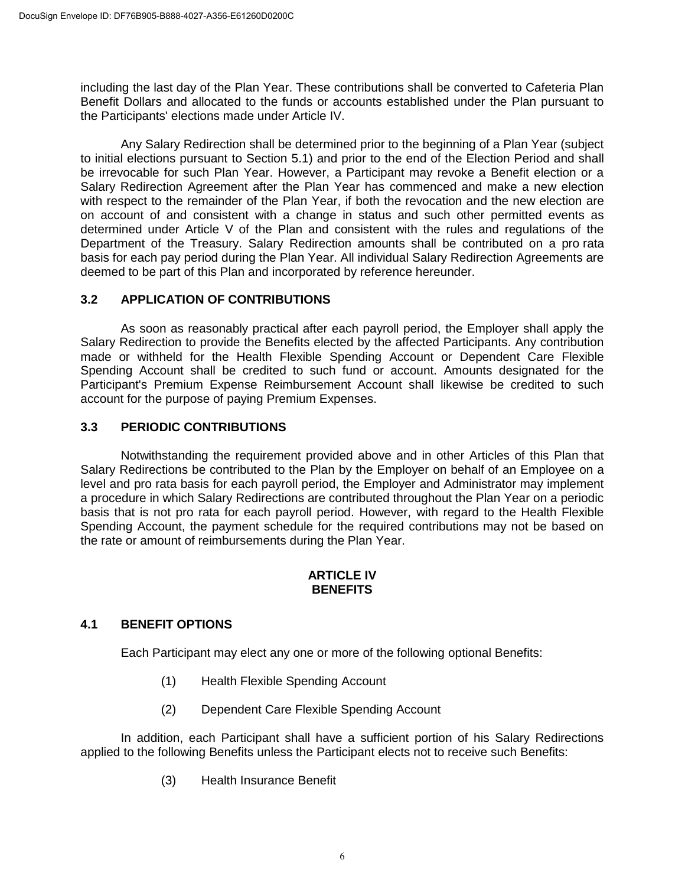including the last day of the Plan Year. These contributions shall be converted to Cafeteria Plan Benefit Dollars and allocated to the funds or accounts established under the Plan pursuant to the Participants' elections made under Article IV.

Any Salary Redirection shall be determined prior to the beginning of a Plan Year (subject to initial elections pursuant to Section 5.1) and prior to the end of the Election Period and shall be irrevocable for such Plan Year. However, a Participant may revoke a Benefit election or a Salary Redirection Agreement after the Plan Year has commenced and make a new election with respect to the remainder of the Plan Year, if both the revocation and the new election are on account of and consistent with a change in status and such other permitted events as determined under Article V of the Plan and consistent with the rules and regulations of the Department of the Treasury. Salary Redirection amounts shall be contributed on a pro rata basis for each pay period during the Plan Year. All individual Salary Redirection Agreements are deemed to be part of this Plan and incorporated by reference hereunder.

### 3.2 APPLICATION OF CONTRIBUTIONS

As soon as reasonably practical after each payroll period, the Employer shall apply the Salary Redirection to provide the Benefits elected by the affected Participants. Any contribution made or withheld for the Health Flexible Spending Account or Dependent Care Flexible Spending Account shall be credited to such fund or account. Amounts designated for the Participant's Premium Expense Reimbursement Account shall likewise be credited to such account for the purpose of paying Premium Expenses.

### 3.3 PERIODIC CONTRIBUTIONS

Notwithstanding the requirement provided above and in other Articles of this Plan that Salary Redirections be contributed to the Plan by the Employer on behalf of an Employee on a level and pro rata basis for each payroll period, the Employer and Administrator may implement a procedure in which Salary Redirections are contributed throughout the Plan Year on a periodic basis that is not pro rata for each payroll period. However, with regard to the Health Flexible Spending Account, the payment schedule for the required contributions may not be based on the rate or amount of reimbursements during the Plan Year.

## ARTICLE IV
## BENEFITS

### 4.1 BENEFIT OPTIONS

Each Participant may elect any one or more of the following optional Benefits:

(1) Health Flexible Spending Account

(2) Dependent Care Flexible Spending Account

In addition, each Participant shall have a sufficient portion of his Salary Redirections applied to the following Benefits unless the Participant elects not to receive such Benefits:

(3) Health Insurance Benefit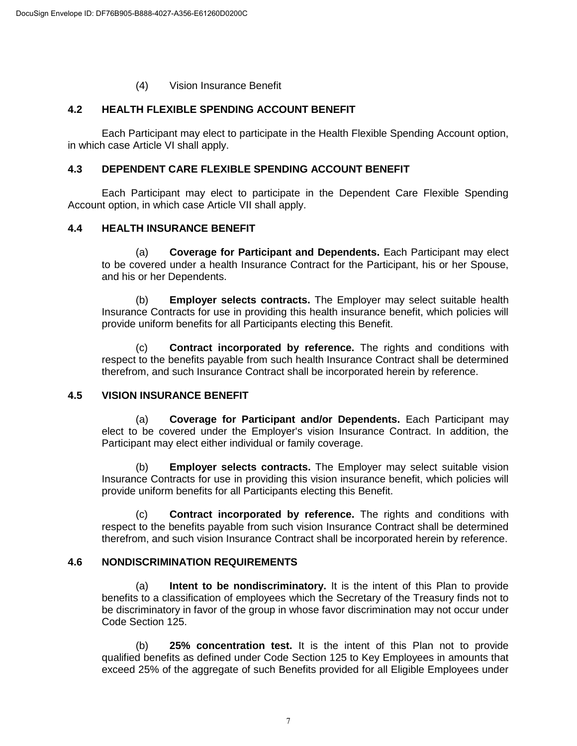(4) Vision Insurance Benefit

### 4.2 HEALTH FLEXIBLE SPENDING ACCOUNT BENEFIT

Each Participant may elect to participate in the Health Flexible Spending Account option, in which case Article VI shall apply.

### 4.3 DEPENDENT CARE FLEXIBLE SPENDING ACCOUNT BENEFIT

Each Participant may elect to participate in the Dependent Care Flexible Spending Account option, in which case Article VII shall apply.

### 4.4 HEALTH INSURANCE BENEFIT

(a) **Coverage for Participant and Dependents.** Each Participant may elect to be covered under a health Insurance Contract for the Participant, his or her Spouse, and his or her Dependents.

(b) **Employer selects contracts.** The Employer may select suitable health Insurance Contracts for use in providing this health insurance benefit, which policies will provide uniform benefits for all Participants electing this Benefit.

(c) **Contract incorporated by reference.** The rights and conditions with respect to the benefits payable from such health Insurance Contract shall be determined therefrom, and such Insurance Contract shall be incorporated herein by reference.

### 4.5 VISION INSURANCE BENEFIT

(a) **Coverage for Participant and/or Dependents.** Each Participant may elect to be covered under the Employer's vision Insurance Contract. In addition, the Participant may elect either individual or family coverage.

(b) **Employer selects contracts.** The Employer may select suitable vision Insurance Contracts for use in providing this vision insurance benefit, which policies will provide uniform benefits for all Participants electing this Benefit.

(c) **Contract incorporated by reference.** The rights and conditions with respect to the benefits payable from such vision Insurance Contract shall be determined therefrom, and such vision Insurance Contract shall be incorporated herein by reference.

### 4.6 NONDISCRIMINATION REQUIREMENTS

(a) **Intent to be nondiscriminatory.** It is the intent of this Plan to provide benefits to a classification of employees which the Secretary of the Treasury finds not to be discriminatory in favor of the group in whose favor discrimination may not occur under Code Section 125.

(b) **25% concentration test.** It is the intent of this Plan not to provide qualified benefits as defined under Code Section 125 to Key Employees in amounts that exceed 25% of the aggregate of such Benefits provided for all Eligible Employees under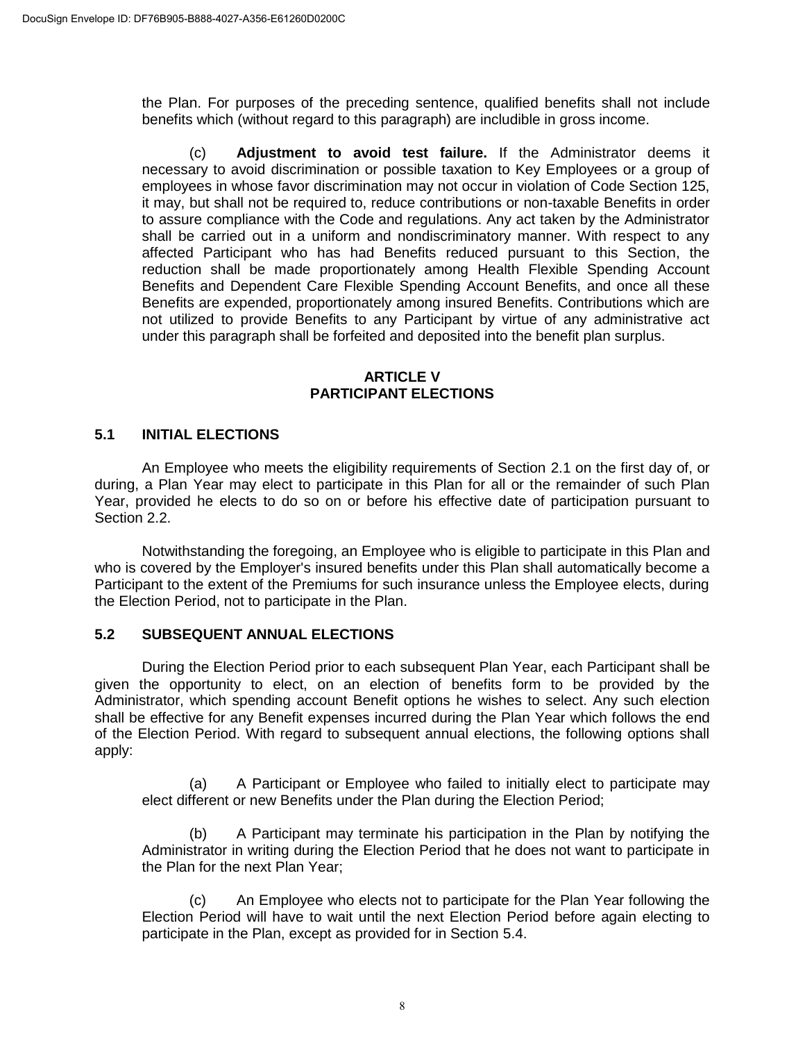the Plan. For purposes of the preceding sentence, qualified benefits shall not include benefits which (without regard to this paragraph) are includible in gross income.

(c) **Adjustment to avoid test failure.** If the Administrator deems it necessary to avoid discrimination or possible taxation to Key Employees or a group of employees in whose favor discrimination may not occur in violation of Code Section 125, it may, but shall not be required to, reduce contributions or non-taxable Benefits in order to assure compliance with the Code and regulations. Any act taken by the Administrator shall be carried out in a uniform and nondiscriminatory manner. With respect to any affected Participant who has had Benefits reduced pursuant to this Section, the reduction shall be made proportionately among Health Flexible Spending Account Benefits and Dependent Care Flexible Spending Account Benefits, and once all these Benefits are expended, proportionately among insured Benefits. Contributions which are not utilized to provide Benefits to any Participant by virtue of any administrative act under this paragraph shall be forfeited and deposited into the benefit plan surplus.

## ARTICLE V
## PARTICIPANT ELECTIONS

### 5.1 INITIAL ELECTIONS

An Employee who meets the eligibility requirements of Section 2.1 on the first day of, or during, a Plan Year may elect to participate in this Plan for all or the remainder of such Plan Year, provided he elects to do so on or before his effective date of participation pursuant to Section 2.2.

Notwithstanding the foregoing, an Employee who is eligible to participate in this Plan and who is covered by the Employer's insured benefits under this Plan shall automatically become a Participant to the extent of the Premiums for such insurance unless the Employee elects, during the Election Period, not to participate in the Plan.

### 5.2 SUBSEQUENT ANNUAL ELECTIONS

During the Election Period prior to each subsequent Plan Year, each Participant shall be given the opportunity to elect, on an election of benefits form to be provided by the Administrator, which spending account Benefit options he wishes to select. Any such election shall be effective for any Benefit expenses incurred during the Plan Year which follows the end of the Election Period. With regard to subsequent annual elections, the following options shall apply:

(a) A Participant or Employee who failed to initially elect to participate may elect different or new Benefits under the Plan during the Election Period;

(b) A Participant may terminate his participation in the Plan by notifying the Administrator in writing during the Election Period that he does not want to participate in the Plan for the next Plan Year;

(c) An Employee who elects not to participate for the Plan Year following the Election Period will have to wait until the next Election Period before again electing to participate in the Plan, except as provided for in Section 5.4.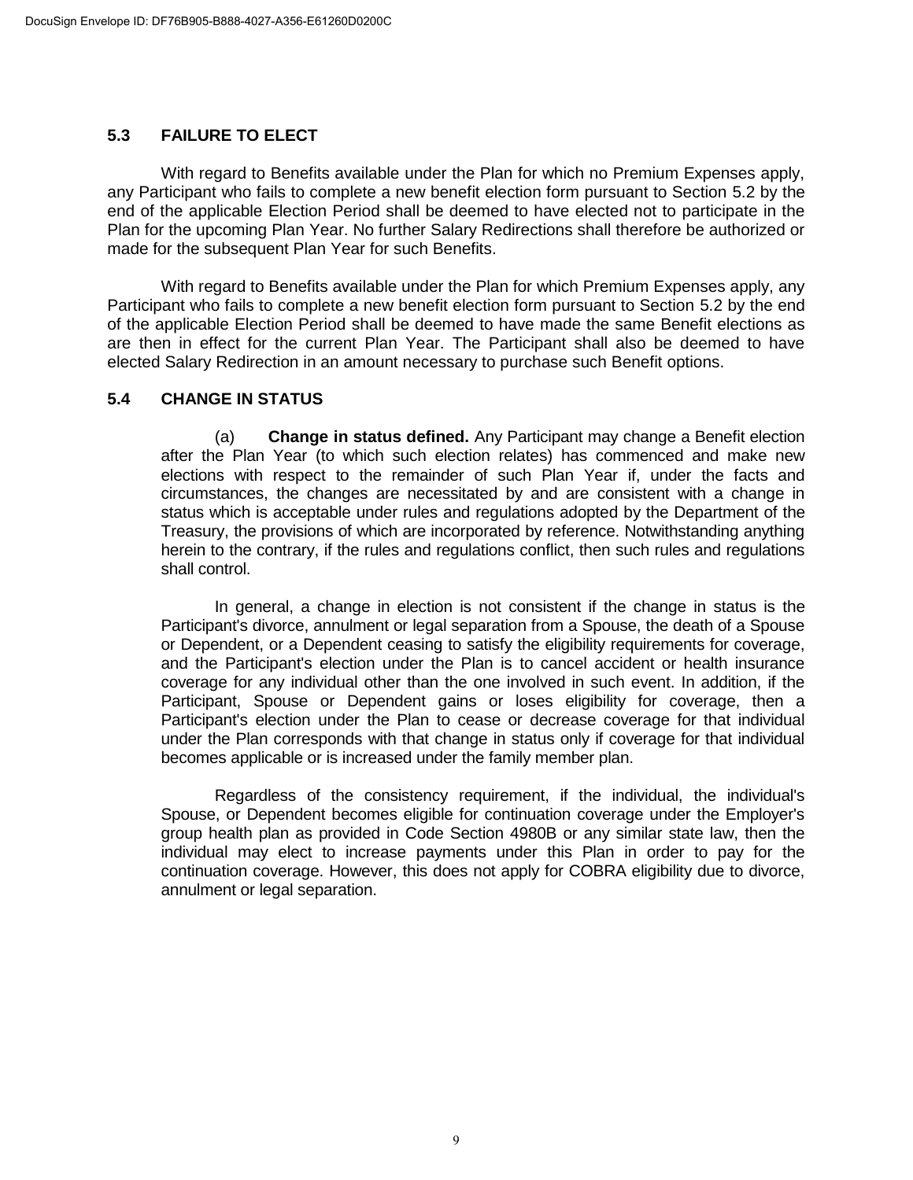## 5.3 FAILURE TO ELECT

With regard to Benefits available under the Plan for which no Premium Expenses apply, any Participant who fails to complete a new benefit election form pursuant to Section 5.2 by the end of the applicable Election Period shall be deemed to have elected not to participate in the Plan for the upcoming Plan Year. No further Salary Redirections shall therefore be authorized or made for the subsequent Plan Year for such Benefits.

With regard to Benefits available under the Plan for which Premium Expenses apply, any Participant who fails to complete a new benefit election form pursuant to Section 5.2 by the end of the applicable Election Period shall be deemed to have made the same Benefit elections as are then in effect for the current Plan Year. The Participant shall also be deemed to have elected Salary Redirection in an amount necessary to purchase such Benefit options.

## 5.4 CHANGE IN STATUS

(a) **Change in status defined.** Any Participant may change a Benefit election after the Plan Year (to which such election relates) has commenced and make new elections with respect to the remainder of such Plan Year if, under the facts and circumstances, the changes are necessitated by and are consistent with a change in status which is acceptable under rules and regulations adopted by the Department of the Treasury, the provisions of which are incorporated by reference. Notwithstanding anything herein to the contrary, if the rules and regulations conflict, then such rules and regulations shall control.

In general, a change in election is not consistent if the change in status is the Participant's divorce, annulment or legal separation from a Spouse, the death of a Spouse or Dependent, or a Dependent ceasing to satisfy the eligibility requirements for coverage, and the Participant's election under the Plan is to cancel accident or health insurance coverage for any individual other than the one involved in such event. In addition, if the Participant, Spouse or Dependent gains or loses eligibility for coverage, then a Participant's election under the Plan to cease or decrease coverage for that individual under the Plan corresponds with that change in status only if coverage for that individual becomes applicable or is increased under the family member plan.

Regardless of the consistency requirement, if the individual, the individual's Spouse, or Dependent becomes eligible for continuation coverage under the Employer's group health plan as provided in Code Section 4980B or any similar state law, then the individual may elect to increase payments under this Plan in order to pay for the continuation coverage. However, this does not apply for COBRA eligibility due to divorce, annulment or legal separation.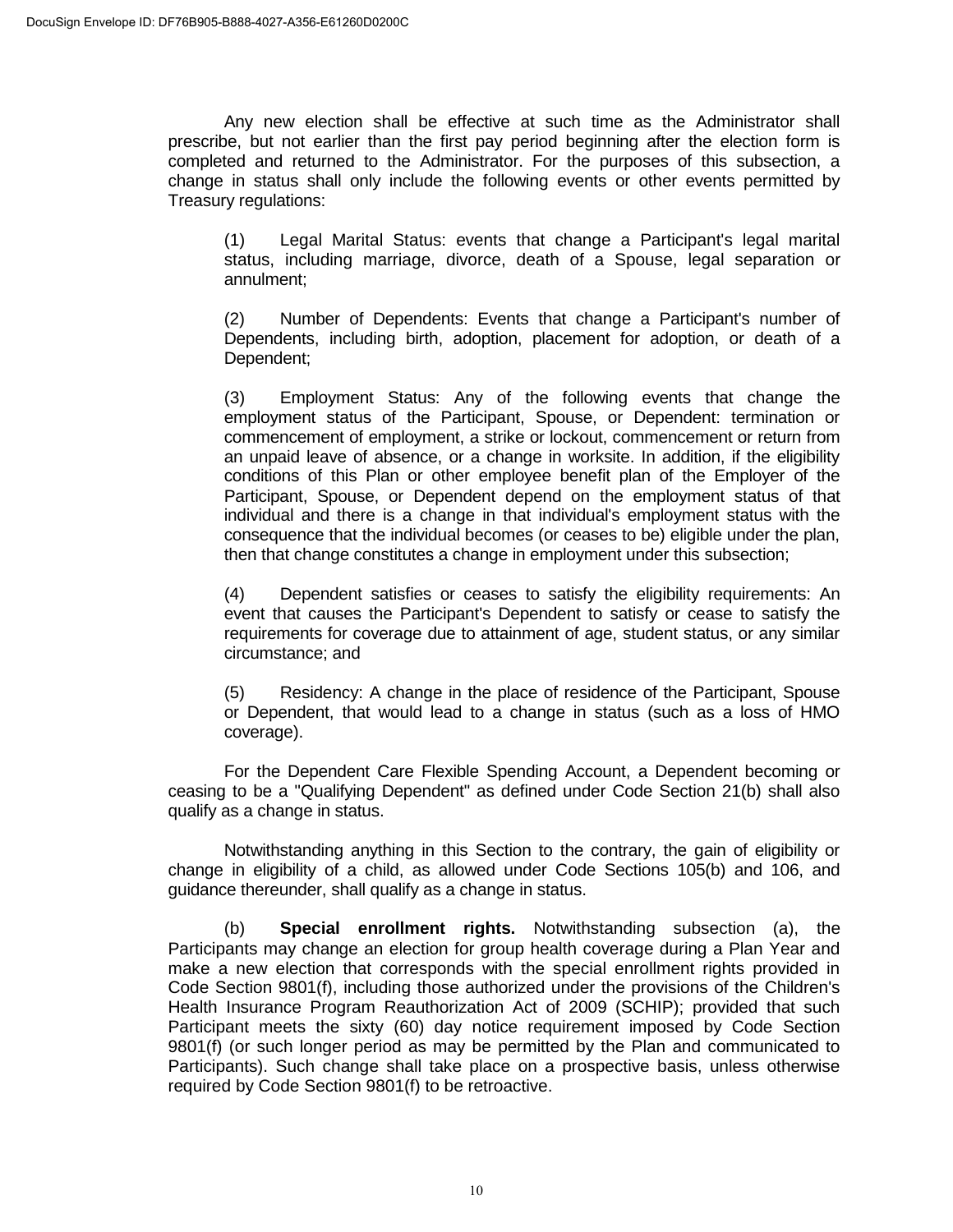Any new election shall be effective at such time as the Administrator shall prescribe, but not earlier than the first pay period beginning after the election form is completed and returned to the Administrator. For the purposes of this subsection, a change in status shall only include the following events or other events permitted by Treasury regulations:

(1) Legal Marital Status: events that change a Participant's legal marital status, including marriage, divorce, death of a Spouse, legal separation or annulment;

(2) Number of Dependents: Events that change a Participant's number of Dependents, including birth, adoption, placement for adoption, or death of a Dependent;

(3) Employment Status: Any of the following events that change the employment status of the Participant, Spouse, or Dependent: termination or commencement of employment, a strike or lockout, commencement or return from an unpaid leave of absence, or a change in worksite. In addition, if the eligibility conditions of this Plan or other employee benefit plan of the Employer of the Participant, Spouse, or Dependent depend on the employment status of that individual and there is a change in that individual's employment status with the consequence that the individual becomes (or ceases to be) eligible under the plan, then that change constitutes a change in employment under this subsection;

(4) Dependent satisfies or ceases to satisfy the eligibility requirements: An event that causes the Participant's Dependent to satisfy or cease to satisfy the requirements for coverage due to attainment of age, student status, or any similar circumstance; and

(5) Residency: A change in the place of residence of the Participant, Spouse or Dependent, that would lead to a change in status (such as a loss of HMO coverage).

For the Dependent Care Flexible Spending Account, a Dependent becoming or ceasing to be a "Qualifying Dependent" as defined under Code Section 21(b) shall also qualify as a change in status.

Notwithstanding anything in this Section to the contrary, the gain of eligibility or change in eligibility of a child, as allowed under Code Sections 105(b) and 106, and guidance thereunder, shall qualify as a change in status.

(b) **Special enrollment rights.** Notwithstanding subsection (a), the Participants may change an election for group health coverage during a Plan Year and make a new election that corresponds with the special enrollment rights provided in Code Section 9801(f), including those authorized under the provisions of the Children's Health Insurance Program Reauthorization Act of 2009 (SCHIP); provided that such Participant meets the sixty (60) day notice requirement imposed by Code Section 9801(f) (or such longer period as may be permitted by the Plan and communicated to Participants). Such change shall take place on a prospective basis, unless otherwise required by Code Section 9801(f) to be retroactive.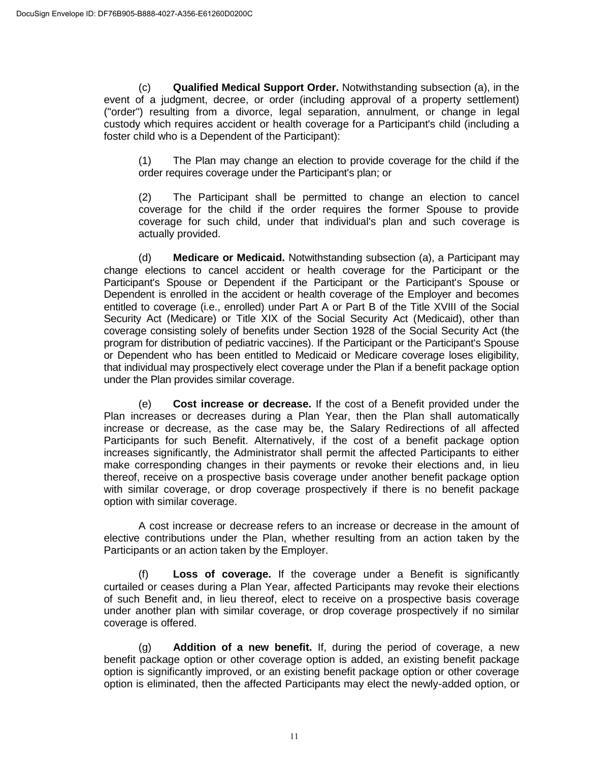(c) **Qualified Medical Support Order.** Notwithstanding subsection (a), in the event of a judgment, decree, or order (including approval of a property settlement) ("order") resulting from a divorce, legal separation, annulment, or change in legal custody which requires accident or health coverage for a Participant's child (including a foster child who is a Dependent of the Participant):

(1) The Plan may change an election to provide coverage for the child if the order requires coverage under the Participant's plan; or

(2) The Participant shall be permitted to change an election to cancel coverage for the child if the order requires the former Spouse to provide coverage for such child, under that individual's plan and such coverage is actually provided.

(d) **Medicare or Medicaid.** Notwithstanding subsection (a), a Participant may change elections to cancel accident or health coverage for the Participant or the Participant's Spouse or Dependent if the Participant or the Participant's Spouse or Dependent is enrolled in the accident or health coverage of the Employer and becomes entitled to coverage (i.e., enrolled) under Part A or Part B of the Title XVIII of the Social Security Act (Medicare) or Title XIX of the Social Security Act (Medicaid), other than coverage consisting solely of benefits under Section 1928 of the Social Security Act (the program for distribution of pediatric vaccines). If the Participant or the Participant's Spouse or Dependent who has been entitled to Medicaid or Medicare coverage loses eligibility, that individual may prospectively elect coverage under the Plan if a benefit package option under the Plan provides similar coverage.

(e) **Cost increase or decrease.** If the cost of a Benefit provided under the Plan increases or decreases during a Plan Year, then the Plan shall automatically increase or decrease, as the case may be, the Salary Redirections of all affected Participants for such Benefit. Alternatively, if the cost of a benefit package option increases significantly, the Administrator shall permit the affected Participants to either make corresponding changes in their payments or revoke their elections and, in lieu thereof, receive on a prospective basis coverage under another benefit package option with similar coverage, or drop coverage prospectively if there is no benefit package option with similar coverage.

A cost increase or decrease refers to an increase or decrease in the amount of elective contributions under the Plan, whether resulting from an action taken by the Participants or an action taken by the Employer.

(f) **Loss of coverage.** If the coverage under a Benefit is significantly curtailed or ceases during a Plan Year, affected Participants may revoke their elections of such Benefit and, in lieu thereof, elect to receive on a prospective basis coverage under another plan with similar coverage, or drop coverage prospectively if no similar coverage is offered.

(g) **Addition of a new benefit.** If, during the period of coverage, a new benefit package option or other coverage option is added, an existing benefit package option is significantly improved, or an existing benefit package option or other coverage option is eliminated, then the affected Participants may elect the newly-added option, or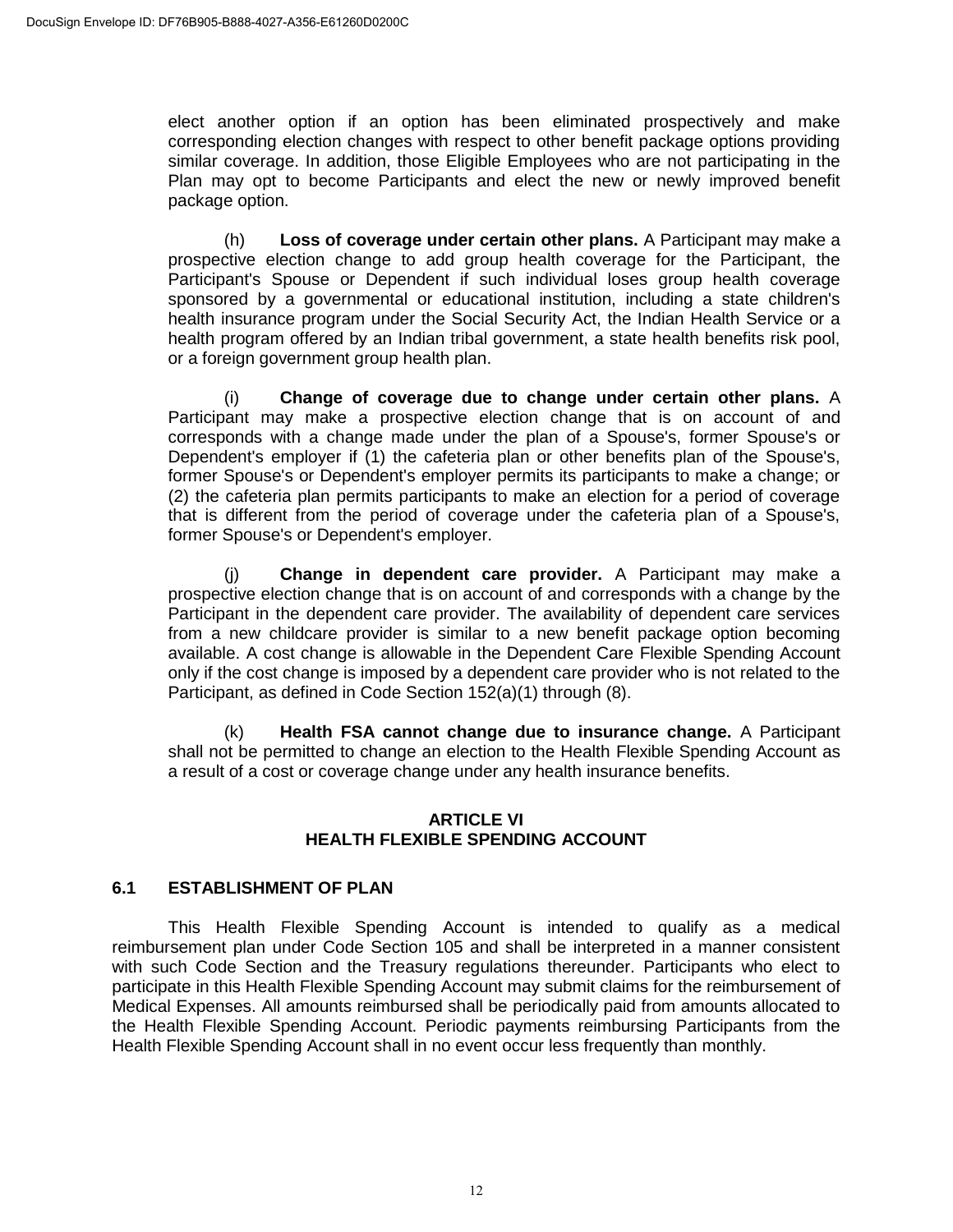elect another option if an option has been eliminated prospectively and make corresponding election changes with respect to other benefit package options providing similar coverage. In addition, those Eligible Employees who are not participating in the Plan may opt to become Participants and elect the new or newly improved benefit package option.

(h) **Loss of coverage under certain other plans.** A Participant may make a prospective election change to add group health coverage for the Participant, the Participant's Spouse or Dependent if such individual loses group health coverage sponsored by a governmental or educational institution, including a state children's health insurance program under the Social Security Act, the Indian Health Service or a health program offered by an Indian tribal government, a state health benefits risk pool, or a foreign government group health plan.

(i) **Change of coverage due to change under certain other plans.** A Participant may make a prospective election change that is on account of and corresponds with a change made under the plan of a Spouse's, former Spouse's or Dependent's employer if (1) the cafeteria plan or other benefits plan of the Spouse's, former Spouse's or Dependent's employer permits its participants to make a change; or (2) the cafeteria plan permits participants to make an election for a period of coverage that is different from the period of coverage under the cafeteria plan of a Spouse's, former Spouse's or Dependent's employer.

(j) **Change in dependent care provider.** A Participant may make a prospective election change that is on account of and corresponds with a change by the Participant in the dependent care provider. The availability of dependent care services from a new childcare provider is similar to a new benefit package option becoming available. A cost change is allowable in the Dependent Care Flexible Spending Account only if the cost change is imposed by a dependent care provider who is not related to the Participant, as defined in Code Section 152(a)(1) through (8).

(k) **Health FSA cannot change due to insurance change.** A Participant shall not be permitted to change an election to the Health Flexible Spending Account as a result of a cost or coverage change under any health insurance benefits.

## ARTICLE VI
## HEALTH FLEXIBLE SPENDING ACCOUNT

### 6.1 ESTABLISHMENT OF PLAN

This Health Flexible Spending Account is intended to qualify as a medical reimbursement plan under Code Section 105 and shall be interpreted in a manner consistent with such Code Section and the Treasury regulations thereunder. Participants who elect to participate in this Health Flexible Spending Account may submit claims for the reimbursement of Medical Expenses. All amounts reimbursed shall be periodically paid from amounts allocated to the Health Flexible Spending Account. Periodic payments reimbursing Participants from the Health Flexible Spending Account shall in no event occur less frequently than monthly.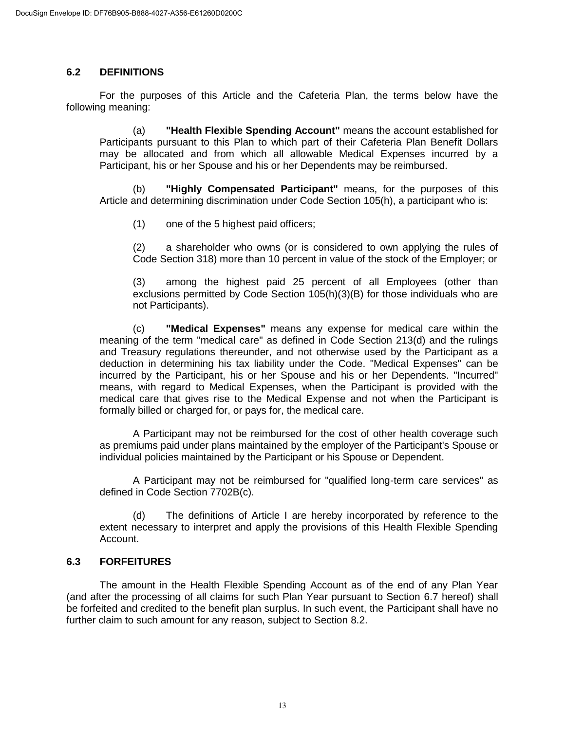## 6.2 DEFINITIONS

For the purposes of this Article and the Cafeteria Plan, the terms below have the following meaning:

(a) **"Health Flexible Spending Account"** means the account established for Participants pursuant to this Plan to which part of their Cafeteria Plan Benefit Dollars may be allocated and from which all allowable Medical Expenses incurred by a Participant, his or her Spouse and his or her Dependents may be reimbursed.

(b) **"Highly Compensated Participant"** means, for the purposes of this Article and determining discrimination under Code Section 105(h), a participant who is:

(1) one of the 5 highest paid officers;

(2) a shareholder who owns (or is considered to own applying the rules of Code Section 318) more than 10 percent in value of the stock of the Employer; or

(3) among the highest paid 25 percent of all Employees (other than exclusions permitted by Code Section 105(h)(3)(B) for those individuals who are not Participants).

(c) **"Medical Expenses"** means any expense for medical care within the meaning of the term "medical care" as defined in Code Section 213(d) and the rulings and Treasury regulations thereunder, and not otherwise used by the Participant as a deduction in determining his tax liability under the Code. "Medical Expenses" can be incurred by the Participant, his or her Spouse and his or her Dependents. "Incurred" means, with regard to Medical Expenses, when the Participant is provided with the medical care that gives rise to the Medical Expense and not when the Participant is formally billed or charged for, or pays for, the medical care.

A Participant may not be reimbursed for the cost of other health coverage such as premiums paid under plans maintained by the employer of the Participant's Spouse or individual policies maintained by the Participant or his Spouse or Dependent.

A Participant may not be reimbursed for "qualified long-term care services" as defined in Code Section 7702B(c).

(d) The definitions of Article I are hereby incorporated by reference to the extent necessary to interpret and apply the provisions of this Health Flexible Spending Account.

## 6.3 FORFEITURES

The amount in the Health Flexible Spending Account as of the end of any Plan Year (and after the processing of all claims for such Plan Year pursuant to Section 6.7 hereof) shall be forfeited and credited to the benefit plan surplus. In such event, the Participant shall have no further claim to such amount for any reason, subject to Section 8.2.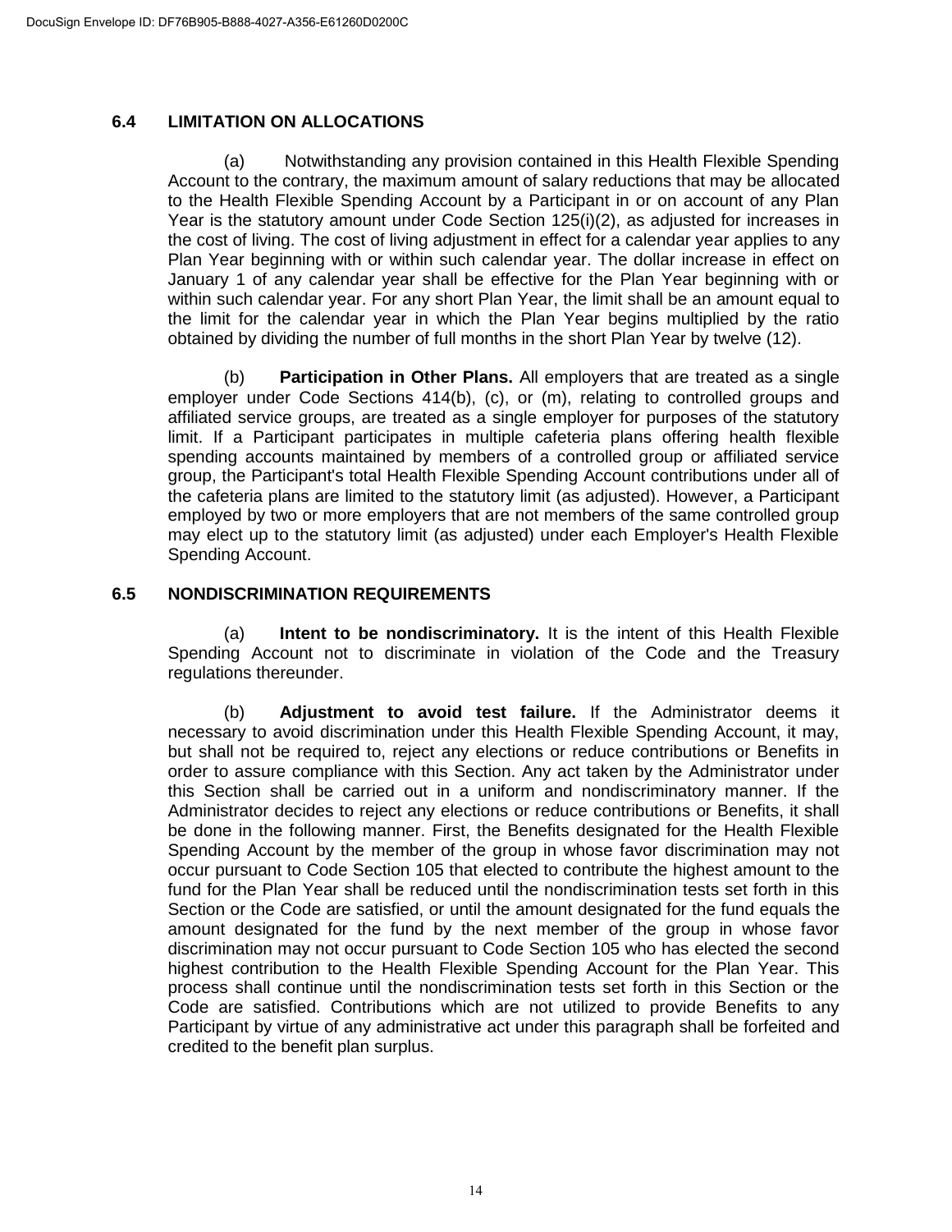## 6.4 LIMITATION ON ALLOCATIONS

(a) Notwithstanding any provision contained in this Health Flexible Spending Account to the contrary, the maximum amount of salary reductions that may be allocated to the Health Flexible Spending Account by a Participant in or on account of any Plan Year is the statutory amount under Code Section 125(i)(2), as adjusted for increases in the cost of living. The cost of living adjustment in effect for a calendar year applies to any Plan Year beginning with or within such calendar year. The dollar increase in effect on January 1 of any calendar year shall be effective for the Plan Year beginning with or within such calendar year. For any short Plan Year, the limit shall be an amount equal to the limit for the calendar year in which the Plan Year begins multiplied by the ratio obtained by dividing the number of full months in the short Plan Year by twelve (12).

(b) **Participation in Other Plans.** All employers that are treated as a single employer under Code Sections 414(b), (c), or (m), relating to controlled groups and affiliated service groups, are treated as a single employer for purposes of the statutory limit. If a Participant participates in multiple cafeteria plans offering health flexible spending accounts maintained by members of a controlled group or affiliated service group, the Participant's total Health Flexible Spending Account contributions under all of the cafeteria plans are limited to the statutory limit (as adjusted). However, a Participant employed by two or more employers that are not members of the same controlled group may elect up to the statutory limit (as adjusted) under each Employer's Health Flexible Spending Account.

## 6.5 NONDISCRIMINATION REQUIREMENTS

(a) **Intent to be nondiscriminatory.** It is the intent of this Health Flexible Spending Account not to discriminate in violation of the Code and the Treasury regulations thereunder.

(b) **Adjustment to avoid test failure.** If the Administrator deems it necessary to avoid discrimination under this Health Flexible Spending Account, it may, but shall not be required to, reject any elections or reduce contributions or Benefits in order to assure compliance with this Section. Any act taken by the Administrator under this Section shall be carried out in a uniform and nondiscriminatory manner. If the Administrator decides to reject any elections or reduce contributions or Benefits, it shall be done in the following manner. First, the Benefits designated for the Health Flexible Spending Account by the member of the group in whose favor discrimination may not occur pursuant to Code Section 105 that elected to contribute the highest amount to the fund for the Plan Year shall be reduced until the nondiscrimination tests set forth in this Section or the Code are satisfied, or until the amount designated for the fund equals the amount designated for the fund by the next member of the group in whose favor discrimination may not occur pursuant to Code Section 105 who has elected the second highest contribution to the Health Flexible Spending Account for the Plan Year. This process shall continue until the nondiscrimination tests set forth in this Section or the Code are satisfied. Contributions which are not utilized to provide Benefits to any Participant by virtue of any administrative act under this paragraph shall be forfeited and credited to the benefit plan surplus.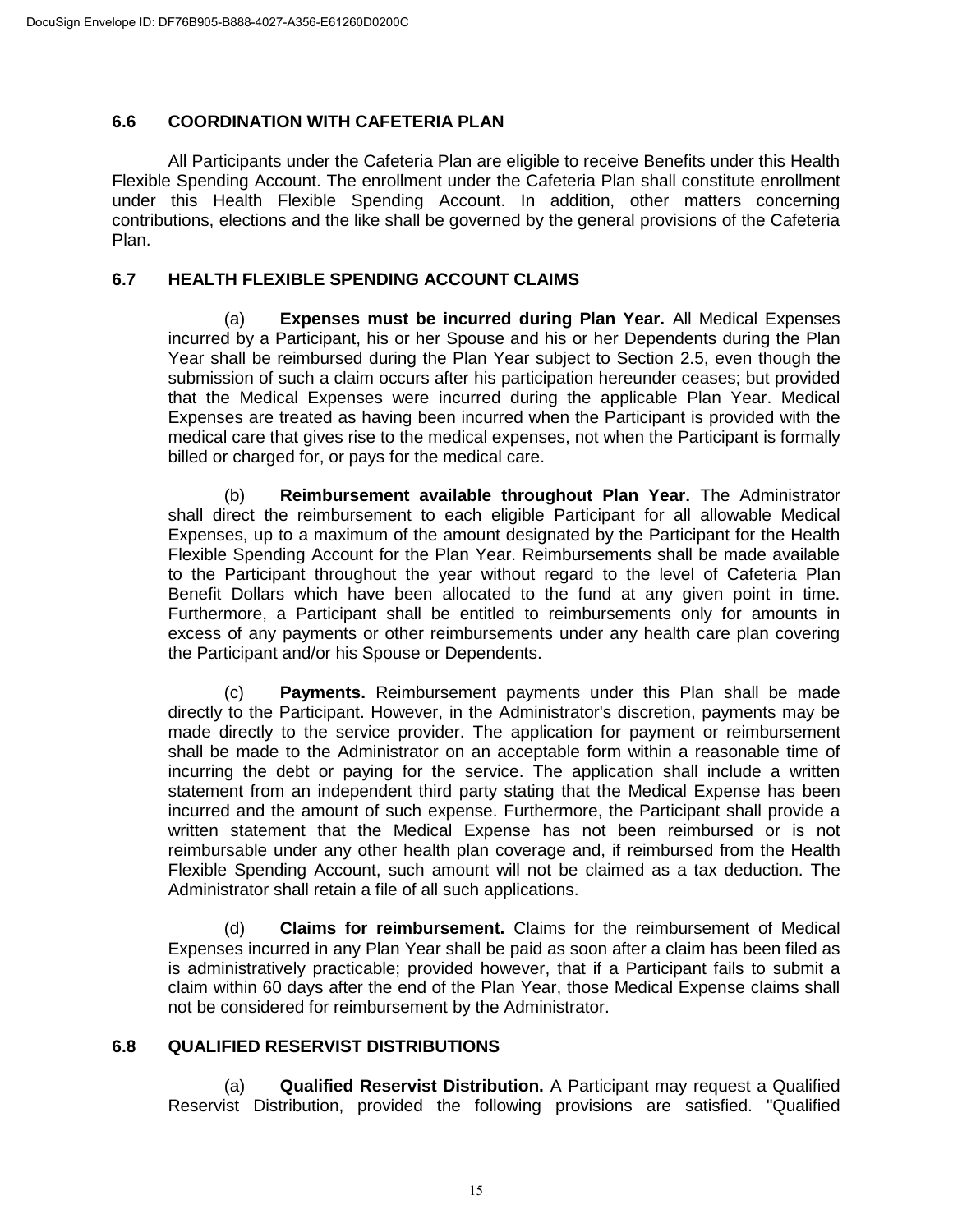## 6.6 COORDINATION WITH CAFETERIA PLAN

All Participants under the Cafeteria Plan are eligible to receive Benefits under this Health Flexible Spending Account. The enrollment under the Cafeteria Plan shall constitute enrollment under this Health Flexible Spending Account. In addition, other matters concerning contributions, elections and the like shall be governed by the general provisions of the Cafeteria Plan.

## 6.7 HEALTH FLEXIBLE SPENDING ACCOUNT CLAIMS

(a) **Expenses must be incurred during Plan Year.** All Medical Expenses incurred by a Participant, his or her Spouse and his or her Dependents during the Plan Year shall be reimbursed during the Plan Year subject to Section 2.5, even though the submission of such a claim occurs after his participation hereunder ceases; but provided that the Medical Expenses were incurred during the applicable Plan Year. Medical Expenses are treated as having been incurred when the Participant is provided with the medical care that gives rise to the medical expenses, not when the Participant is formally billed or charged for, or pays for the medical care.

(b) **Reimbursement available throughout Plan Year.** The Administrator shall direct the reimbursement to each eligible Participant for all allowable Medical Expenses, up to a maximum of the amount designated by the Participant for the Health Flexible Spending Account for the Plan Year. Reimbursements shall be made available to the Participant throughout the year without regard to the level of Cafeteria Plan Benefit Dollars which have been allocated to the fund at any given point in time. Furthermore, a Participant shall be entitled to reimbursements only for amounts in excess of any payments or other reimbursements under any health care plan covering the Participant and/or his Spouse or Dependents.

(c) **Payments.** Reimbursement payments under this Plan shall be made directly to the Participant. However, in the Administrator's discretion, payments may be made directly to the service provider. The application for payment or reimbursement shall be made to the Administrator on an acceptable form within a reasonable time of incurring the debt or paying for the service. The application shall include a written statement from an independent third party stating that the Medical Expense has been incurred and the amount of such expense. Furthermore, the Participant shall provide a written statement that the Medical Expense has not been reimbursed or is not reimbursable under any other health plan coverage and, if reimbursed from the Health Flexible Spending Account, such amount will not be claimed as a tax deduction. The Administrator shall retain a file of all such applications.

(d) **Claims for reimbursement.** Claims for the reimbursement of Medical Expenses incurred in any Plan Year shall be paid as soon after a claim has been filed as is administratively practicable; provided however, that if a Participant fails to submit a claim within 60 days after the end of the Plan Year, those Medical Expense claims shall not be considered for reimbursement by the Administrator.

## 6.8 QUALIFIED RESERVIST DISTRIBUTIONS

(a) **Qualified Reservist Distribution.** A Participant may request a Qualified Reservist Distribution, provided the following provisions are satisfied. "Qualified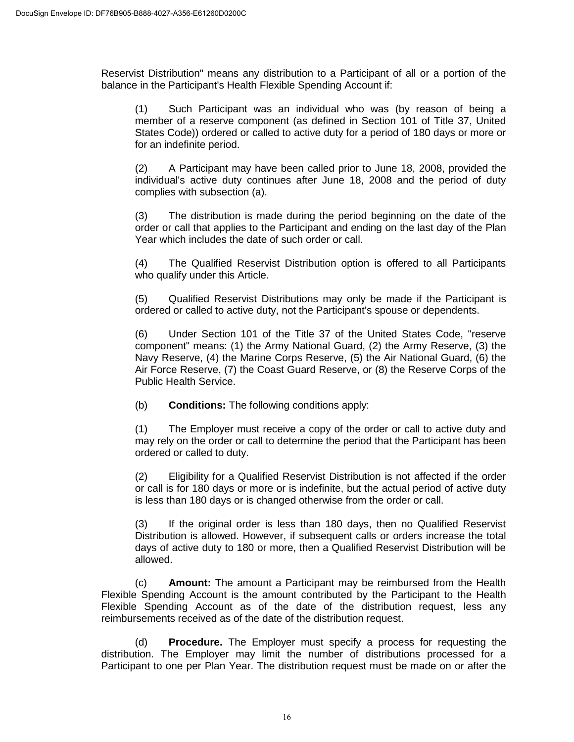Reservist Distribution" means any distribution to a Participant of all or a portion of the balance in the Participant's Health Flexible Spending Account if:

(1) Such Participant was an individual who was (by reason of being a member of a reserve component (as defined in Section 101 of Title 37, United States Code)) ordered or called to active duty for a period of 180 days or more or for an indefinite period.

(2) A Participant may have been called prior to June 18, 2008, provided the individual's active duty continues after June 18, 2008 and the period of duty complies with subsection (a).

(3) The distribution is made during the period beginning on the date of the order or call that applies to the Participant and ending on the last day of the Plan Year which includes the date of such order or call.

(4) The Qualified Reservist Distribution option is offered to all Participants who qualify under this Article.

(5) Qualified Reservist Distributions may only be made if the Participant is ordered or called to active duty, not the Participant's spouse or dependents.

(6) Under Section 101 of the Title 37 of the United States Code, "reserve component" means: (1) the Army National Guard, (2) the Army Reserve, (3) the Navy Reserve, (4) the Marine Corps Reserve, (5) the Air National Guard, (6) the Air Force Reserve, (7) the Coast Guard Reserve, or (8) the Reserve Corps of the Public Health Service.

(b) **Conditions:** The following conditions apply:

(1) The Employer must receive a copy of the order or call to active duty and may rely on the order or call to determine the period that the Participant has been ordered or called to duty.

(2) Eligibility for a Qualified Reservist Distribution is not affected if the order or call is for 180 days or more or is indefinite, but the actual period of active duty is less than 180 days or is changed otherwise from the order or call.

(3) If the original order is less than 180 days, then no Qualified Reservist Distribution is allowed. However, if subsequent calls or orders increase the total days of active duty to 180 or more, then a Qualified Reservist Distribution will be allowed.

(c) **Amount:** The amount a Participant may be reimbursed from the Health Flexible Spending Account is the amount contributed by the Participant to the Health Flexible Spending Account as of the date of the distribution request, less any reimbursements received as of the date of the distribution request.

(d) **Procedure.** The Employer must specify a process for requesting the distribution. The Employer may limit the number of distributions processed for a Participant to one per Plan Year. The distribution request must be made on or after the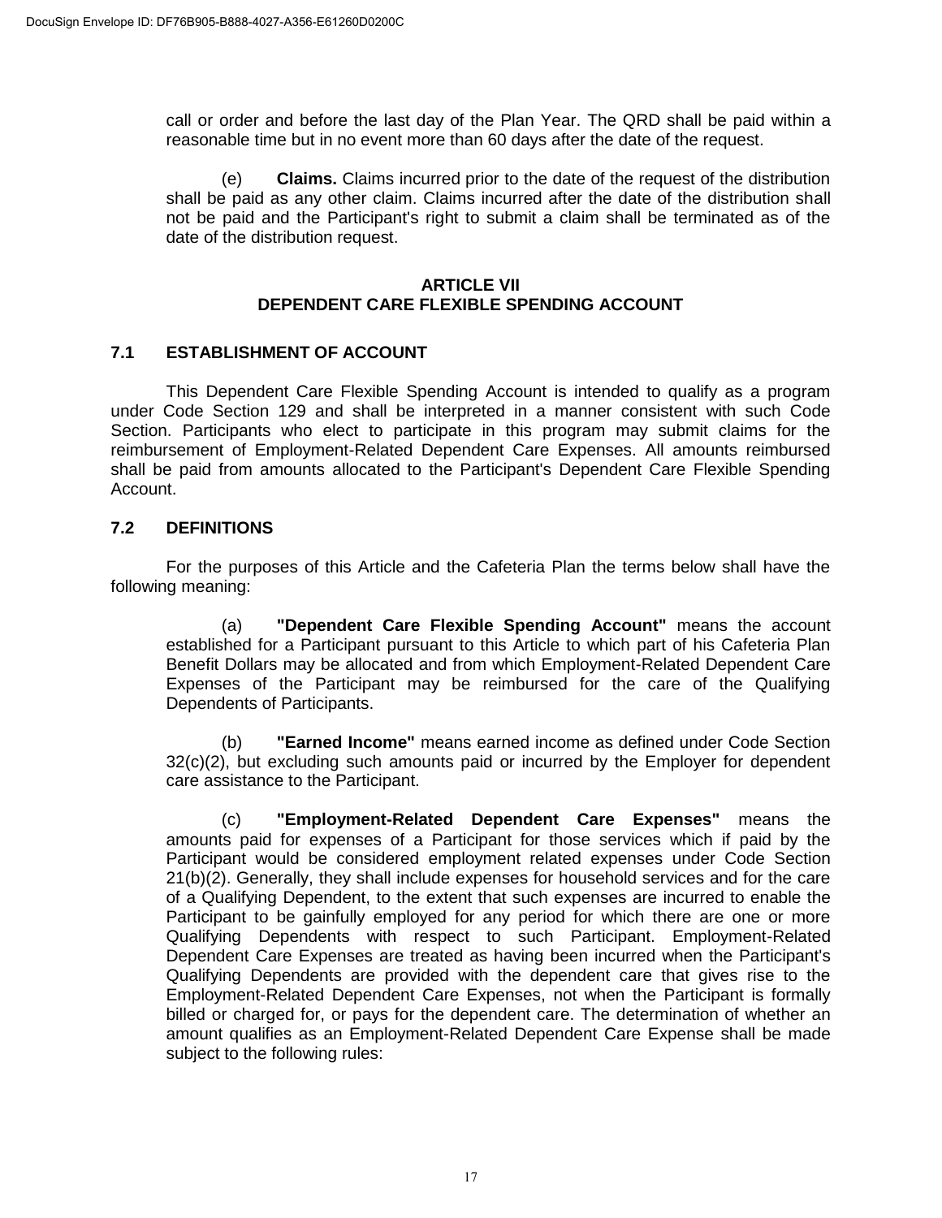call or order and before the last day of the Plan Year. The QRD shall be paid within a reasonable time but in no event more than 60 days after the date of the request.

(e) **Claims.** Claims incurred prior to the date of the request of the distribution shall be paid as any other claim. Claims incurred after the date of the distribution shall not be paid and the Participant's right to submit a claim shall be terminated as of the date of the distribution request.

## ARTICLE VII
## DEPENDENT CARE FLEXIBLE SPENDING ACCOUNT

### 7.1 ESTABLISHMENT OF ACCOUNT

This Dependent Care Flexible Spending Account is intended to qualify as a program under Code Section 129 and shall be interpreted in a manner consistent with such Code Section. Participants who elect to participate in this program may submit claims for the reimbursement of Employment-Related Dependent Care Expenses. All amounts reimbursed shall be paid from amounts allocated to the Participant's Dependent Care Flexible Spending Account.

### 7.2 DEFINITIONS

For the purposes of this Article and the Cafeteria Plan the terms below shall have the following meaning:

(a) **"Dependent Care Flexible Spending Account"** means the account established for a Participant pursuant to this Article to which part of his Cafeteria Plan Benefit Dollars may be allocated and from which Employment-Related Dependent Care Expenses of the Participant may be reimbursed for the care of the Qualifying Dependents of Participants.

(b) **"Earned Income"** means earned income as defined under Code Section 32(c)(2), but excluding such amounts paid or incurred by the Employer for dependent care assistance to the Participant.

(c) **"Employment-Related Dependent Care Expenses"** means the amounts paid for expenses of a Participant for those services which if paid by the Participant would be considered employment related expenses under Code Section 21(b)(2). Generally, they shall include expenses for household services and for the care of a Qualifying Dependent, to the extent that such expenses are incurred to enable the Participant to be gainfully employed for any period for which there are one or more Qualifying Dependents with respect to such Participant. Employment-Related Dependent Care Expenses are treated as having been incurred when the Participant's Qualifying Dependents are provided with the dependent care that gives rise to the Employment-Related Dependent Care Expenses, not when the Participant is formally billed or charged for, or pays for the dependent care. The determination of whether an amount qualifies as an Employment-Related Dependent Care Expense shall be made subject to the following rules: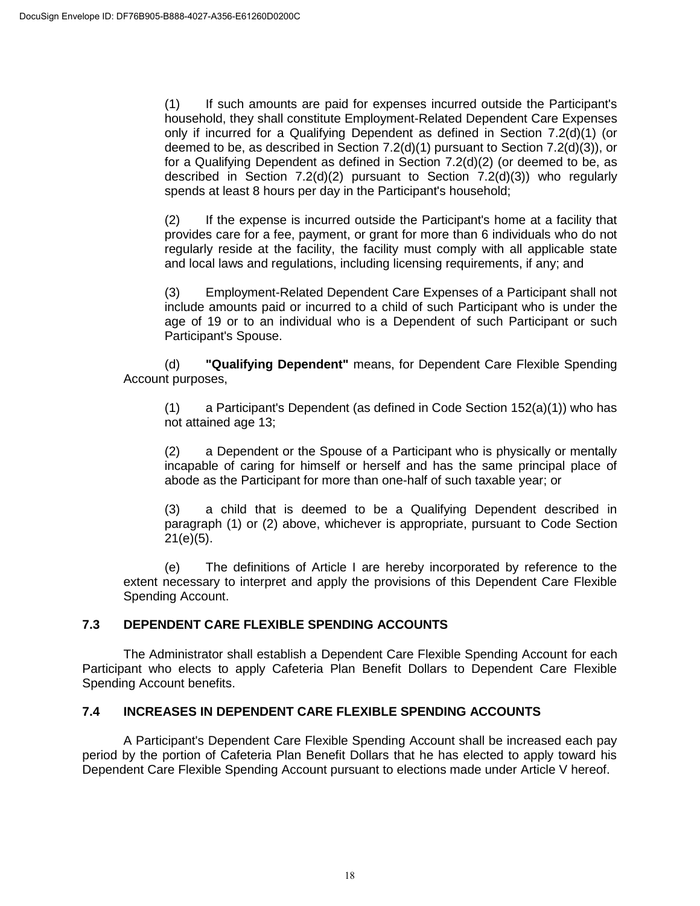(1) If such amounts are paid for expenses incurred outside the Participant's household, they shall constitute Employment-Related Dependent Care Expenses only if incurred for a Qualifying Dependent as defined in Section 7.2(d)(1) (or deemed to be, as described in Section 7.2(d)(1) pursuant to Section 7.2(d)(3)), or for a Qualifying Dependent as defined in Section 7.2(d)(2) (or deemed to be, as described in Section 7.2(d)(2) pursuant to Section 7.2(d)(3)) who regularly spends at least 8 hours per day in the Participant's household;

(2) If the expense is incurred outside the Participant's home at a facility that provides care for a fee, payment, or grant for more than 6 individuals who do not regularly reside at the facility, the facility must comply with all applicable state and local laws and regulations, including licensing requirements, if any; and

(3) Employment-Related Dependent Care Expenses of a Participant shall not include amounts paid or incurred to a child of such Participant who is under the age of 19 or to an individual who is a Dependent of such Participant or such Participant's Spouse.

(d) **"Qualifying Dependent"** means, for Dependent Care Flexible Spending Account purposes,

(1) a Participant's Dependent (as defined in Code Section 152(a)(1)) who has not attained age 13;

(2) a Dependent or the Spouse of a Participant who is physically or mentally incapable of caring for himself or herself and has the same principal place of abode as the Participant for more than one-half of such taxable year; or

(3) a child that is deemed to be a Qualifying Dependent described in paragraph (1) or (2) above, whichever is appropriate, pursuant to Code Section 21(e)(5).

(e) The definitions of Article I are hereby incorporated by reference to the extent necessary to interpret and apply the provisions of this Dependent Care Flexible Spending Account.

## 7.3 DEPENDENT CARE FLEXIBLE SPENDING ACCOUNTS

The Administrator shall establish a Dependent Care Flexible Spending Account for each Participant who elects to apply Cafeteria Plan Benefit Dollars to Dependent Care Flexible Spending Account benefits.

## 7.4 INCREASES IN DEPENDENT CARE FLEXIBLE SPENDING ACCOUNTS

A Participant's Dependent Care Flexible Spending Account shall be increased each pay period by the portion of Cafeteria Plan Benefit Dollars that he has elected to apply toward his Dependent Care Flexible Spending Account pursuant to elections made under Article V hereof.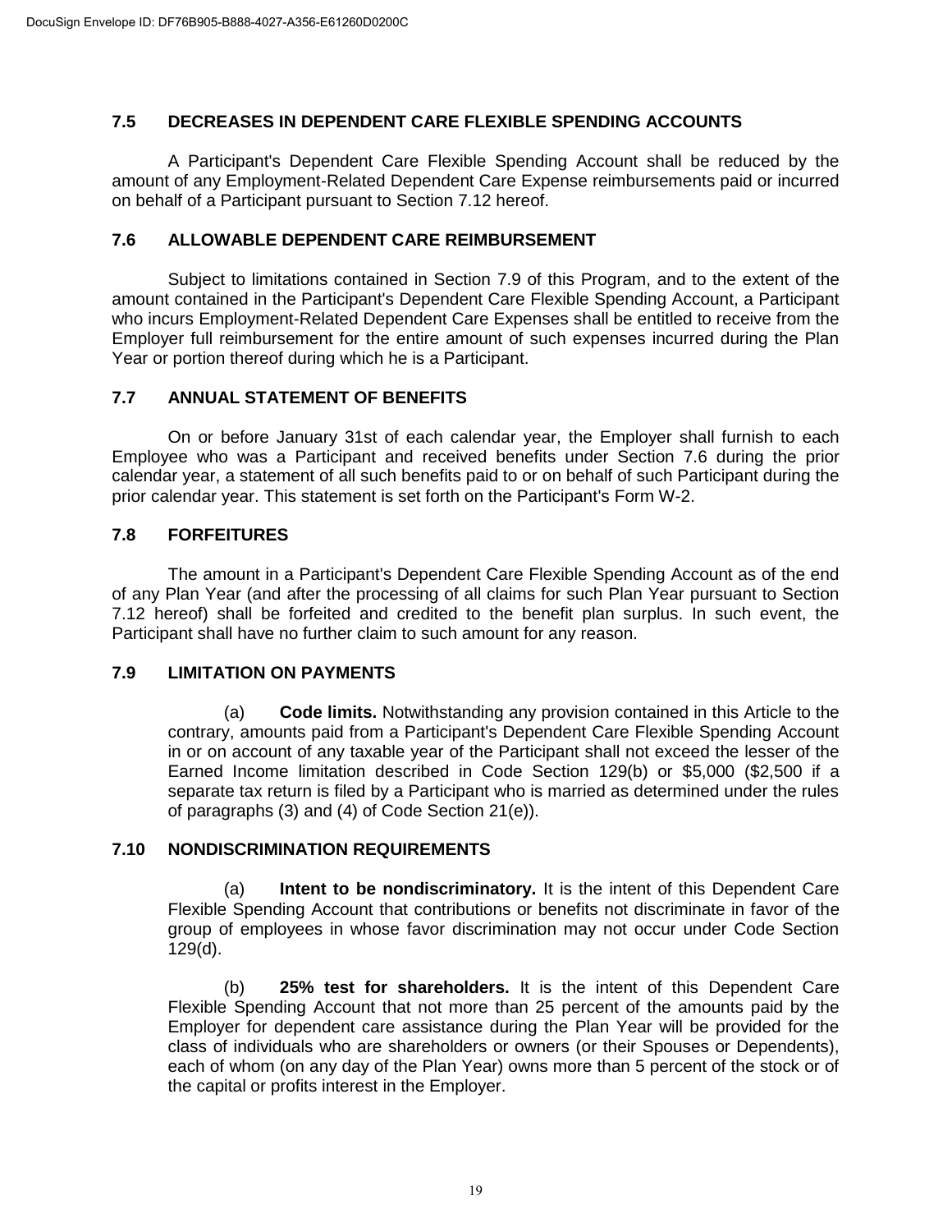### 7.5 DECREASES IN DEPENDENT CARE FLEXIBLE SPENDING ACCOUNTS

A Participant's Dependent Care Flexible Spending Account shall be reduced by the amount of any Employment-Related Dependent Care Expense reimbursements paid or incurred on behalf of a Participant pursuant to Section 7.12 hereof.

### 7.6 ALLOWABLE DEPENDENT CARE REIMBURSEMENT

Subject to limitations contained in Section 7.9 of this Program, and to the extent of the amount contained in the Participant's Dependent Care Flexible Spending Account, a Participant who incurs Employment-Related Dependent Care Expenses shall be entitled to receive from the Employer full reimbursement for the entire amount of such expenses incurred during the Plan Year or portion thereof during which he is a Participant.

### 7.7 ANNUAL STATEMENT OF BENEFITS

On or before January 31st of each calendar year, the Employer shall furnish to each Employee who was a Participant and received benefits under Section 7.6 during the prior calendar year, a statement of all such benefits paid to or on behalf of such Participant during the prior calendar year. This statement is set forth on the Participant's Form W-2.

### 7.8 FORFEITURES

The amount in a Participant's Dependent Care Flexible Spending Account as of the end of any Plan Year (and after the processing of all claims for such Plan Year pursuant to Section 7.12 hereof) shall be forfeited and credited to the benefit plan surplus. In such event, the Participant shall have no further claim to such amount for any reason.

### 7.9 LIMITATION ON PAYMENTS

(a) **Code limits.** Notwithstanding any provision contained in this Article to the contrary, amounts paid from a Participant's Dependent Care Flexible Spending Account in or on account of any taxable year of the Participant shall not exceed the lesser of the Earned Income limitation described in Code Section 129(b) or $5,000 ($2,500 if a separate tax return is filed by a Participant who is married as determined under the rules of paragraphs (3) and (4) of Code Section 21(e)).

### 7.10 NONDISCRIMINATION REQUIREMENTS

(a) **Intent to be nondiscriminatory.** It is the intent of this Dependent Care Flexible Spending Account that contributions or benefits not discriminate in favor of the group of employees in whose favor discrimination may not occur under Code Section 129(d).

(b) **25% test for shareholders.** It is the intent of this Dependent Care Flexible Spending Account that not more than 25 percent of the amounts paid by the Employer for dependent care assistance during the Plan Year will be provided for the class of individuals who are shareholders or owners (or their Spouses or Dependents), each of whom (on any day of the Plan Year) owns more than 5 percent of the stock or of the capital or profits interest in the Employer.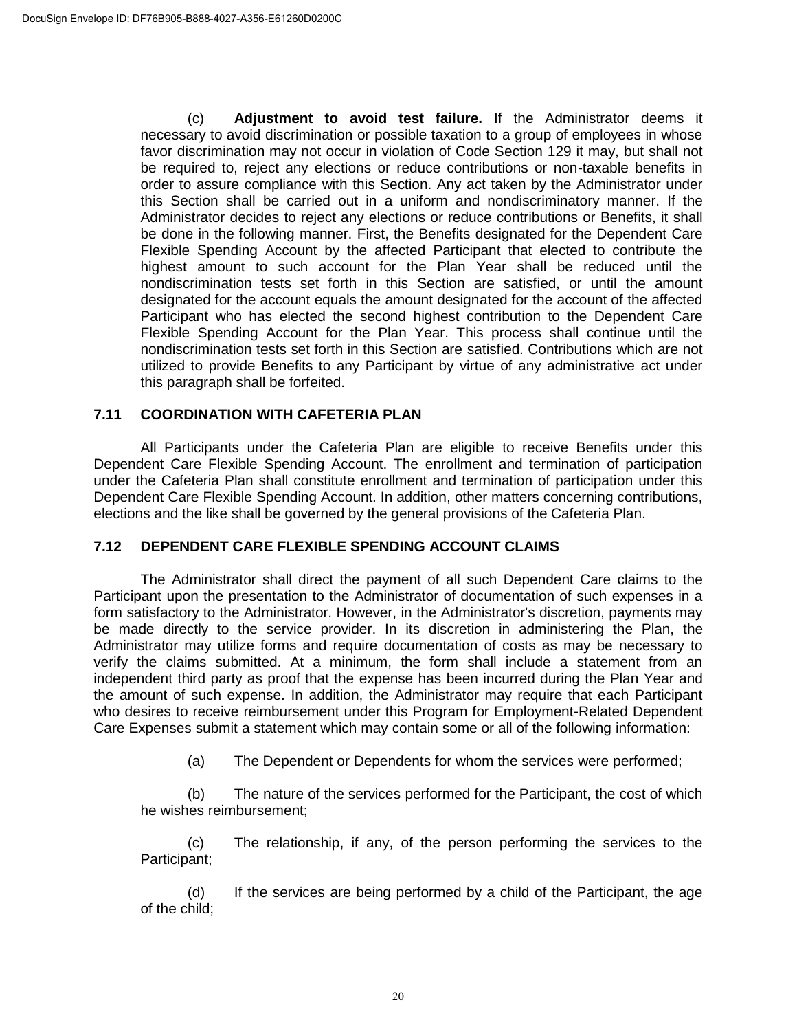(c) **Adjustment to avoid test failure.** If the Administrator deems it necessary to avoid discrimination or possible taxation to a group of employees in whose favor discrimination may not occur in violation of Code Section 129 it may, but shall not be required to, reject any elections or reduce contributions or non-taxable benefits in order to assure compliance with this Section. Any act taken by the Administrator under this Section shall be carried out in a uniform and nondiscriminatory manner. If the Administrator decides to reject any elections or reduce contributions or Benefits, it shall be done in the following manner. First, the Benefits designated for the Dependent Care Flexible Spending Account by the affected Participant that elected to contribute the highest amount to such account for the Plan Year shall be reduced until the nondiscrimination tests set forth in this Section are satisfied, or until the amount designated for the account equals the amount designated for the account of the affected Participant who has elected the second highest contribution to the Dependent Care Flexible Spending Account for the Plan Year. This process shall continue until the nondiscrimination tests set forth in this Section are satisfied. Contributions which are not utilized to provide Benefits to any Participant by virtue of any administrative act under this paragraph shall be forfeited.

## 7.11 COORDINATION WITH CAFETERIA PLAN

All Participants under the Cafeteria Plan are eligible to receive Benefits under this Dependent Care Flexible Spending Account. The enrollment and termination of participation under the Cafeteria Plan shall constitute enrollment and termination of participation under this Dependent Care Flexible Spending Account. In addition, other matters concerning contributions, elections and the like shall be governed by the general provisions of the Cafeteria Plan.

## 7.12 DEPENDENT CARE FLEXIBLE SPENDING ACCOUNT CLAIMS

The Administrator shall direct the payment of all such Dependent Care claims to the Participant upon the presentation to the Administrator of documentation of such expenses in a form satisfactory to the Administrator. However, in the Administrator's discretion, payments may be made directly to the service provider. In its discretion in administering the Plan, the Administrator may utilize forms and require documentation of costs as may be necessary to verify the claims submitted. At a minimum, the form shall include a statement from an independent third party as proof that the expense has been incurred during the Plan Year and the amount of such expense. In addition, the Administrator may require that each Participant who desires to receive reimbursement under this Program for Employment-Related Dependent Care Expenses submit a statement which may contain some or all of the following information:

(a) The Dependent or Dependents for whom the services were performed;

(b) The nature of the services performed for the Participant, the cost of which he wishes reimbursement;

(c) The relationship, if any, of the person performing the services to the Participant;

(d) If the services are being performed by a child of the Participant, the age of the child;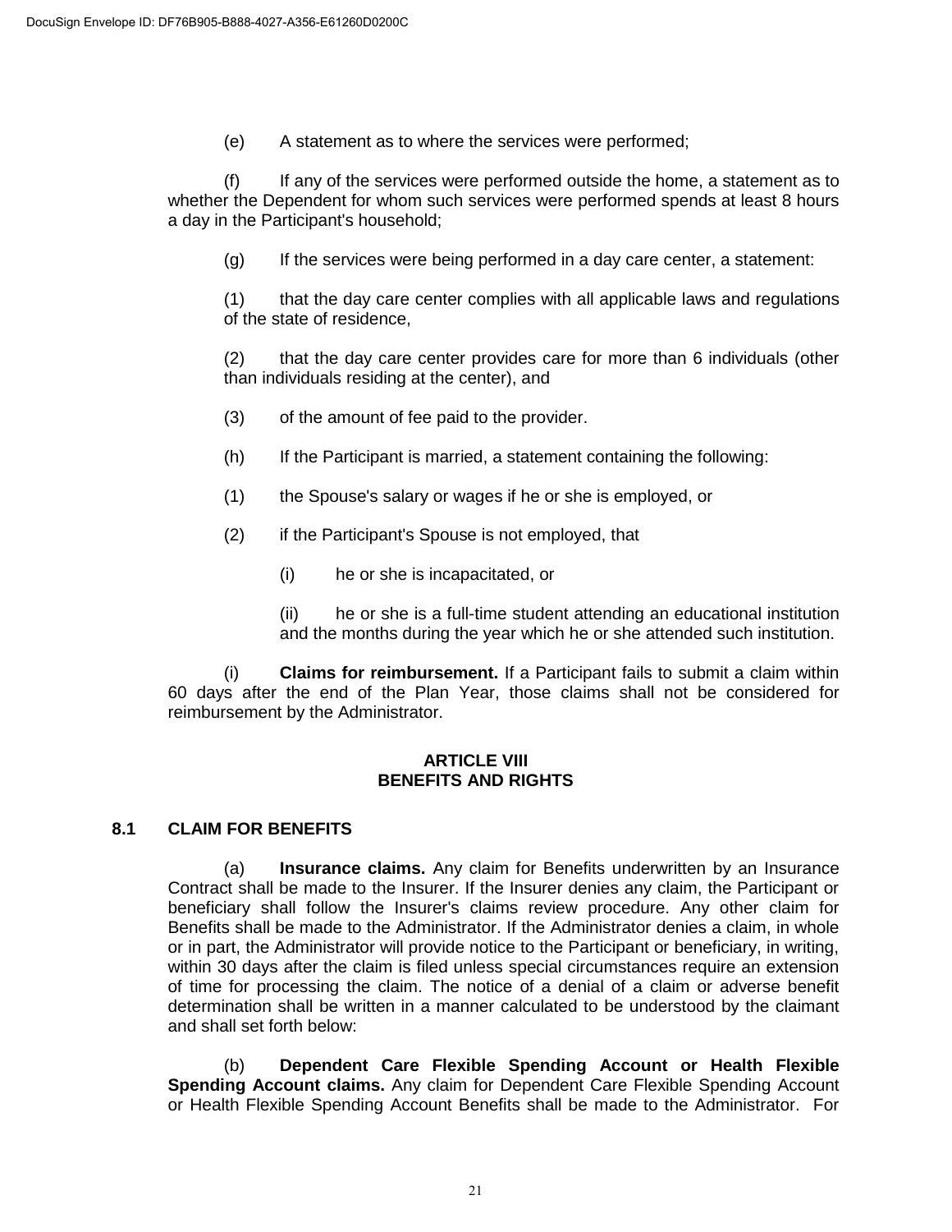(e) A statement as to where the services were performed;

(f) If any of the services were performed outside the home, a statement as to whether the Dependent for whom such services were performed spends at least 8 hours a day in the Participant's household;

(g) If the services were being performed in a day care center, a statement:

(1) that the day care center complies with all applicable laws and regulations of the state of residence,

(2) that the day care center provides care for more than 6 individuals (other than individuals residing at the center), and

(3) of the amount of fee paid to the provider.

(h) If the Participant is married, a statement containing the following:

(1) the Spouse's salary or wages if he or she is employed, or

(2) if the Participant's Spouse is not employed, that

(i) he or she is incapacitated, or

(ii) he or she is a full-time student attending an educational institution and the months during the year which he or she attended such institution.

(i) **Claims for reimbursement.** If a Participant fails to submit a claim within 60 days after the end of the Plan Year, those claims shall not be considered for reimbursement by the Administrator.

## ARTICLE VIII
## BENEFITS AND RIGHTS

### 8.1 CLAIM FOR BENEFITS

(a) **Insurance claims.** Any claim for Benefits underwritten by an Insurance Contract shall be made to the Insurer. If the Insurer denies any claim, the Participant or beneficiary shall follow the Insurer's claims review procedure. Any other claim for Benefits shall be made to the Administrator. If the Administrator denies a claim, in whole or in part, the Administrator will provide notice to the Participant or beneficiary, in writing, within 30 days after the claim is filed unless special circumstances require an extension of time for processing the claim. The notice of a denial of a claim or adverse benefit determination shall be written in a manner calculated to be understood by the claimant and shall set forth below:

(b) **Dependent Care Flexible Spending Account or Health Flexible Spending Account claims.** Any claim for Dependent Care Flexible Spending Account or Health Flexible Spending Account Benefits shall be made to the Administrator. For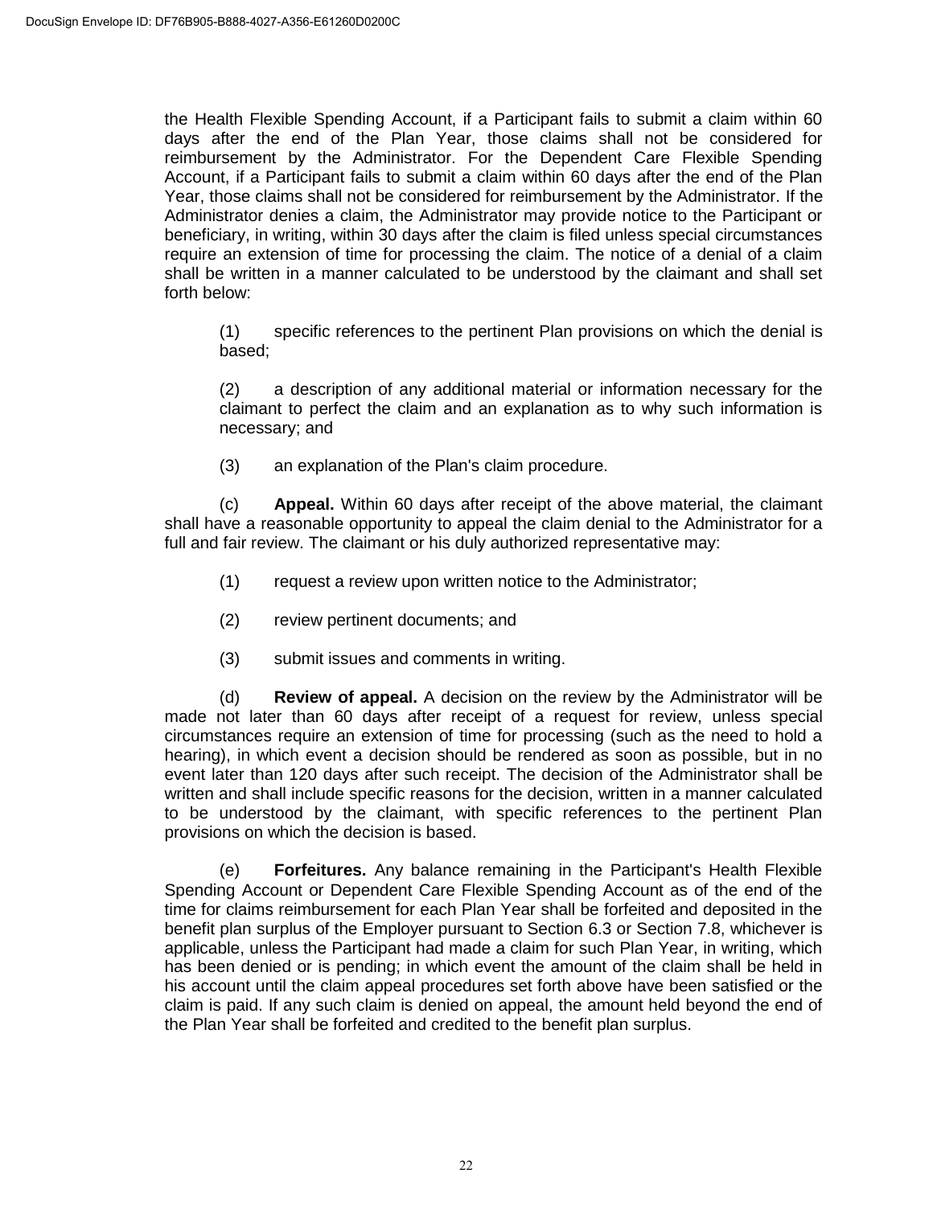the Health Flexible Spending Account, if a Participant fails to submit a claim within 60 days after the end of the Plan Year, those claims shall not be considered for reimbursement by the Administrator. For the Dependent Care Flexible Spending Account, if a Participant fails to submit a claim within 60 days after the end of the Plan Year, those claims shall not be considered for reimbursement by the Administrator. If the Administrator denies a claim, the Administrator may provide notice to the Participant or beneficiary, in writing, within 30 days after the claim is filed unless special circumstances require an extension of time for processing the claim. The notice of a denial of a claim shall be written in a manner calculated to be understood by the claimant and shall set forth below:

(1) specific references to the pertinent Plan provisions on which the denial is based;

(2) a description of any additional material or information necessary for the claimant to perfect the claim and an explanation as to why such information is necessary; and

(3) an explanation of the Plan's claim procedure.

(c) **Appeal.** Within 60 days after receipt of the above material, the claimant shall have a reasonable opportunity to appeal the claim denial to the Administrator for a full and fair review. The claimant or his duly authorized representative may:

(1) request a review upon written notice to the Administrator;

(2) review pertinent documents; and

(3) submit issues and comments in writing.

(d) **Review of appeal.** A decision on the review by the Administrator will be made not later than 60 days after receipt of a request for review, unless special circumstances require an extension of time for processing (such as the need to hold a hearing), in which event a decision should be rendered as soon as possible, but in no event later than 120 days after such receipt. The decision of the Administrator shall be written and shall include specific reasons for the decision, written in a manner calculated to be understood by the claimant, with specific references to the pertinent Plan provisions on which the decision is based.

(e) **Forfeitures.** Any balance remaining in the Participant's Health Flexible Spending Account or Dependent Care Flexible Spending Account as of the end of the time for claims reimbursement for each Plan Year shall be forfeited and deposited in the benefit plan surplus of the Employer pursuant to Section 6.3 or Section 7.8, whichever is applicable, unless the Participant had made a claim for such Plan Year, in writing, which has been denied or is pending; in which event the amount of the claim shall be held in his account until the claim appeal procedures set forth above have been satisfied or the claim is paid. If any such claim is denied on appeal, the amount held beyond the end of the Plan Year shall be forfeited and credited to the benefit plan surplus.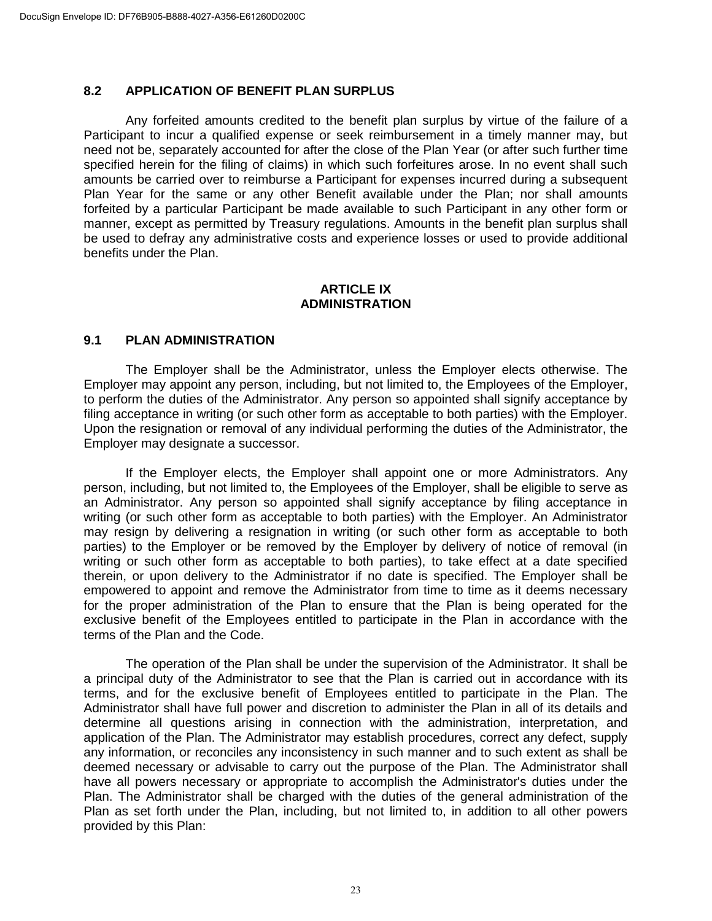## 8.2 APPLICATION OF BENEFIT PLAN SURPLUS

Any forfeited amounts credited to the benefit plan surplus by virtue of the failure of a Participant to incur a qualified expense or seek reimbursement in a timely manner may, but need not be, separately accounted for after the close of the Plan Year (or after such further time specified herein for the filing of claims) in which such forfeitures arose. In no event shall such amounts be carried over to reimburse a Participant for expenses incurred during a subsequent Plan Year for the same or any other Benefit available under the Plan; nor shall amounts forfeited by a particular Participant be made available to such Participant in any other form or manner, except as permitted by Treasury regulations. Amounts in the benefit plan surplus shall be used to defray any administrative costs and experience losses or used to provide additional benefits under the Plan.

# ARTICLE IX
# ADMINISTRATION

## 9.1 PLAN ADMINISTRATION

The Employer shall be the Administrator, unless the Employer elects otherwise. The Employer may appoint any person, including, but not limited to, the Employees of the Employer, to perform the duties of the Administrator. Any person so appointed shall signify acceptance by filing acceptance in writing (or such other form as acceptable to both parties) with the Employer. Upon the resignation or removal of any individual performing the duties of the Administrator, the Employer may designate a successor.

If the Employer elects, the Employer shall appoint one or more Administrators. Any person, including, but not limited to, the Employees of the Employer, shall be eligible to serve as an Administrator. Any person so appointed shall signify acceptance by filing acceptance in writing (or such other form as acceptable to both parties) with the Employer. An Administrator may resign by delivering a resignation in writing (or such other form as acceptable to both parties) to the Employer or be removed by the Employer by delivery of notice of removal (in writing or such other form as acceptable to both parties), to take effect at a date specified therein, or upon delivery to the Administrator if no date is specified. The Employer shall be empowered to appoint and remove the Administrator from time to time as it deems necessary for the proper administration of the Plan to ensure that the Plan is being operated for the exclusive benefit of the Employees entitled to participate in the Plan in accordance with the terms of the Plan and the Code.

The operation of the Plan shall be under the supervision of the Administrator. It shall be a principal duty of the Administrator to see that the Plan is carried out in accordance with its terms, and for the exclusive benefit of Employees entitled to participate in the Plan. The Administrator shall have full power and discretion to administer the Plan in all of its details and determine all questions arising in connection with the administration, interpretation, and application of the Plan. The Administrator may establish procedures, correct any defect, supply any information, or reconciles any inconsistency in such manner and to such extent as shall be deemed necessary or advisable to carry out the purpose of the Plan. The Administrator shall have all powers necessary or appropriate to accomplish the Administrator's duties under the Plan. The Administrator shall be charged with the duties of the general administration of the Plan as set forth under the Plan, including, but not limited to, in addition to all other powers provided by this Plan: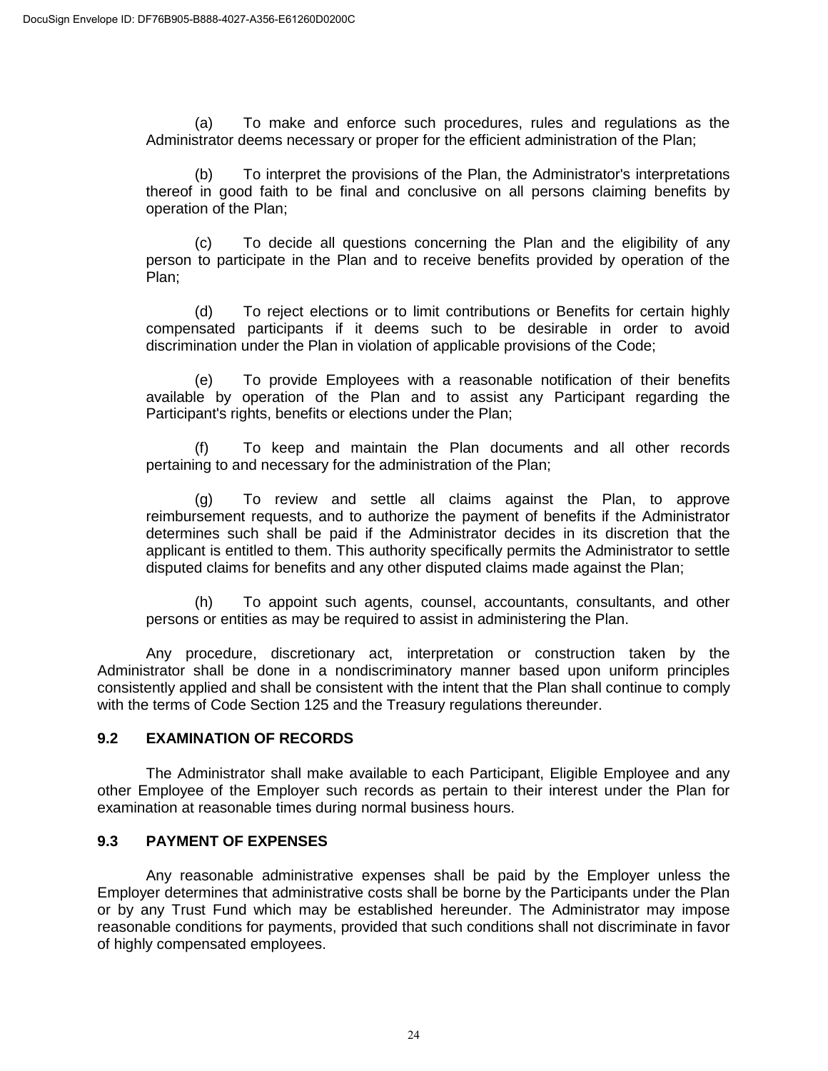(a) To make and enforce such procedures, rules and regulations as the Administrator deems necessary or proper for the efficient administration of the Plan;

(b) To interpret the provisions of the Plan, the Administrator's interpretations thereof in good faith to be final and conclusive on all persons claiming benefits by operation of the Plan;

(c) To decide all questions concerning the Plan and the eligibility of any person to participate in the Plan and to receive benefits provided by operation of the Plan;

(d) To reject elections or to limit contributions or Benefits for certain highly compensated participants if it deems such to be desirable in order to avoid discrimination under the Plan in violation of applicable provisions of the Code;

(e) To provide Employees with a reasonable notification of their benefits available by operation of the Plan and to assist any Participant regarding the Participant's rights, benefits or elections under the Plan;

(f) To keep and maintain the Plan documents and all other records pertaining to and necessary for the administration of the Plan;

(g) To review and settle all claims against the Plan, to approve reimbursement requests, and to authorize the payment of benefits if the Administrator determines such shall be paid if the Administrator decides in its discretion that the applicant is entitled to them. This authority specifically permits the Administrator to settle disputed claims for benefits and any other disputed claims made against the Plan;

(h) To appoint such agents, counsel, accountants, consultants, and other persons or entities as may be required to assist in administering the Plan.

Any procedure, discretionary act, interpretation or construction taken by the Administrator shall be done in a nondiscriminatory manner based upon uniform principles consistently applied and shall be consistent with the intent that the Plan shall continue to comply with the terms of Code Section 125 and the Treasury regulations thereunder.

### 9.2 EXAMINATION OF RECORDS

The Administrator shall make available to each Participant, Eligible Employee and any other Employee of the Employer such records as pertain to their interest under the Plan for examination at reasonable times during normal business hours.

### 9.3 PAYMENT OF EXPENSES

Any reasonable administrative expenses shall be paid by the Employer unless the Employer determines that administrative costs shall be borne by the Participants under the Plan or by any Trust Fund which may be established hereunder. The Administrator may impose reasonable conditions for payments, provided that such conditions shall not discriminate in favor of highly compensated employees.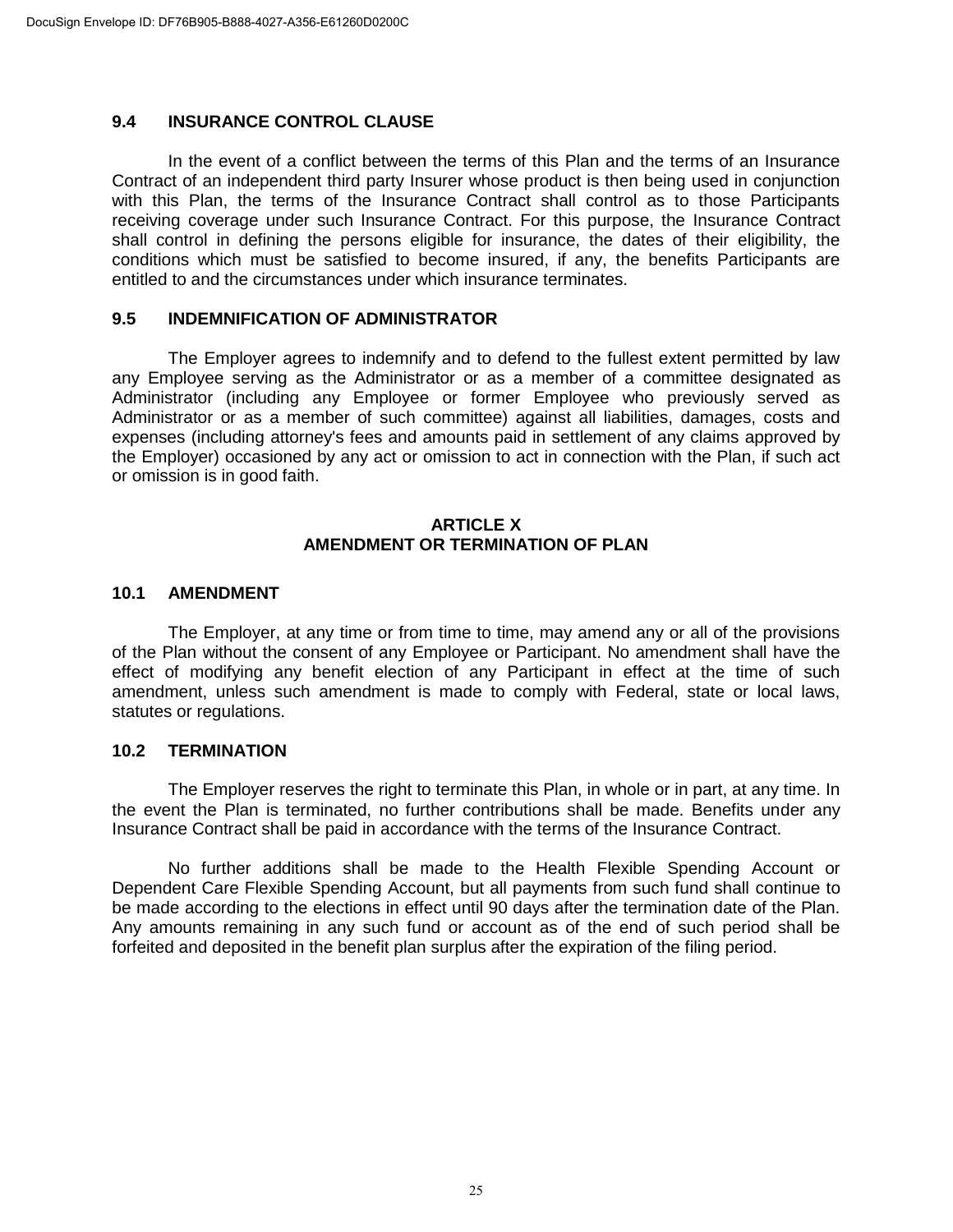### 9.4 INSURANCE CONTROL CLAUSE

In the event of a conflict between the terms of this Plan and the terms of an Insurance Contract of an independent third party Insurer whose product is then being used in conjunction with this Plan, the terms of the Insurance Contract shall control as to those Participants receiving coverage under such Insurance Contract. For this purpose, the Insurance Contract shall control in defining the persons eligible for insurance, the dates of their eligibility, the conditions which must be satisfied to become insured, if any, the benefits Participants are entitled to and the circumstances under which insurance terminates.

### 9.5 INDEMNIFICATION OF ADMINISTRATOR

The Employer agrees to indemnify and to defend to the fullest extent permitted by law any Employee serving as the Administrator or as a member of a committee designated as Administrator (including any Employee or former Employee who previously served as Administrator or as a member of such committee) against all liabilities, damages, costs and expenses (including attorney's fees and amounts paid in settlement of any claims approved by the Employer) occasioned by any act or omission to act in connection with the Plan, if such act or omission is in good faith.

## ARTICLE X
## AMENDMENT OR TERMINATION OF PLAN

### 10.1 AMENDMENT

The Employer, at any time or from time to time, may amend any or all of the provisions of the Plan without the consent of any Employee or Participant. No amendment shall have the effect of modifying any benefit election of any Participant in effect at the time of such amendment, unless such amendment is made to comply with Federal, state or local laws, statutes or regulations.

### 10.2 TERMINATION

The Employer reserves the right to terminate this Plan, in whole or in part, at any time. In the event the Plan is terminated, no further contributions shall be made. Benefits under any Insurance Contract shall be paid in accordance with the terms of the Insurance Contract.

No further additions shall be made to the Health Flexible Spending Account or Dependent Care Flexible Spending Account, but all payments from such fund shall continue to be made according to the elections in effect until 90 days after the termination date of the Plan. Any amounts remaining in any such fund or account as of the end of such period shall be forfeited and deposited in the benefit plan surplus after the expiration of the filing period.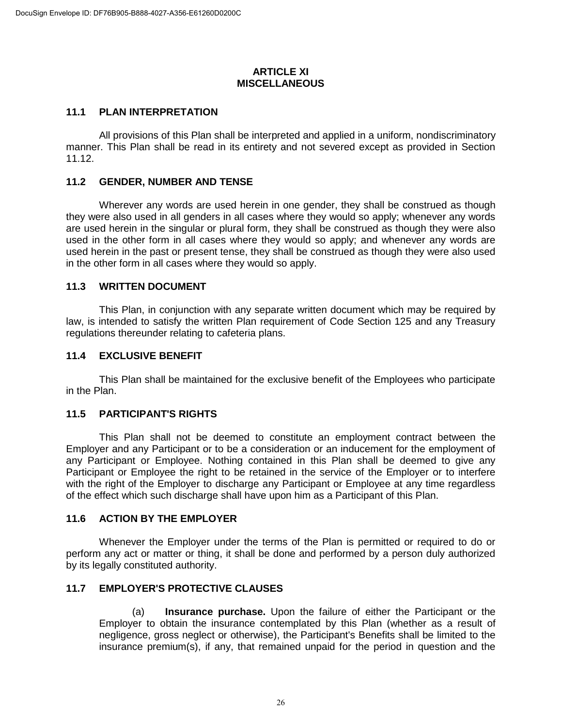## ARTICLE XI
## MISCELLANEOUS

### 11.1 PLAN INTERPRETATION

All provisions of this Plan shall be interpreted and applied in a uniform, nondiscriminatory manner. This Plan shall be read in its entirety and not severed except as provided in Section 11.12.

### 11.2 GENDER, NUMBER AND TENSE

Wherever any words are used herein in one gender, they shall be construed as though they were also used in all genders in all cases where they would so apply; whenever any words are used herein in the singular or plural form, they shall be construed as though they were also used in the other form in all cases where they would so apply; and whenever any words are used herein in the past or present tense, they shall be construed as though they were also used in the other form in all cases where they would so apply.

### 11.3 WRITTEN DOCUMENT

This Plan, in conjunction with any separate written document which may be required by law, is intended to satisfy the written Plan requirement of Code Section 125 and any Treasury regulations thereunder relating to cafeteria plans.

### 11.4 EXCLUSIVE BENEFIT

This Plan shall be maintained for the exclusive benefit of the Employees who participate in the Plan.

### 11.5 PARTICIPANT'S RIGHTS

This Plan shall not be deemed to constitute an employment contract between the Employer and any Participant or to be a consideration or an inducement for the employment of any Participant or Employee. Nothing contained in this Plan shall be deemed to give any Participant or Employee the right to be retained in the service of the Employer or to interfere with the right of the Employer to discharge any Participant or Employee at any time regardless of the effect which such discharge shall have upon him as a Participant of this Plan.

### 11.6 ACTION BY THE EMPLOYER

Whenever the Employer under the terms of the Plan is permitted or required to do or perform any act or matter or thing, it shall be done and performed by a person duly authorized by its legally constituted authority.

### 11.7 EMPLOYER'S PROTECTIVE CLAUSES

(a) **Insurance purchase.** Upon the failure of either the Participant or the Employer to obtain the insurance contemplated by this Plan (whether as a result of negligence, gross neglect or otherwise), the Participant's Benefits shall be limited to the insurance premium(s), if any, that remained unpaid for the period in question and the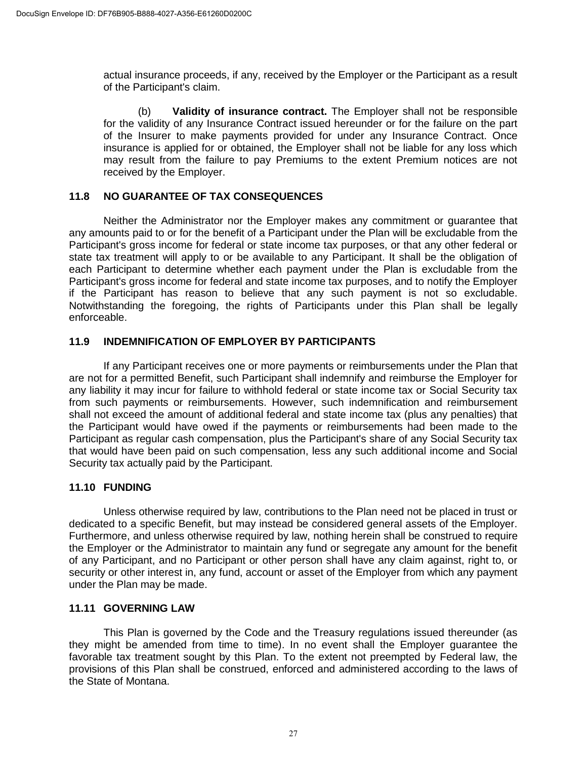actual insurance proceeds, if any, received by the Employer or the Participant as a result of the Participant's claim.

(b) **Validity of insurance contract.** The Employer shall not be responsible for the validity of any Insurance Contract issued hereunder or for the failure on the part of the Insurer to make payments provided for under any Insurance Contract. Once insurance is applied for or obtained, the Employer shall not be liable for any loss which may result from the failure to pay Premiums to the extent Premium notices are not received by the Employer.

### 11.8 NO GUARANTEE OF TAX CONSEQUENCES

Neither the Administrator nor the Employer makes any commitment or guarantee that any amounts paid to or for the benefit of a Participant under the Plan will be excludable from the Participant's gross income for federal or state income tax purposes, or that any other federal or state tax treatment will apply to or be available to any Participant. It shall be the obligation of each Participant to determine whether each payment under the Plan is excludable from the Participant's gross income for federal and state income tax purposes, and to notify the Employer if the Participant has reason to believe that any such payment is not so excludable. Notwithstanding the foregoing, the rights of Participants under this Plan shall be legally enforceable.

### 11.9 INDEMNIFICATION OF EMPLOYER BY PARTICIPANTS

If any Participant receives one or more payments or reimbursements under the Plan that are not for a permitted Benefit, such Participant shall indemnify and reimburse the Employer for any liability it may incur for failure to withhold federal or state income tax or Social Security tax from such payments or reimbursements. However, such indemnification and reimbursement shall not exceed the amount of additional federal and state income tax (plus any penalties) that the Participant would have owed if the payments or reimbursements had been made to the Participant as regular cash compensation, plus the Participant's share of any Social Security tax that would have been paid on such compensation, less any such additional income and Social Security tax actually paid by the Participant.

### 11.10 FUNDING

Unless otherwise required by law, contributions to the Plan need not be placed in trust or dedicated to a specific Benefit, but may instead be considered general assets of the Employer. Furthermore, and unless otherwise required by law, nothing herein shall be construed to require the Employer or the Administrator to maintain any fund or segregate any amount for the benefit of any Participant, and no Participant or other person shall have any claim against, right to, or security or other interest in, any fund, account or asset of the Employer from which any payment under the Plan may be made.

### 11.11 GOVERNING LAW

This Plan is governed by the Code and the Treasury regulations issued thereunder (as they might be amended from time to time). In no event shall the Employer guarantee the favorable tax treatment sought by this Plan. To the extent not preempted by Federal law, the provisions of this Plan shall be construed, enforced and administered according to the laws of the State of Montana.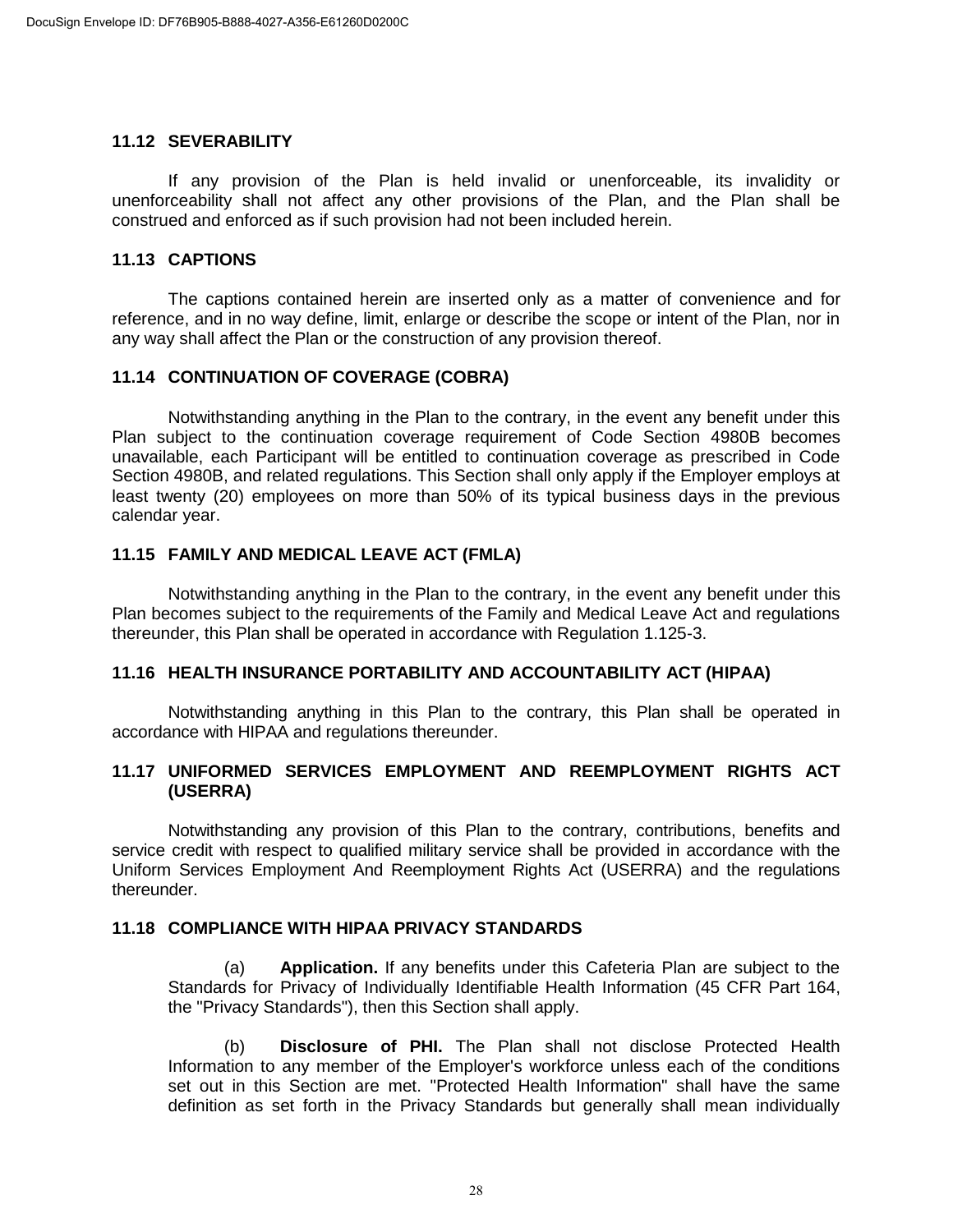### 11.12 SEVERABILITY

If any provision of the Plan is held invalid or unenforceable, its invalidity or unenforceability shall not affect any other provisions of the Plan, and the Plan shall be construed and enforced as if such provision had not been included herein.

### 11.13 CAPTIONS

The captions contained herein are inserted only as a matter of convenience and for reference, and in no way define, limit, enlarge or describe the scope or intent of the Plan, nor in any way shall affect the Plan or the construction of any provision thereof.

### 11.14 CONTINUATION OF COVERAGE (COBRA)

Notwithstanding anything in the Plan to the contrary, in the event any benefit under this Plan subject to the continuation coverage requirement of Code Section 4980B becomes unavailable, each Participant will be entitled to continuation coverage as prescribed in Code Section 4980B, and related regulations. This Section shall only apply if the Employer employs at least twenty (20) employees on more than 50% of its typical business days in the previous calendar year.

### 11.15 FAMILY AND MEDICAL LEAVE ACT (FMLA)

Notwithstanding anything in the Plan to the contrary, in the event any benefit under this Plan becomes subject to the requirements of the Family and Medical Leave Act and regulations thereunder, this Plan shall be operated in accordance with Regulation 1.125-3.

### 11.16 HEALTH INSURANCE PORTABILITY AND ACCOUNTABILITY ACT (HIPAA)

Notwithstanding anything in this Plan to the contrary, this Plan shall be operated in accordance with HIPAA and regulations thereunder.

### 11.17 UNIFORMED SERVICES EMPLOYMENT AND REEMPLOYMENT RIGHTS ACT (USERRA)

Notwithstanding any provision of this Plan to the contrary, contributions, benefits and service credit with respect to qualified military service shall be provided in accordance with the Uniform Services Employment And Reemployment Rights Act (USERRA) and the regulations thereunder.

### 11.18 COMPLIANCE WITH HIPAA PRIVACY STANDARDS

(a) **Application.** If any benefits under this Cafeteria Plan are subject to the Standards for Privacy of Individually Identifiable Health Information (45 CFR Part 164, the "Privacy Standards"), then this Section shall apply.

(b) **Disclosure of PHI.** The Plan shall not disclose Protected Health Information to any member of the Employer's workforce unless each of the conditions set out in this Section are met. "Protected Health Information" shall have the same definition as set forth in the Privacy Standards but generally shall mean individually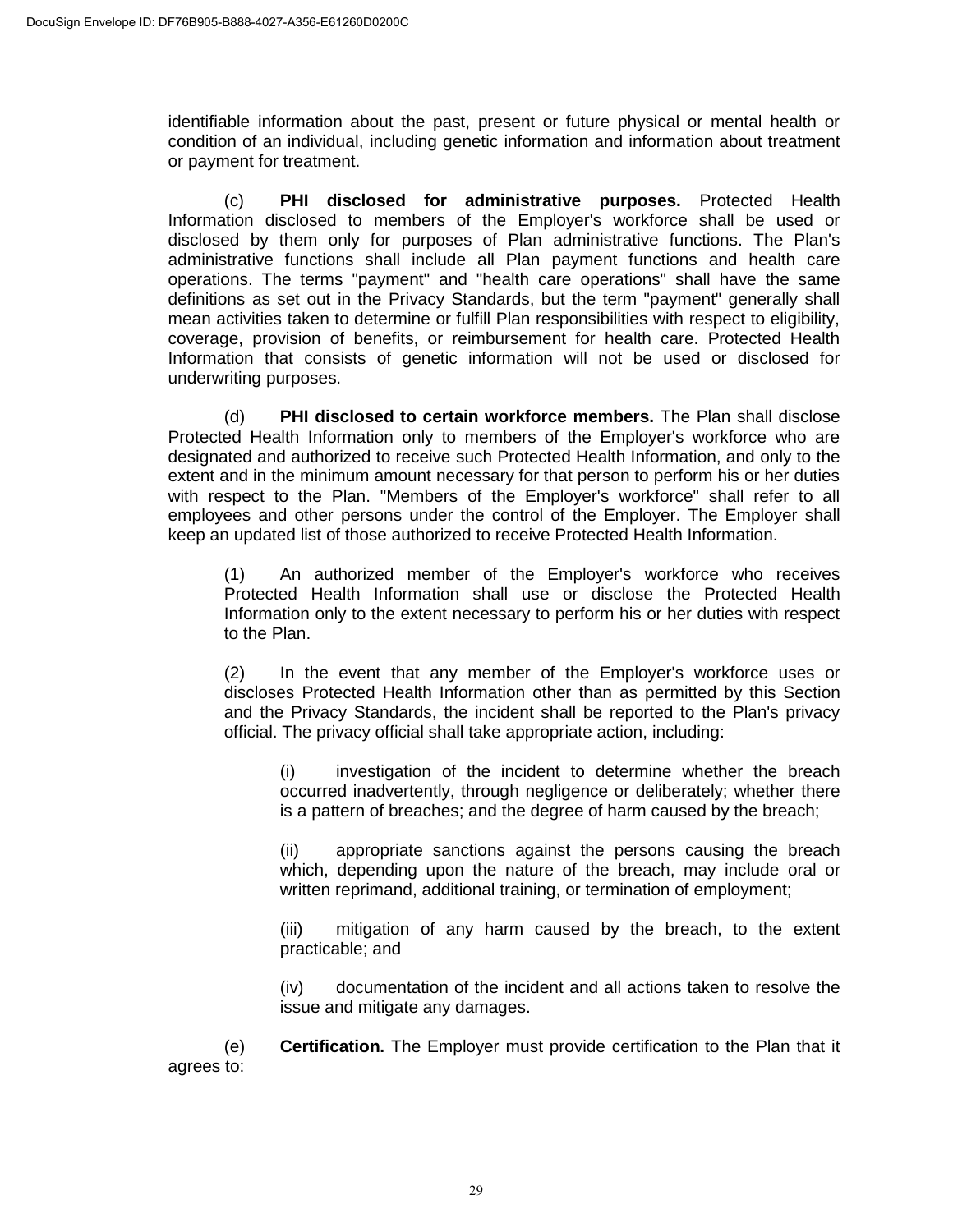identifiable information about the past, present or future physical or mental health or condition of an individual, including genetic information and information about treatment or payment for treatment.

(c) **PHI disclosed for administrative purposes.** Protected Health Information disclosed to members of the Employer's workforce shall be used or disclosed by them only for purposes of Plan administrative functions. The Plan's administrative functions shall include all Plan payment functions and health care operations. The terms "payment" and "health care operations" shall have the same definitions as set out in the Privacy Standards, but the term "payment" generally shall mean activities taken to determine or fulfill Plan responsibilities with respect to eligibility, coverage, provision of benefits, or reimbursement for health care. Protected Health Information that consists of genetic information will not be used or disclosed for underwriting purposes.

(d) **PHI disclosed to certain workforce members.** The Plan shall disclose Protected Health Information only to members of the Employer's workforce who are designated and authorized to receive such Protected Health Information, and only to the extent and in the minimum amount necessary for that person to perform his or her duties with respect to the Plan. "Members of the Employer's workforce" shall refer to all employees and other persons under the control of the Employer. The Employer shall keep an updated list of those authorized to receive Protected Health Information.

(1) An authorized member of the Employer's workforce who receives Protected Health Information shall use or disclose the Protected Health Information only to the extent necessary to perform his or her duties with respect to the Plan.

(2) In the event that any member of the Employer's workforce uses or discloses Protected Health Information other than as permitted by this Section and the Privacy Standards, the incident shall be reported to the Plan's privacy official. The privacy official shall take appropriate action, including:

(i) investigation of the incident to determine whether the breach occurred inadvertently, through negligence or deliberately; whether there is a pattern of breaches; and the degree of harm caused by the breach;

(ii) appropriate sanctions against the persons causing the breach which, depending upon the nature of the breach, may include oral or written reprimand, additional training, or termination of employment;

(iii) mitigation of any harm caused by the breach, to the extent practicable; and

(iv) documentation of the incident and all actions taken to resolve the issue and mitigate any damages.

(e) **Certification.** The Employer must provide certification to the Plan that it agrees to: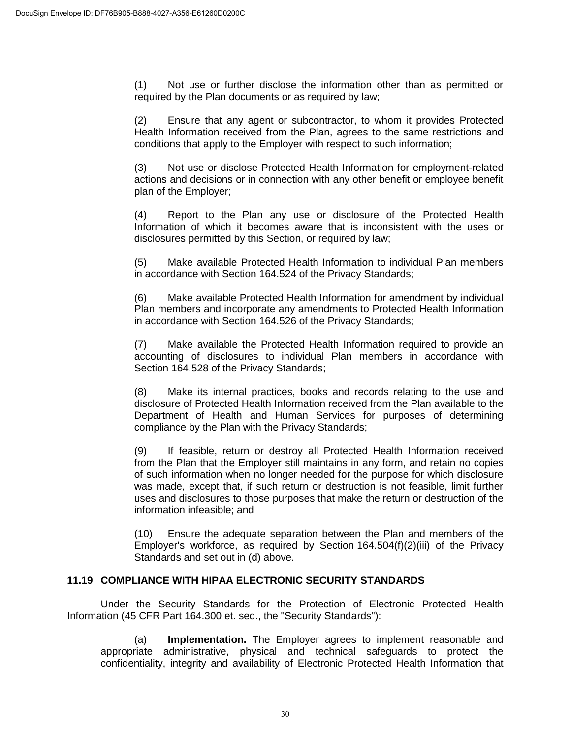(1) Not use or further disclose the information other than as permitted or required by the Plan documents or as required by law;

(2) Ensure that any agent or subcontractor, to whom it provides Protected Health Information received from the Plan, agrees to the same restrictions and conditions that apply to the Employer with respect to such information;

(3) Not use or disclose Protected Health Information for employment-related actions and decisions or in connection with any other benefit or employee benefit plan of the Employer;

(4) Report to the Plan any use or disclosure of the Protected Health Information of which it becomes aware that is inconsistent with the uses or disclosures permitted by this Section, or required by law;

(5) Make available Protected Health Information to individual Plan members in accordance with Section 164.524 of the Privacy Standards;

(6) Make available Protected Health Information for amendment by individual Plan members and incorporate any amendments to Protected Health Information in accordance with Section 164.526 of the Privacy Standards;

(7) Make available the Protected Health Information required to provide an accounting of disclosures to individual Plan members in accordance with Section 164.528 of the Privacy Standards;

(8) Make its internal practices, books and records relating to the use and disclosure of Protected Health Information received from the Plan available to the Department of Health and Human Services for purposes of determining compliance by the Plan with the Privacy Standards;

(9) If feasible, return or destroy all Protected Health Information received from the Plan that the Employer still maintains in any form, and retain no copies of such information when no longer needed for the purpose for which disclosure was made, except that, if such return or destruction is not feasible, limit further uses and disclosures to those purposes that make the return or destruction of the information infeasible; and

(10) Ensure the adequate separation between the Plan and members of the Employer's workforce, as required by Section 164.504(f)(2)(iii) of the Privacy Standards and set out in (d) above.

### 11.19 COMPLIANCE WITH HIPAA ELECTRONIC SECURITY STANDARDS

Under the Security Standards for the Protection of Electronic Protected Health Information (45 CFR Part 164.300 et. seq., the "Security Standards"):

(a) **Implementation.** The Employer agrees to implement reasonable and appropriate administrative, physical and technical safeguards to protect the confidentiality, integrity and availability of Electronic Protected Health Information that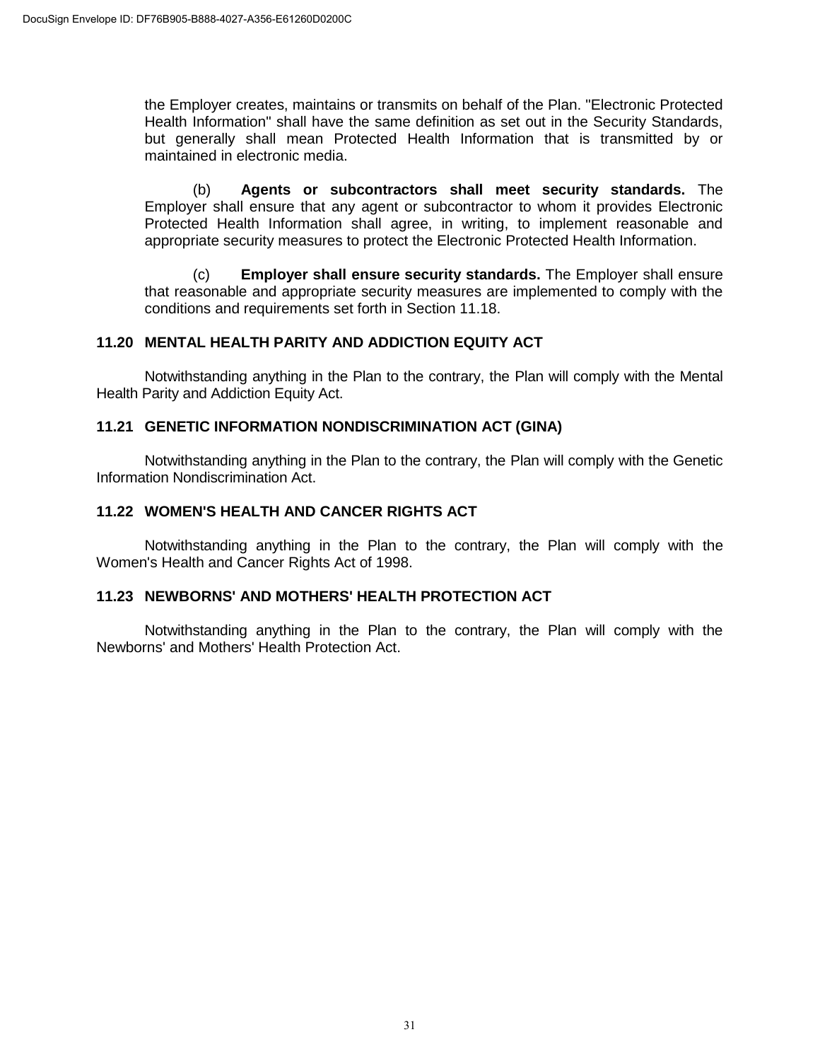the Employer creates, maintains or transmits on behalf of the Plan. "Electronic Protected Health Information" shall have the same definition as set out in the Security Standards, but generally shall mean Protected Health Information that is transmitted by or maintained in electronic media.

(b) **Agents or subcontractors shall meet security standards.** The Employer shall ensure that any agent or subcontractor to whom it provides Electronic Protected Health Information shall agree, in writing, to implement reasonable and appropriate security measures to protect the Electronic Protected Health Information.

(c) **Employer shall ensure security standards.** The Employer shall ensure that reasonable and appropriate security measures are implemented to comply with the conditions and requirements set forth in Section 11.18.

### 11.20 MENTAL HEALTH PARITY AND ADDICTION EQUITY ACT

Notwithstanding anything in the Plan to the contrary, the Plan will comply with the Mental Health Parity and Addiction Equity Act.

### 11.21 GENETIC INFORMATION NONDISCRIMINATION ACT (GINA)

Notwithstanding anything in the Plan to the contrary, the Plan will comply with the Genetic Information Nondiscrimination Act.

### 11.22 WOMEN'S HEALTH AND CANCER RIGHTS ACT

Notwithstanding anything in the Plan to the contrary, the Plan will comply with the Women's Health and Cancer Rights Act of 1998.

### 11.23 NEWBORNS' AND MOTHERS' HEALTH PROTECTION ACT

Notwithstanding anything in the Plan to the contrary, the Plan will comply with the Newborns' and Mothers' Health Protection Act.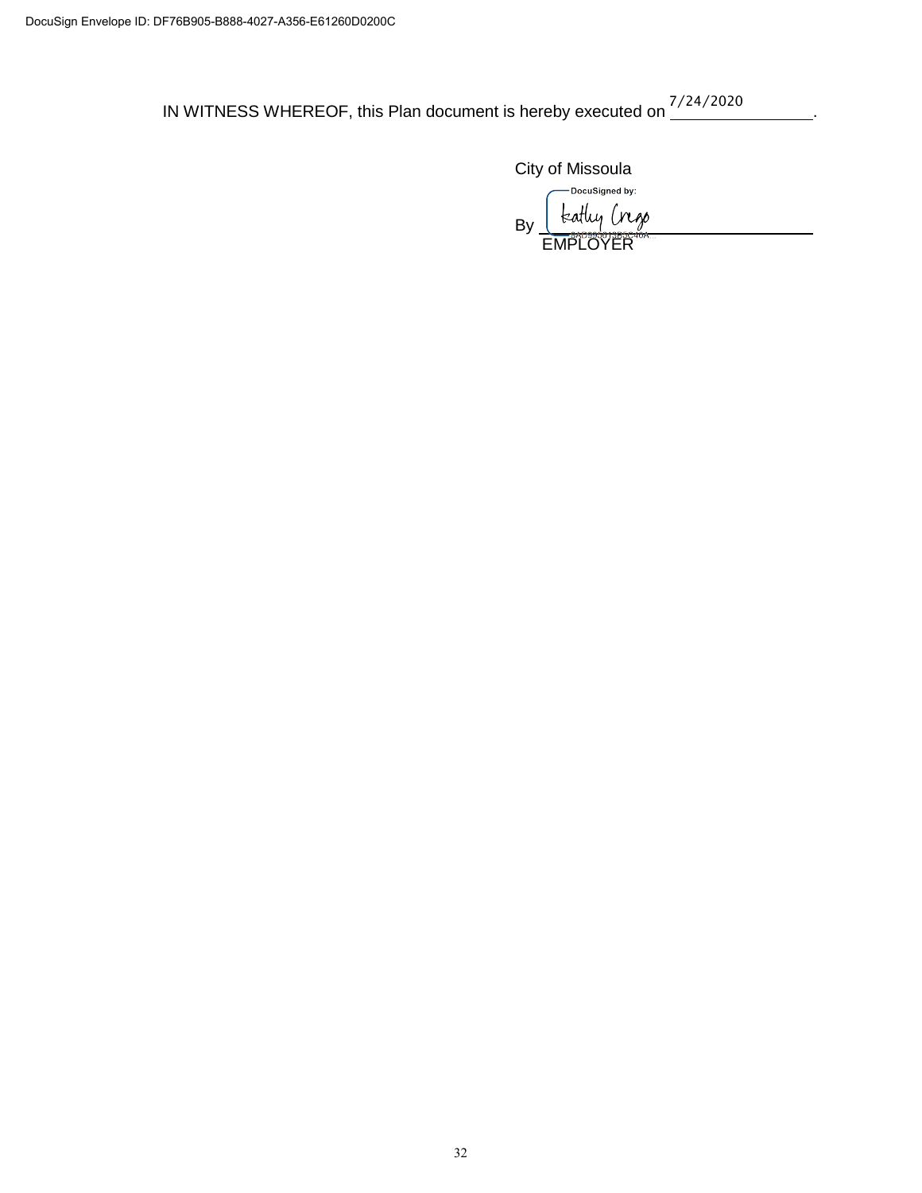DocuSign Envelope ID: DF76B905-B888-4027-A356-E61260D0200C

IN WITNESS WHEREOF, this Plan document is hereby executed on 7/24/2020.

City of Missoula

By Kathy Crego
EMPLOYER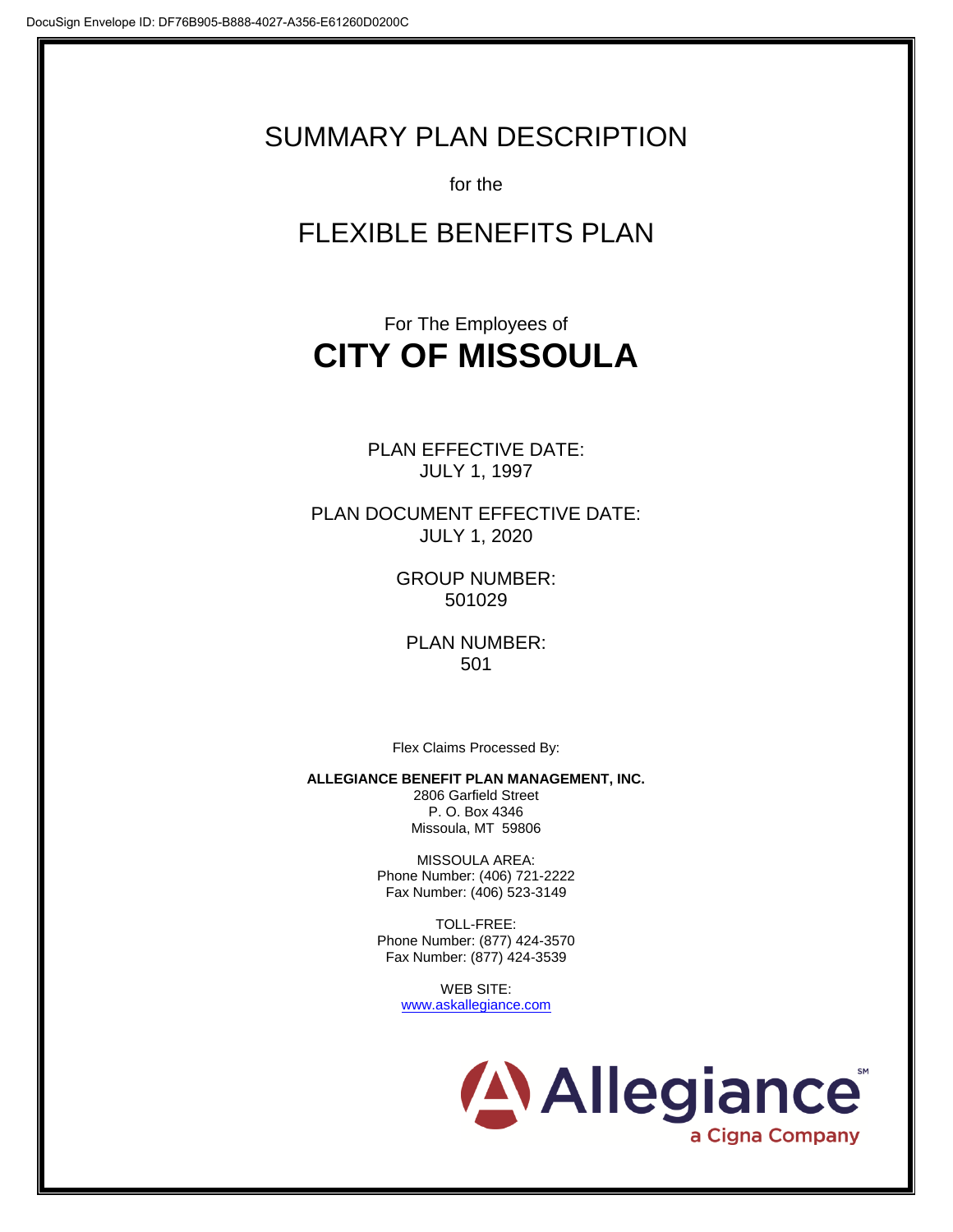# SUMMARY PLAN DESCRIPTION

for the

# FLEXIBLE BENEFITS PLAN

For The Employees of

# CITY OF MISSOULA

PLAN EFFECTIVE DATE:
JULY 1, 1997

PLAN DOCUMENT EFFECTIVE DATE:
JULY 1, 2020

GROUP NUMBER:
501029

PLAN NUMBER:
501

Flex Claims Processed By:

**ALLEGIANCE BENEFIT PLAN MANAGEMENT, INC.**
2806 Garfield Street
P. O. Box 4346
Missoula, MT 59806

MISSOULA AREA:
Phone Number: (406) 721-2222
Fax Number: (406) 523-3149

TOLL-FREE:
Phone Number: (877) 424-3570
Fax Number: (877) 424-3539

WEB SITE:
www.askallegiance.com

Allegiance℠
a Cigna Company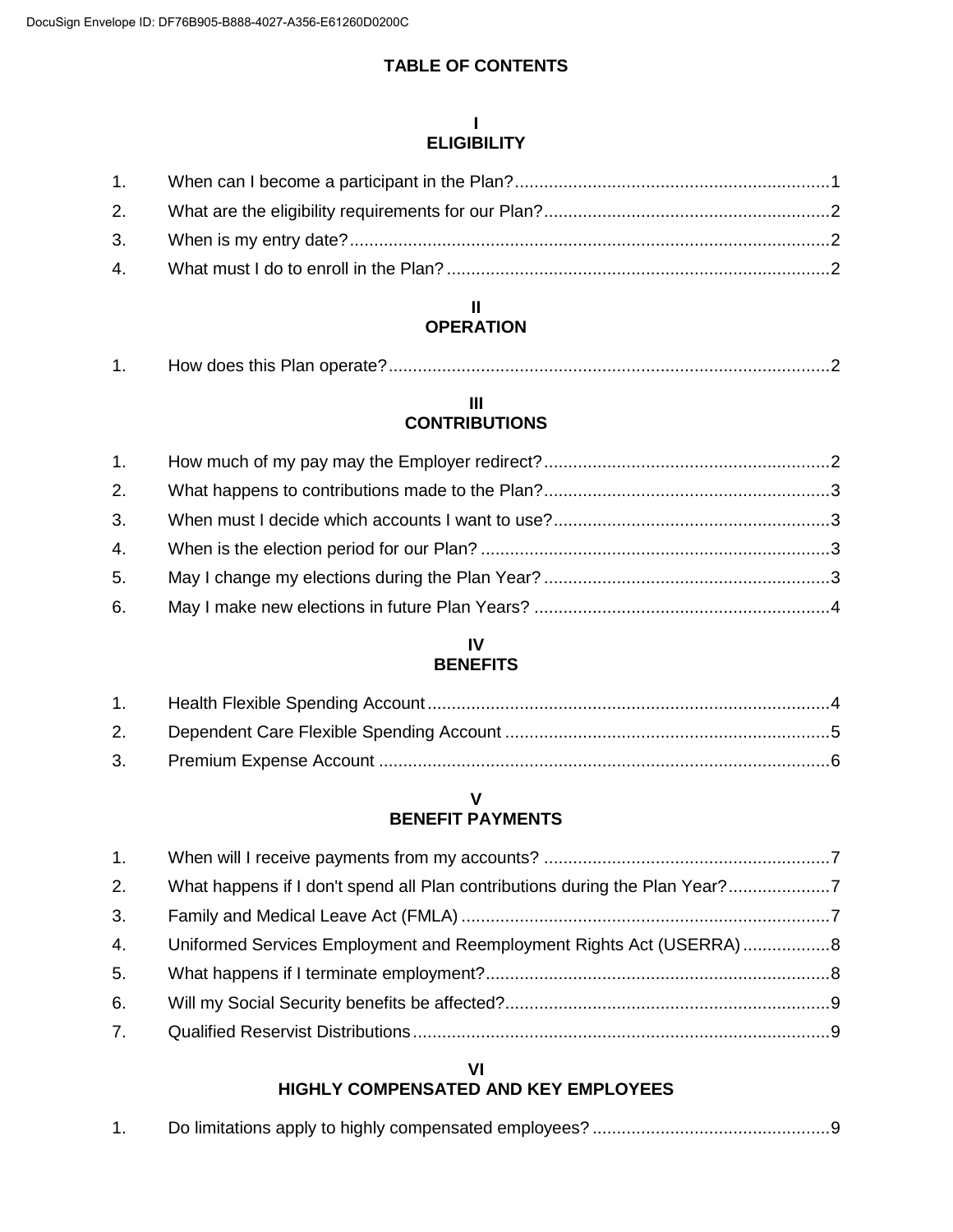# TABLE OF CONTENTS

## I
## ELIGIBILITY

1. When can I become a participant in the Plan? ........ 1
2. What are the eligibility requirements for our Plan? ........ 2
3. When is my entry date? ........ 2
4. What must I do to enroll in the Plan? ........ 2

## II
## OPERATION

1. How does this Plan operate? ........ 2

## III
## CONTRIBUTIONS

1. How much of my pay may the Employer redirect? ........ 2
2. What happens to contributions made to the Plan? ........ 3
3. When must I decide which accounts I want to use? ........ 3
4. When is the election period for our Plan? ........ 3
5. May I change my elections during the Plan Year? ........ 3
6. May I make new elections in future Plan Years? ........ 4

## IV
## BENEFITS

1. Health Flexible Spending Account ........ 4
2. Dependent Care Flexible Spending Account ........ 5
3. Premium Expense Account ........ 6

## V
## BENEFIT PAYMENTS

1. When will I receive payments from my accounts? ........ 7
2. What happens if I don't spend all Plan contributions during the Plan Year? ........ 7
3. Family and Medical Leave Act (FMLA) ........ 7
4. Uniformed Services Employment and Reemployment Rights Act (USERRA) ........ 8
5. What happens if I terminate employment? ........ 8
6. Will my Social Security benefits be affected? ........ 9
7. Qualified Reservist Distributions ........ 9

## VI
## HIGHLY COMPENSATED AND KEY EMPLOYEES

1. Do limitations apply to highly compensated employees? ........ 9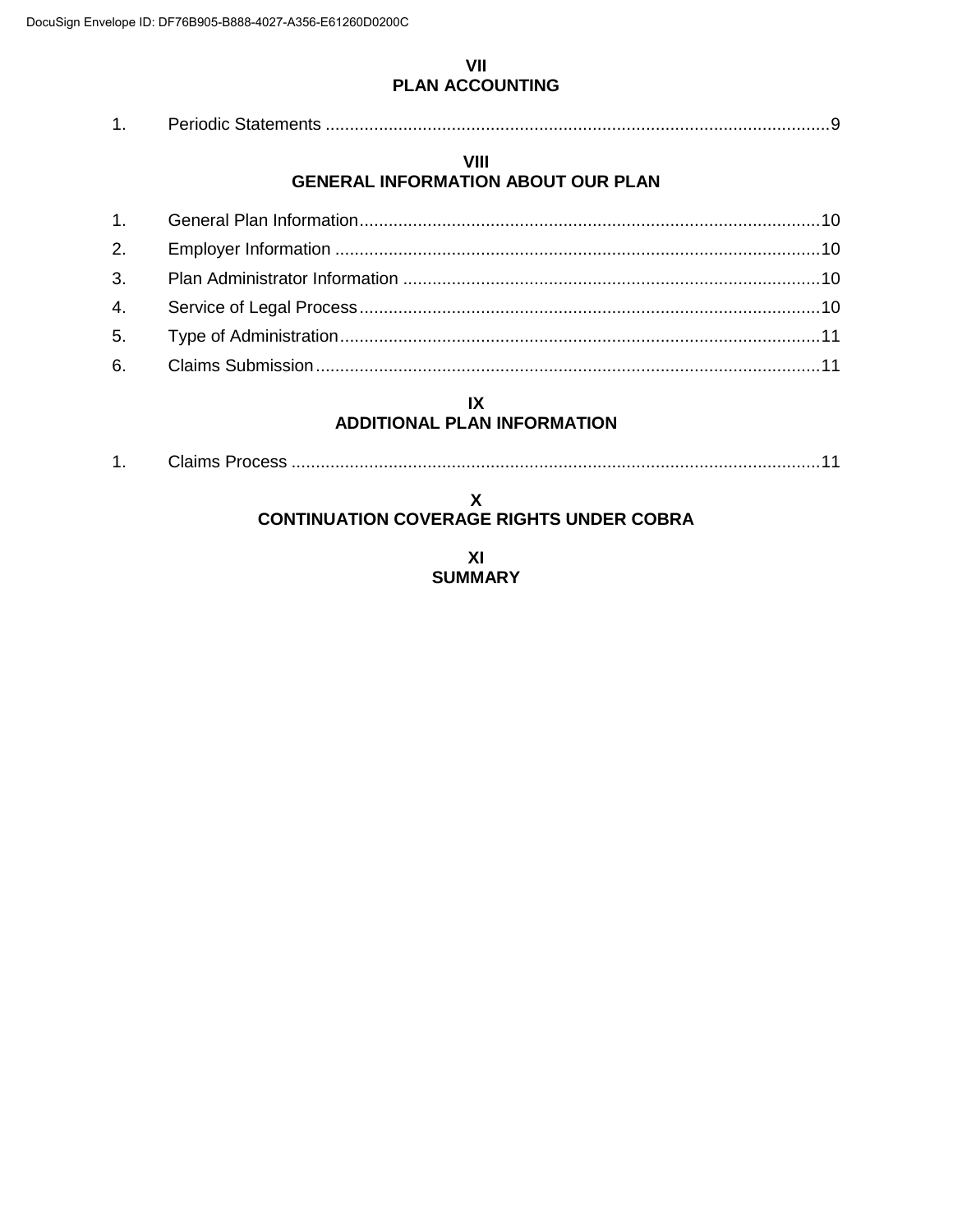## VII
## PLAN ACCOUNTING

1. Periodic Statements ....................................................................................................9

## VIII
## GENERAL INFORMATION ABOUT OUR PLAN

1. General Plan Information..............................................................................................10
2. Employer Information ...................................................................................................10
3. Plan Administrator Information .....................................................................................10
4. Service of Legal Process..............................................................................................10
5. Type of Administration...................................................................................................11
6. Claims Submission.......................................................................................................11

## IX
## ADDITIONAL PLAN INFORMATION

1. Claims Process ............................................................................................................11

## X
## CONTINUATION COVERAGE RIGHTS UNDER COBRA

## XI
## SUMMARY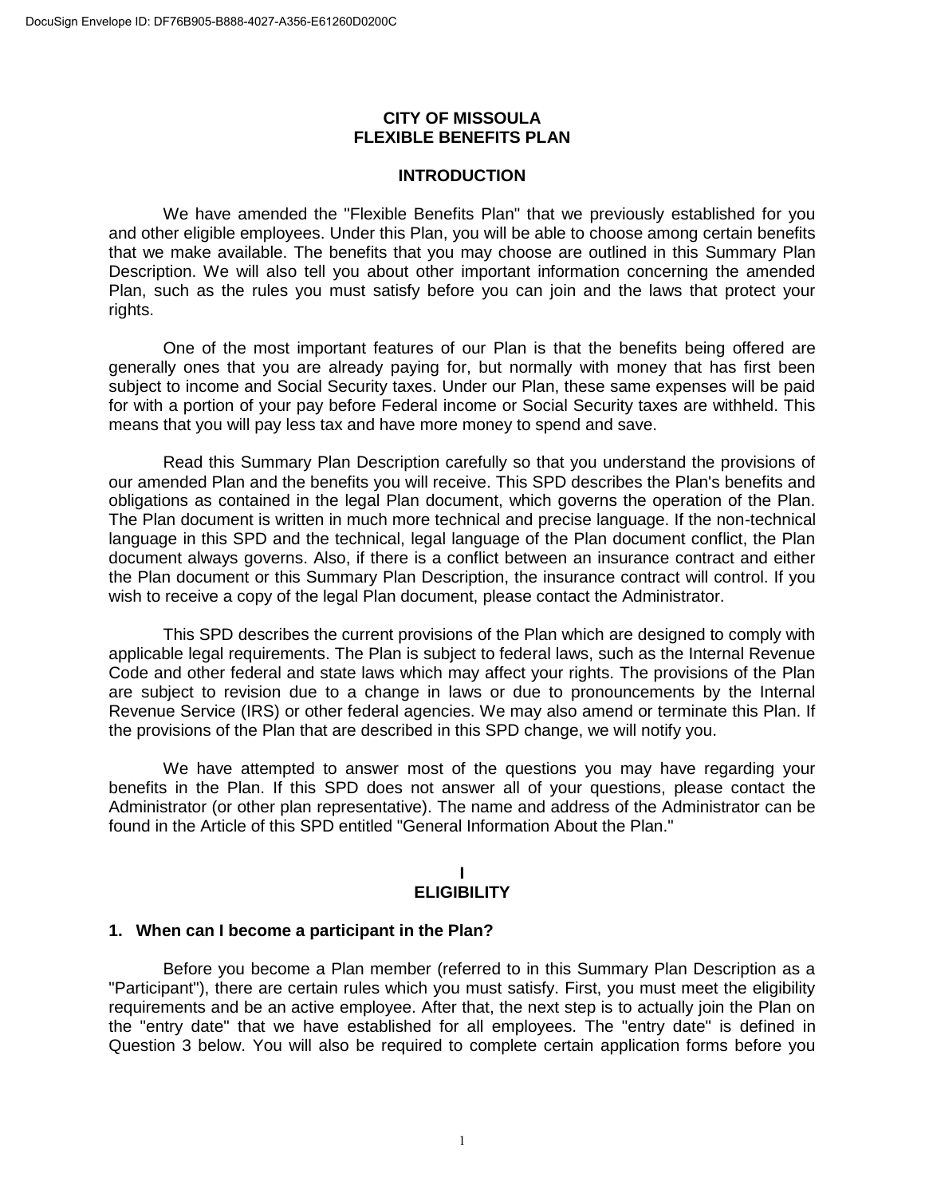# CITY OF MISSOULA
# FLEXIBLE BENEFITS PLAN

## INTRODUCTION

We have amended the "Flexible Benefits Plan" that we previously established for you and other eligible employees. Under this Plan, you will be able to choose among certain benefits that we make available. The benefits that you may choose are outlined in this Summary Plan Description. We will also tell you about other important information concerning the amended Plan, such as the rules you must satisfy before you can join and the laws that protect your rights.

One of the most important features of our Plan is that the benefits being offered are generally ones that you are already paying for, but normally with money that has first been subject to income and Social Security taxes. Under our Plan, these same expenses will be paid for with a portion of your pay before Federal income or Social Security taxes are withheld. This means that you will pay less tax and have more money to spend and save.

Read this Summary Plan Description carefully so that you understand the provisions of our amended Plan and the benefits you will receive. This SPD describes the Plan's benefits and obligations as contained in the legal Plan document, which governs the operation of the Plan. The Plan document is written in much more technical and precise language. If the non-technical language in this SPD and the technical, legal language of the Plan document conflict, the Plan document always governs. Also, if there is a conflict between an insurance contract and either the Plan document or this Summary Plan Description, the insurance contract will control. If you wish to receive a copy of the legal Plan document, please contact the Administrator.

This SPD describes the current provisions of the Plan which are designed to comply with applicable legal requirements. The Plan is subject to federal laws, such as the Internal Revenue Code and other federal and state laws which may affect your rights. The provisions of the Plan are subject to revision due to a change in laws or due to pronouncements by the Internal Revenue Service (IRS) or other federal agencies. We may also amend or terminate this Plan. If the provisions of the Plan that are described in this SPD change, we will notify you.

We have attempted to answer most of the questions you may have regarding your benefits in the Plan. If this SPD does not answer all of your questions, please contact the Administrator (or other plan representative). The name and address of the Administrator can be found in the Article of this SPD entitled "General Information About the Plan."

## I
## ELIGIBILITY

### 1. When can I become a participant in the Plan?

Before you become a Plan member (referred to in this Summary Plan Description as a "Participant"), there are certain rules which you must satisfy. First, you must meet the eligibility requirements and be an active employee. After that, the next step is to actually join the Plan on the "entry date" that we have established for all employees. The "entry date" is defined in Question 3 below. You will also be required to complete certain application forms before you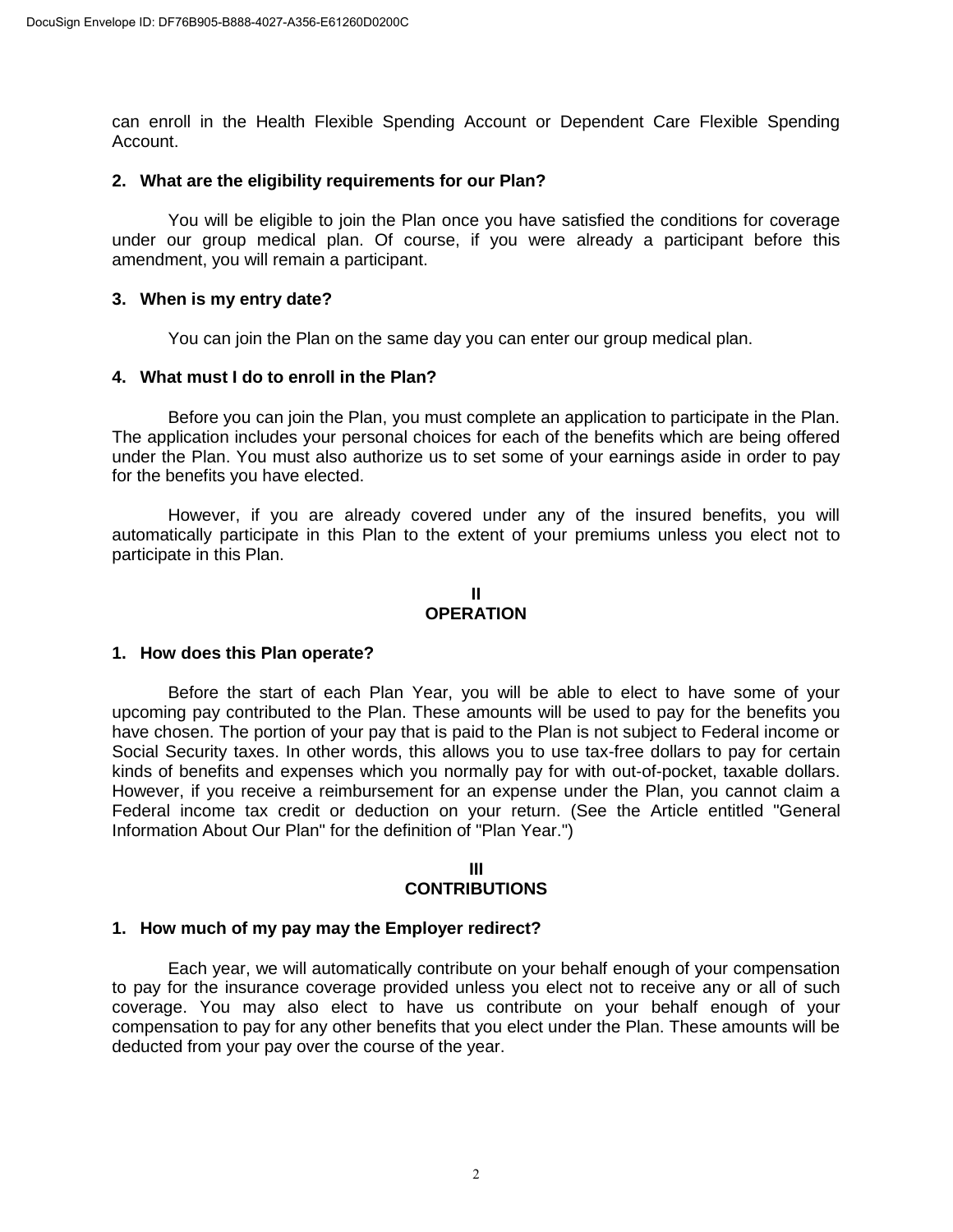can enroll in the Health Flexible Spending Account or Dependent Care Flexible Spending Account.

**2. What are the eligibility requirements for our Plan?**

You will be eligible to join the Plan once you have satisfied the conditions for coverage under our group medical plan. Of course, if you were already a participant before this amendment, you will remain a participant.

**3. When is my entry date?**

You can join the Plan on the same day you can enter our group medical plan.

**4. What must I do to enroll in the Plan?**

Before you can join the Plan, you must complete an application to participate in the Plan. The application includes your personal choices for each of the benefits which are being offered under the Plan. You must also authorize us to set some of your earnings aside in order to pay for the benefits you have elected.

However, if you are already covered under any of the insured benefits, you will automatically participate in this Plan to the extent of your premiums unless you elect not to participate in this Plan.

## II
## OPERATION

**1. How does this Plan operate?**

Before the start of each Plan Year, you will be able to elect to have some of your upcoming pay contributed to the Plan. These amounts will be used to pay for the benefits you have chosen. The portion of your pay that is paid to the Plan is not subject to Federal income or Social Security taxes. In other words, this allows you to use tax-free dollars to pay for certain kinds of benefits and expenses which you normally pay for with out-of-pocket, taxable dollars. However, if you receive a reimbursement for an expense under the Plan, you cannot claim a Federal income tax credit or deduction on your return. (See the Article entitled "General Information About Our Plan" for the definition of "Plan Year.")

## III
## CONTRIBUTIONS

**1. How much of my pay may the Employer redirect?**

Each year, we will automatically contribute on your behalf enough of your compensation to pay for the insurance coverage provided unless you elect not to receive any or all of such coverage. You may also elect to have us contribute on your behalf enough of your compensation to pay for any other benefits that you elect under the Plan. These amounts will be deducted from your pay over the course of the year.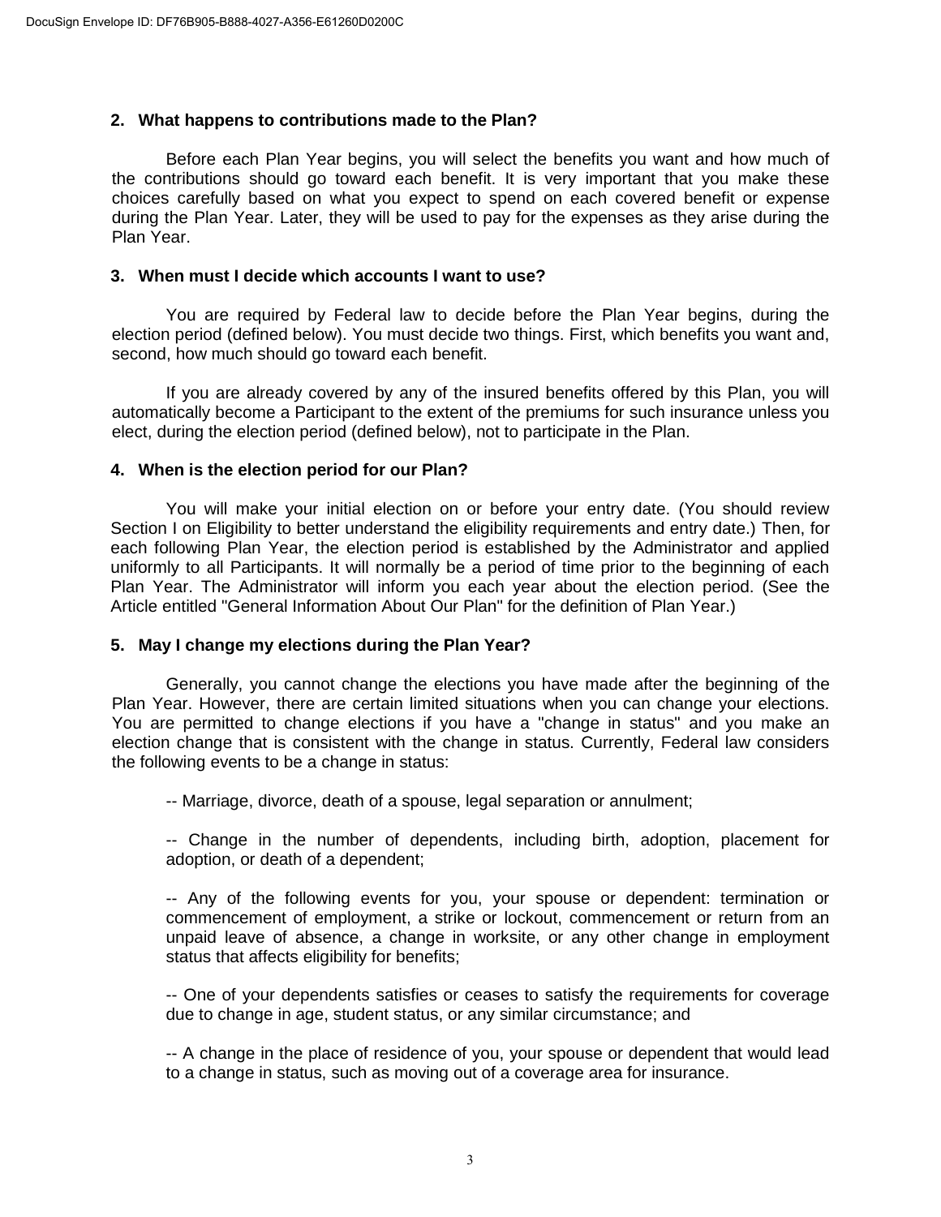### 2. What happens to contributions made to the Plan?

Before each Plan Year begins, you will select the benefits you want and how much of the contributions should go toward each benefit. It is very important that you make these choices carefully based on what you expect to spend on each covered benefit or expense during the Plan Year. Later, they will be used to pay for the expenses as they arise during the Plan Year.

### 3. When must I decide which accounts I want to use?

You are required by Federal law to decide before the Plan Year begins, during the election period (defined below). You must decide two things. First, which benefits you want and, second, how much should go toward each benefit.

If you are already covered by any of the insured benefits offered by this Plan, you will automatically become a Participant to the extent of the premiums for such insurance unless you elect, during the election period (defined below), not to participate in the Plan.

### 4. When is the election period for our Plan?

You will make your initial election on or before your entry date. (You should review Section I on Eligibility to better understand the eligibility requirements and entry date.) Then, for each following Plan Year, the election period is established by the Administrator and applied uniformly to all Participants. It will normally be a period of time prior to the beginning of each Plan Year. The Administrator will inform you each year about the election period. (See the Article entitled "General Information About Our Plan" for the definition of Plan Year.)

### 5. May I change my elections during the Plan Year?

Generally, you cannot change the elections you have made after the beginning of the Plan Year. However, there are certain limited situations when you can change your elections. You are permitted to change elections if you have a "change in status" and you make an election change that is consistent with the change in status. Currently, Federal law considers the following events to be a change in status:

-- Marriage, divorce, death of a spouse, legal separation or annulment;

-- Change in the number of dependents, including birth, adoption, placement for adoption, or death of a dependent;

-- Any of the following events for you, your spouse or dependent: termination or commencement of employment, a strike or lockout, commencement or return from an unpaid leave of absence, a change in worksite, or any other change in employment status that affects eligibility for benefits;

-- One of your dependents satisfies or ceases to satisfy the requirements for coverage due to change in age, student status, or any similar circumstance; and

-- A change in the place of residence of you, your spouse or dependent that would lead to a change in status, such as moving out of a coverage area for insurance.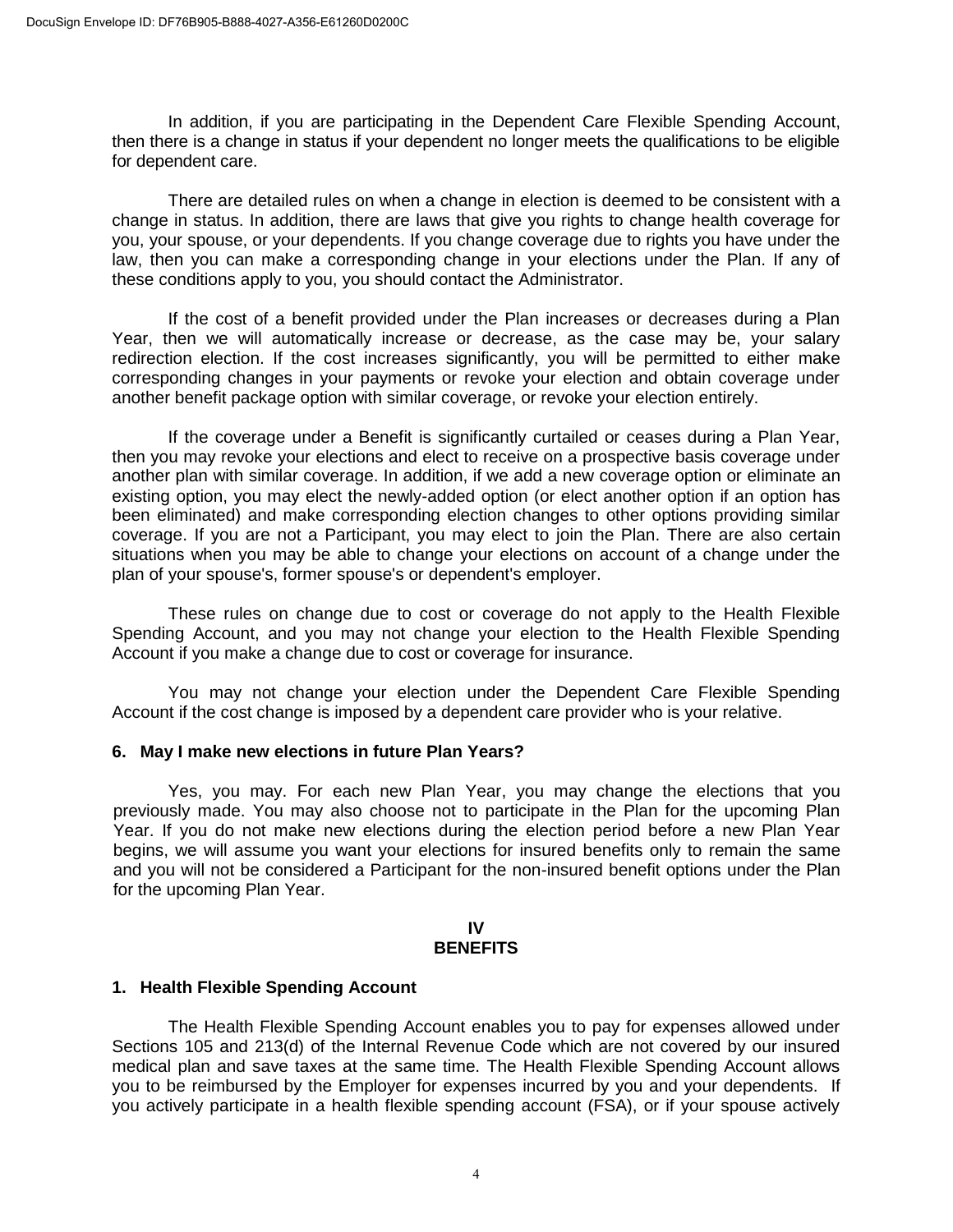In addition, if you are participating in the Dependent Care Flexible Spending Account, then there is a change in status if your dependent no longer meets the qualifications to be eligible for dependent care.

There are detailed rules on when a change in election is deemed to be consistent with a change in status. In addition, there are laws that give you rights to change health coverage for you, your spouse, or your dependents. If you change coverage due to rights you have under the law, then you can make a corresponding change in your elections under the Plan. If any of these conditions apply to you, you should contact the Administrator.

If the cost of a benefit provided under the Plan increases or decreases during a Plan Year, then we will automatically increase or decrease, as the case may be, your salary redirection election. If the cost increases significantly, you will be permitted to either make corresponding changes in your payments or revoke your election and obtain coverage under another benefit package option with similar coverage, or revoke your election entirely.

If the coverage under a Benefit is significantly curtailed or ceases during a Plan Year, then you may revoke your elections and elect to receive on a prospective basis coverage under another plan with similar coverage. In addition, if we add a new coverage option or eliminate an existing option, you may elect the newly-added option (or elect another option if an option has been eliminated) and make corresponding election changes to other options providing similar coverage. If you are not a Participant, you may elect to join the Plan. There are also certain situations when you may be able to change your elections on account of a change under the plan of your spouse's, former spouse's or dependent's employer.

These rules on change due to cost or coverage do not apply to the Health Flexible Spending Account, and you may not change your election to the Health Flexible Spending Account if you make a change due to cost or coverage for insurance.

You may not change your election under the Dependent Care Flexible Spending Account if the cost change is imposed by a dependent care provider who is your relative.

### 6. May I make new elections in future Plan Years?

Yes, you may. For each new Plan Year, you may change the elections that you previously made. You may also choose not to participate in the Plan for the upcoming Plan Year. If you do not make new elections during the election period before a new Plan Year begins, we will assume you want your elections for insured benefits only to remain the same and you will not be considered a Participant for the non-insured benefit options under the Plan for the upcoming Plan Year.

## IV
## BENEFITS

### 1. Health Flexible Spending Account

The Health Flexible Spending Account enables you to pay for expenses allowed under Sections 105 and 213(d) of the Internal Revenue Code which are not covered by our insured medical plan and save taxes at the same time. The Health Flexible Spending Account allows you to be reimbursed by the Employer for expenses incurred by you and your dependents. If you actively participate in a health flexible spending account (FSA), or if your spouse actively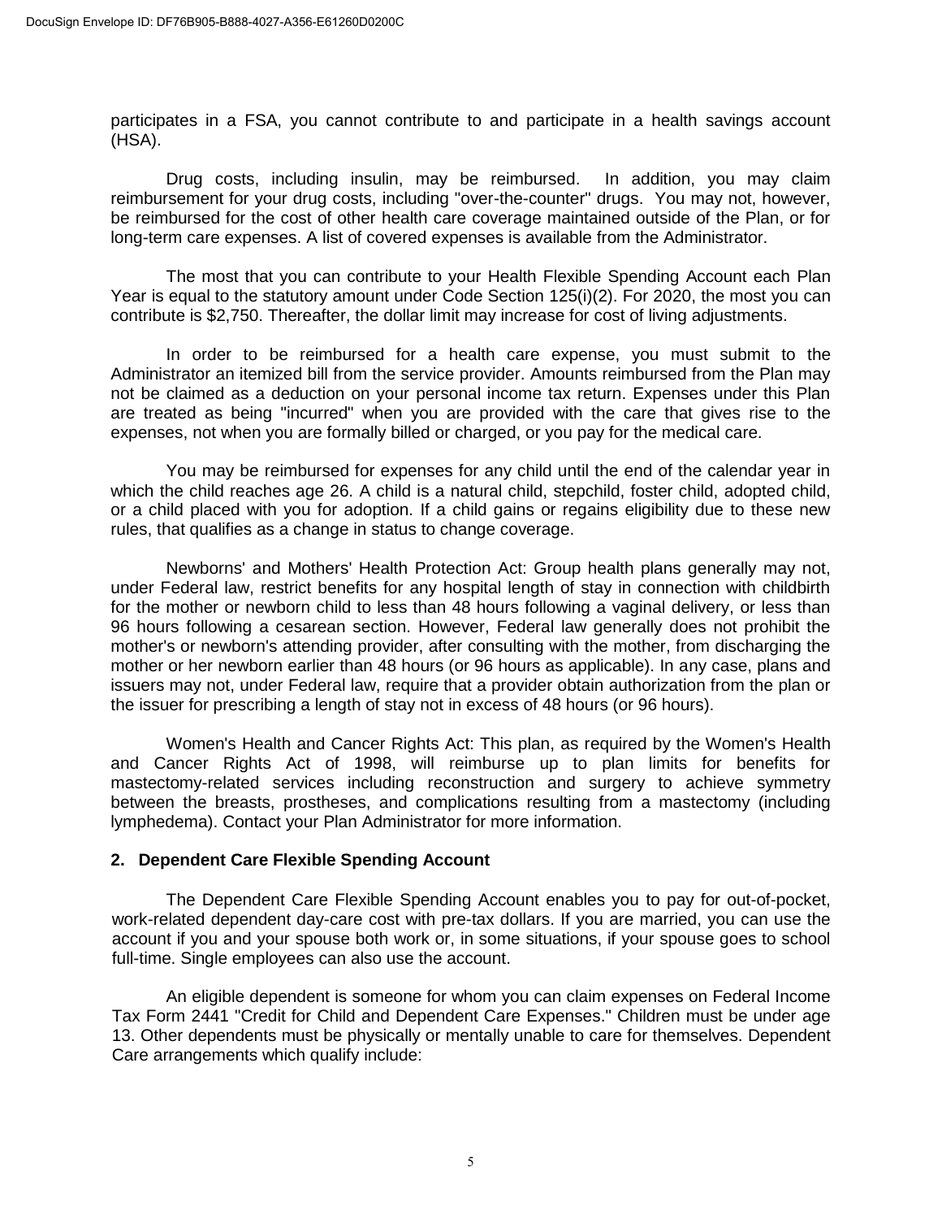participates in a FSA, you cannot contribute to and participate in a health savings account (HSA).

Drug costs, including insulin, may be reimbursed. In addition, you may claim reimbursement for your drug costs, including "over-the-counter" drugs. You may not, however, be reimbursed for the cost of other health care coverage maintained outside of the Plan, or for long-term care expenses. A list of covered expenses is available from the Administrator.

The most that you can contribute to your Health Flexible Spending Account each Plan Year is equal to the statutory amount under Code Section 125(i)(2). For 2020, the most you can contribute is $2,750. Thereafter, the dollar limit may increase for cost of living adjustments.

In order to be reimbursed for a health care expense, you must submit to the Administrator an itemized bill from the service provider. Amounts reimbursed from the Plan may not be claimed as a deduction on your personal income tax return. Expenses under this Plan are treated as being "incurred" when you are provided with the care that gives rise to the expenses, not when you are formally billed or charged, or you pay for the medical care.

You may be reimbursed for expenses for any child until the end of the calendar year in which the child reaches age 26. A child is a natural child, stepchild, foster child, adopted child, or a child placed with you for adoption. If a child gains or regains eligibility due to these new rules, that qualifies as a change in status to change coverage.

Newborns' and Mothers' Health Protection Act: Group health plans generally may not, under Federal law, restrict benefits for any hospital length of stay in connection with childbirth for the mother or newborn child to less than 48 hours following a vaginal delivery, or less than 96 hours following a cesarean section. However, Federal law generally does not prohibit the mother's or newborn's attending provider, after consulting with the mother, from discharging the mother or her newborn earlier than 48 hours (or 96 hours as applicable). In any case, plans and issuers may not, under Federal law, require that a provider obtain authorization from the plan or the issuer for prescribing a length of stay not in excess of 48 hours (or 96 hours).

Women's Health and Cancer Rights Act: This plan, as required by the Women's Health and Cancer Rights Act of 1998, will reimburse up to plan limits for benefits for mastectomy-related services including reconstruction and surgery to achieve symmetry between the breasts, prostheses, and complications resulting from a mastectomy (including lymphedema). Contact your Plan Administrator for more information.

**2. Dependent Care Flexible Spending Account**

The Dependent Care Flexible Spending Account enables you to pay for out-of-pocket, work-related dependent day-care cost with pre-tax dollars. If you are married, you can use the account if you and your spouse both work or, in some situations, if your spouse goes to school full-time. Single employees can also use the account.

An eligible dependent is someone for whom you can claim expenses on Federal Income Tax Form 2441 "Credit for Child and Dependent Care Expenses." Children must be under age 13. Other dependents must be physically or mentally unable to care for themselves. Dependent Care arrangements which qualify include: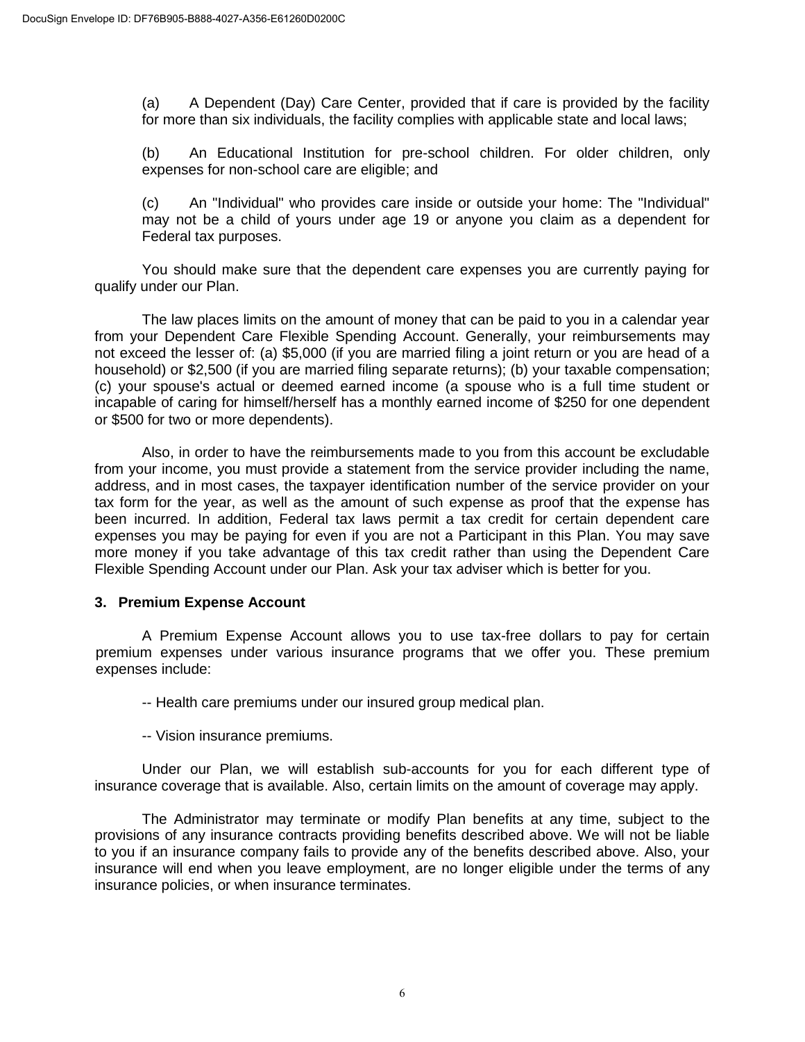(a) A Dependent (Day) Care Center, provided that if care is provided by the facility for more than six individuals, the facility complies with applicable state and local laws;

(b) An Educational Institution for pre-school children. For older children, only expenses for non-school care are eligible; and

(c) An "Individual" who provides care inside or outside your home: The "Individual" may not be a child of yours under age 19 or anyone you claim as a dependent for Federal tax purposes.

You should make sure that the dependent care expenses you are currently paying for qualify under our Plan.

The law places limits on the amount of money that can be paid to you in a calendar year from your Dependent Care Flexible Spending Account. Generally, your reimbursements may not exceed the lesser of: (a) $5,000 (if you are married filing a joint return or you are head of a household) or $2,500 (if you are married filing separate returns); (b) your taxable compensation; (c) your spouse's actual or deemed earned income (a spouse who is a full time student or incapable of caring for himself/herself has a monthly earned income of $250 for one dependent or $500 for two or more dependents).

Also, in order to have the reimbursements made to you from this account be excludable from your income, you must provide a statement from the service provider including the name, address, and in most cases, the taxpayer identification number of the service provider on your tax form for the year, as well as the amount of such expense as proof that the expense has been incurred. In addition, Federal tax laws permit a tax credit for certain dependent care expenses you may be paying for even if you are not a Participant in this Plan. You may save more money if you take advantage of this tax credit rather than using the Dependent Care Flexible Spending Account under our Plan. Ask your tax adviser which is better for you.

### 3. Premium Expense Account

A Premium Expense Account allows you to use tax-free dollars to pay for certain premium expenses under various insurance programs that we offer you. These premium expenses include:

-- Health care premiums under our insured group medical plan.

-- Vision insurance premiums.

Under our Plan, we will establish sub-accounts for you for each different type of insurance coverage that is available. Also, certain limits on the amount of coverage may apply.

The Administrator may terminate or modify Plan benefits at any time, subject to the provisions of any insurance contracts providing benefits described above. We will not be liable to you if an insurance company fails to provide any of the benefits described above. Also, your insurance will end when you leave employment, are no longer eligible under the terms of any insurance policies, or when insurance terminates.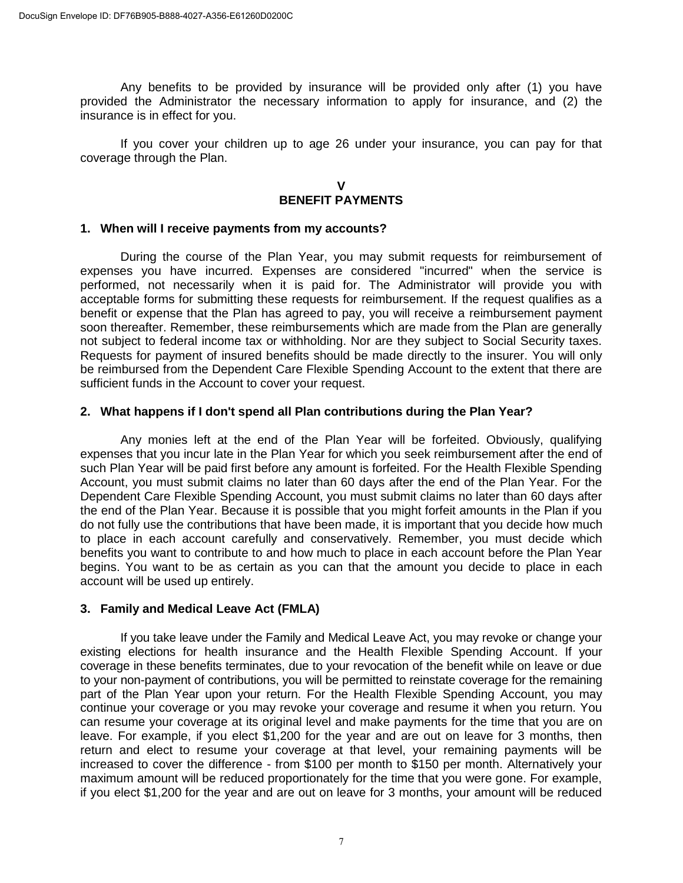Any benefits to be provided by insurance will be provided only after (1) you have provided the Administrator the necessary information to apply for insurance, and (2) the insurance is in effect for you.

If you cover your children up to age 26 under your insurance, you can pay for that coverage through the Plan.

## V
## BENEFIT PAYMENTS

### 1. When will I receive payments from my accounts?

During the course of the Plan Year, you may submit requests for reimbursement of expenses you have incurred. Expenses are considered "incurred" when the service is performed, not necessarily when it is paid for. The Administrator will provide you with acceptable forms for submitting these requests for reimbursement. If the request qualifies as a benefit or expense that the Plan has agreed to pay, you will receive a reimbursement payment soon thereafter. Remember, these reimbursements which are made from the Plan are generally not subject to federal income tax or withholding. Nor are they subject to Social Security taxes. Requests for payment of insured benefits should be made directly to the insurer. You will only be reimbursed from the Dependent Care Flexible Spending Account to the extent that there are sufficient funds in the Account to cover your request.

### 2. What happens if I don't spend all Plan contributions during the Plan Year?

Any monies left at the end of the Plan Year will be forfeited. Obviously, qualifying expenses that you incur late in the Plan Year for which you seek reimbursement after the end of such Plan Year will be paid first before any amount is forfeited. For the Health Flexible Spending Account, you must submit claims no later than 60 days after the end of the Plan Year. For the Dependent Care Flexible Spending Account, you must submit claims no later than 60 days after the end of the Plan Year. Because it is possible that you might forfeit amounts in the Plan if you do not fully use the contributions that have been made, it is important that you decide how much to place in each account carefully and conservatively. Remember, you must decide which benefits you want to contribute to and how much to place in each account before the Plan Year begins. You want to be as certain as you can that the amount you decide to place in each account will be used up entirely.

### 3. Family and Medical Leave Act (FMLA)

If you take leave under the Family and Medical Leave Act, you may revoke or change your existing elections for health insurance and the Health Flexible Spending Account. If your coverage in these benefits terminates, due to your revocation of the benefit while on leave or due to your non-payment of contributions, you will be permitted to reinstate coverage for the remaining part of the Plan Year upon your return. For the Health Flexible Spending Account, you may continue your coverage or you may revoke your coverage and resume it when you return. You can resume your coverage at its original level and make payments for the time that you are on leave. For example, if you elect $1,200 for the year and are out on leave for 3 months, then return and elect to resume your coverage at that level, your remaining payments will be increased to cover the difference - from $100 per month to $150 per month. Alternatively your maximum amount will be reduced proportionately for the time that you were gone. For example, if you elect $1,200 for the year and are out on leave for 3 months, your amount will be reduced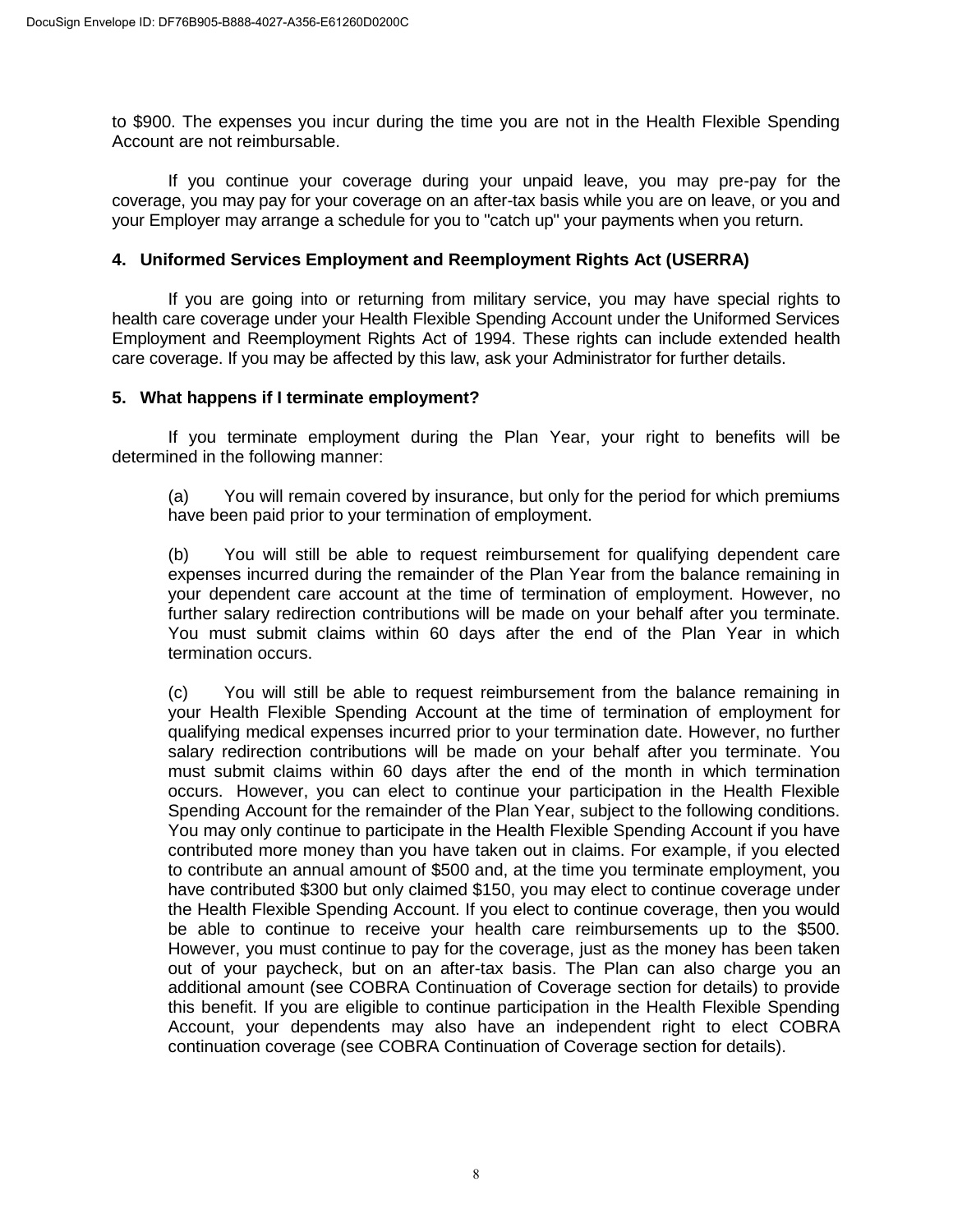to $900. The expenses you incur during the time you are not in the Health Flexible Spending Account are not reimbursable.

If you continue your coverage during your unpaid leave, you may pre-pay for the coverage, you may pay for your coverage on an after-tax basis while you are on leave, or you and your Employer may arrange a schedule for you to "catch up" your payments when you return.

### 4. Uniformed Services Employment and Reemployment Rights Act (USERRA)

If you are going into or returning from military service, you may have special rights to health care coverage under your Health Flexible Spending Account under the Uniformed Services Employment and Reemployment Rights Act of 1994. These rights can include extended health care coverage. If you may be affected by this law, ask your Administrator for further details.

### 5. What happens if I terminate employment?

If you terminate employment during the Plan Year, your right to benefits will be determined in the following manner:

(a) You will remain covered by insurance, but only for the period for which premiums have been paid prior to your termination of employment.

(b) You will still be able to request reimbursement for qualifying dependent care expenses incurred during the remainder of the Plan Year from the balance remaining in your dependent care account at the time of termination of employment. However, no further salary redirection contributions will be made on your behalf after you terminate. You must submit claims within 60 days after the end of the Plan Year in which termination occurs.

(c) You will still be able to request reimbursement from the balance remaining in your Health Flexible Spending Account at the time of termination of employment for qualifying medical expenses incurred prior to your termination date. However, no further salary redirection contributions will be made on your behalf after you terminate. You must submit claims within 60 days after the end of the month in which termination occurs. However, you can elect to continue your participation in the Health Flexible Spending Account for the remainder of the Plan Year, subject to the following conditions. You may only continue to participate in the Health Flexible Spending Account if you have contributed more money than you have taken out in claims. For example, if you elected to contribute an annual amount of $500 and, at the time you terminate employment, you have contributed $300 but only claimed $150, you may elect to continue coverage under the Health Flexible Spending Account. If you elect to continue coverage, then you would be able to continue to receive your health care reimbursements up to the $500. However, you must continue to pay for the coverage, just as the money has been taken out of your paycheck, but on an after-tax basis. The Plan can also charge you an additional amount (see COBRA Continuation of Coverage section for details) to provide this benefit. If you are eligible to continue participation in the Health Flexible Spending Account, your dependents may also have an independent right to elect COBRA continuation coverage (see COBRA Continuation of Coverage section for details).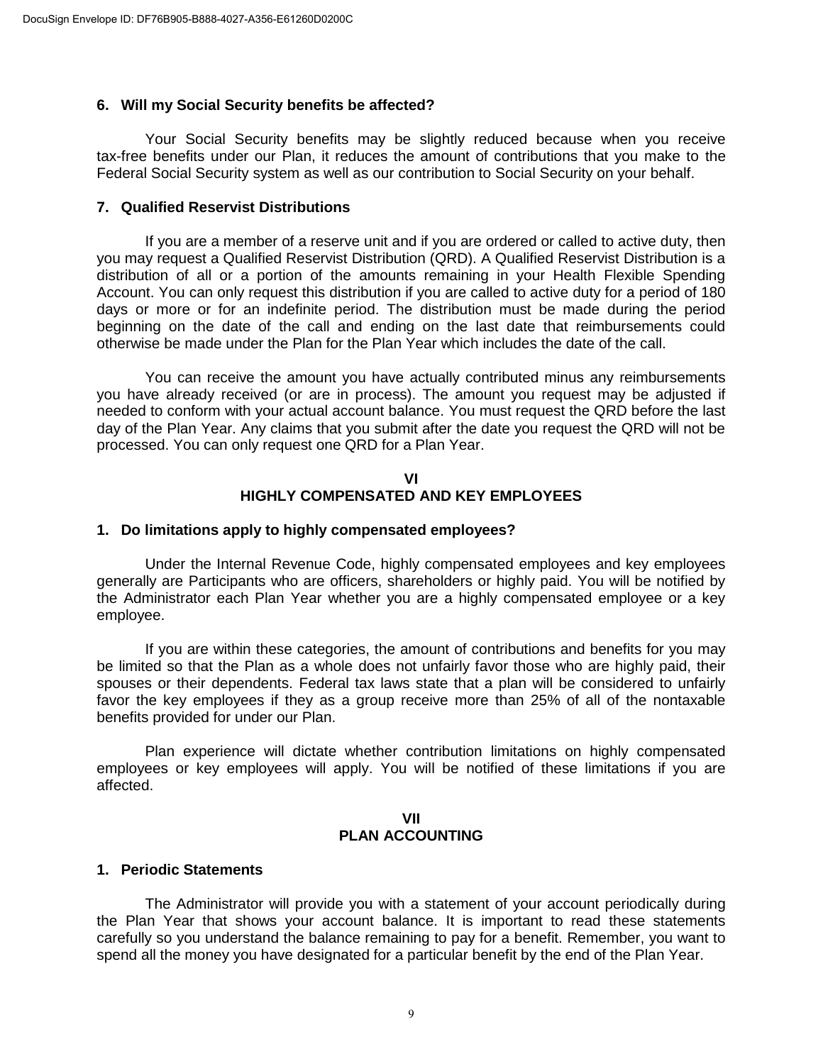### 6. Will my Social Security benefits be affected?

Your Social Security benefits may be slightly reduced because when you receive tax-free benefits under our Plan, it reduces the amount of contributions that you make to the Federal Social Security system as well as our contribution to Social Security on your behalf.

### 7. Qualified Reservist Distributions

If you are a member of a reserve unit and if you are ordered or called to active duty, then you may request a Qualified Reservist Distribution (QRD). A Qualified Reservist Distribution is a distribution of all or a portion of the amounts remaining in your Health Flexible Spending Account. You can only request this distribution if you are called to active duty for a period of 180 days or more or for an indefinite period. The distribution must be made during the period beginning on the date of the call and ending on the last date that reimbursements could otherwise be made under the Plan for the Plan Year which includes the date of the call.

You can receive the amount you have actually contributed minus any reimbursements you have already received (or are in process). The amount you request may be adjusted if needed to conform with your actual account balance. You must request the QRD before the last day of the Plan Year. Any claims that you submit after the date you request the QRD will not be processed. You can only request one QRD for a Plan Year.

## VI
## HIGHLY COMPENSATED AND KEY EMPLOYEES

### 1. Do limitations apply to highly compensated employees?

Under the Internal Revenue Code, highly compensated employees and key employees generally are Participants who are officers, shareholders or highly paid. You will be notified by the Administrator each Plan Year whether you are a highly compensated employee or a key employee.

If you are within these categories, the amount of contributions and benefits for you may be limited so that the Plan as a whole does not unfairly favor those who are highly paid, their spouses or their dependents. Federal tax laws state that a plan will be considered to unfairly favor the key employees if they as a group receive more than 25% of all of the nontaxable benefits provided for under our Plan.

Plan experience will dictate whether contribution limitations on highly compensated employees or key employees will apply. You will be notified of these limitations if you are affected.

## VII
## PLAN ACCOUNTING

### 1. Periodic Statements

The Administrator will provide you with a statement of your account periodically during the Plan Year that shows your account balance. It is important to read these statements carefully so you understand the balance remaining to pay for a benefit. Remember, you want to spend all the money you have designated for a particular benefit by the end of the Plan Year.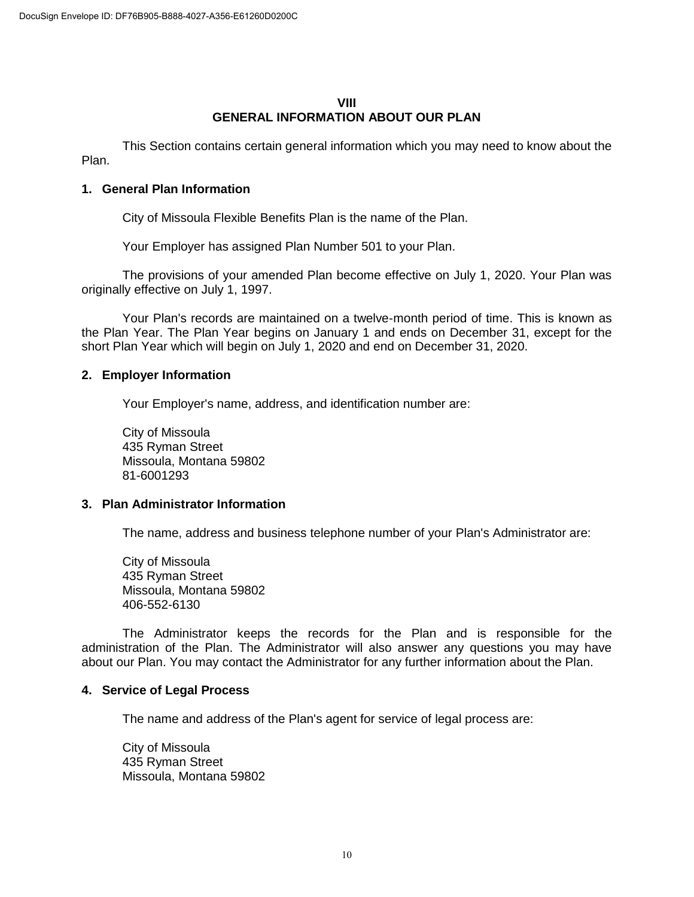## VIII
## GENERAL INFORMATION ABOUT OUR PLAN

This Section contains certain general information which you may need to know about the Plan.

### 1. General Plan Information

City of Missoula Flexible Benefits Plan is the name of the Plan.

Your Employer has assigned Plan Number 501 to your Plan.

The provisions of your amended Plan become effective on July 1, 2020. Your Plan was originally effective on July 1, 1997.

Your Plan's records are maintained on a twelve-month period of time. This is known as the Plan Year. The Plan Year begins on January 1 and ends on December 31, except for the short Plan Year which will begin on July 1, 2020 and end on December 31, 2020.

### 2. Employer Information

Your Employer's name, address, and identification number are:

City of Missoula
435 Ryman Street
Missoula, Montana 59802
81-6001293

### 3. Plan Administrator Information

The name, address and business telephone number of your Plan's Administrator are:

City of Missoula
435 Ryman Street
Missoula, Montana 59802
406-552-6130

The Administrator keeps the records for the Plan and is responsible for the administration of the Plan. The Administrator will also answer any questions you may have about our Plan. You may contact the Administrator for any further information about the Plan.

### 4. Service of Legal Process

The name and address of the Plan's agent for service of legal process are:

City of Missoula
435 Ryman Street
Missoula, Montana 59802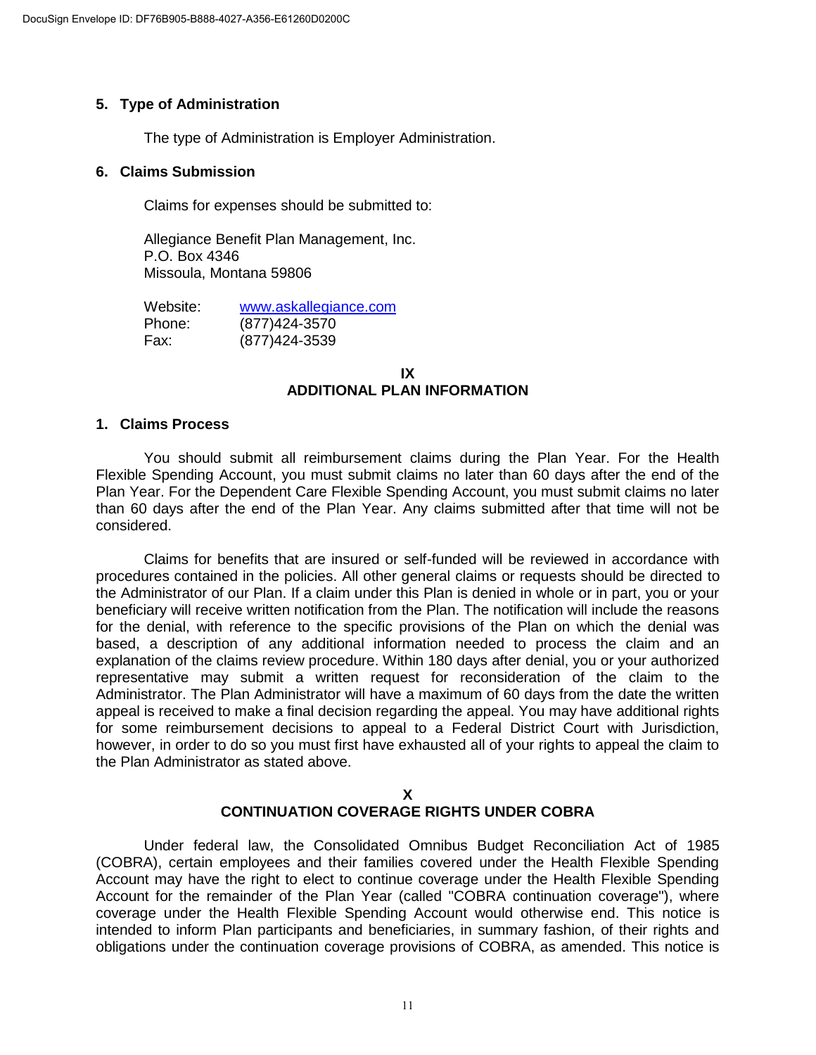### 5. Type of Administration

The type of Administration is Employer Administration.

### 6. Claims Submission

Claims for expenses should be submitted to:

Allegiance Benefit Plan Management, Inc.
P.O. Box 4346
Missoula, Montana 59806

Website: www.askallegiance.com
Phone: (877)424-3570
Fax: (877)424-3539

## IX
## ADDITIONAL PLAN INFORMATION

### 1. Claims Process

You should submit all reimbursement claims during the Plan Year. For the Health Flexible Spending Account, you must submit claims no later than 60 days after the end of the Plan Year. For the Dependent Care Flexible Spending Account, you must submit claims no later than 60 days after the end of the Plan Year. Any claims submitted after that time will not be considered.

Claims for benefits that are insured or self-funded will be reviewed in accordance with procedures contained in the policies. All other general claims or requests should be directed to the Administrator of our Plan. If a claim under this Plan is denied in whole or in part, you or your beneficiary will receive written notification from the Plan. The notification will include the reasons for the denial, with reference to the specific provisions of the Plan on which the denial was based, a description of any additional information needed to process the claim and an explanation of the claims review procedure. Within 180 days after denial, you or your authorized representative may submit a written request for reconsideration of the claim to the Administrator. The Plan Administrator will have a maximum of 60 days from the date the written appeal is received to make a final decision regarding the appeal. You may have additional rights for some reimbursement decisions to appeal to a Federal District Court with Jurisdiction, however, in order to do so you must first have exhausted all of your rights to appeal the claim to the Plan Administrator as stated above.

## X
## CONTINUATION COVERAGE RIGHTS UNDER COBRA

Under federal law, the Consolidated Omnibus Budget Reconciliation Act of 1985 (COBRA), certain employees and their families covered under the Health Flexible Spending Account may have the right to elect to continue coverage under the Health Flexible Spending Account for the remainder of the Plan Year (called "COBRA continuation coverage"), where coverage under the Health Flexible Spending Account would otherwise end. This notice is intended to inform Plan participants and beneficiaries, in summary fashion, of their rights and obligations under the continuation coverage provisions of COBRA, as amended. This notice is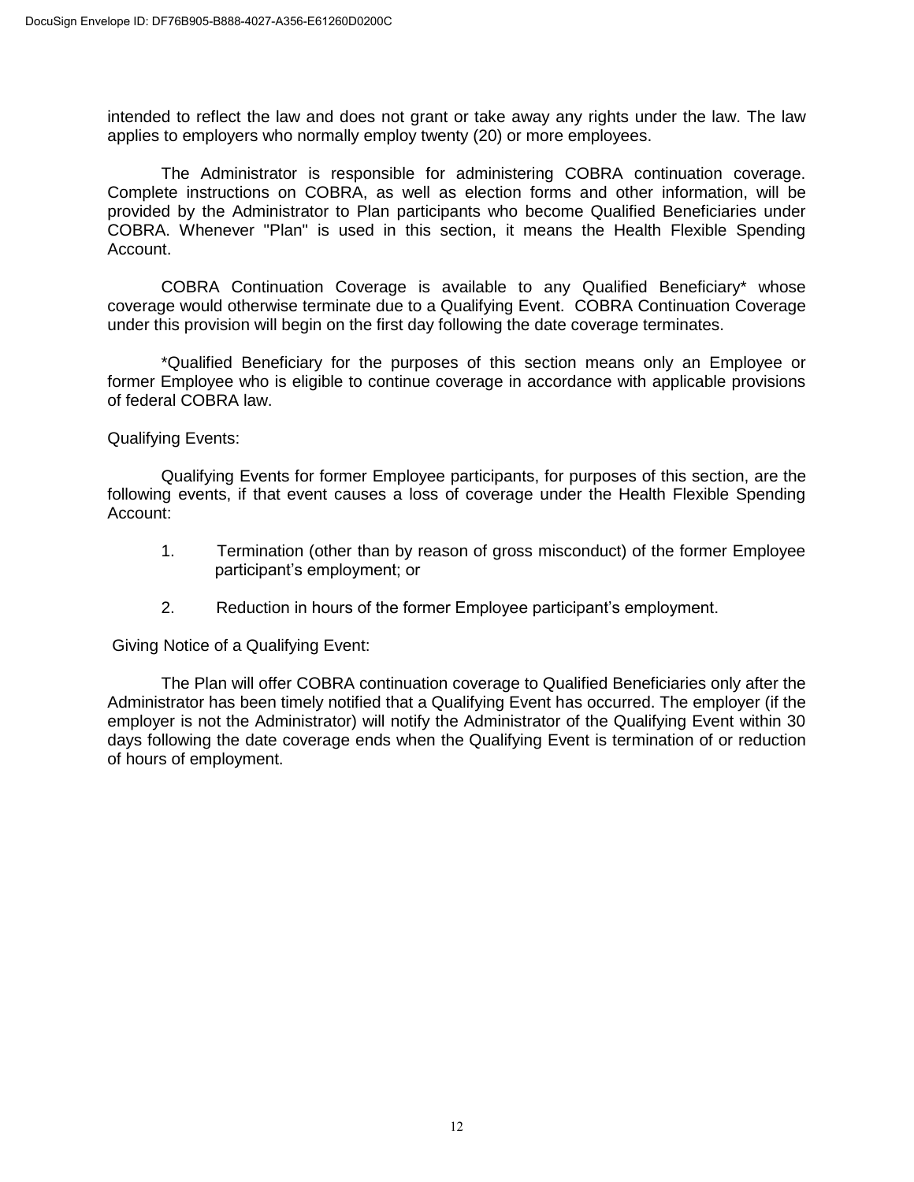intended to reflect the law and does not grant or take away any rights under the law. The law applies to employers who normally employ twenty (20) or more employees.

The Administrator is responsible for administering COBRA continuation coverage. Complete instructions on COBRA, as well as election forms and other information, will be provided by the Administrator to Plan participants who become Qualified Beneficiaries under COBRA. Whenever "Plan" is used in this section, it means the Health Flexible Spending Account.

COBRA Continuation Coverage is available to any Qualified Beneficiary* whose coverage would otherwise terminate due to a Qualifying Event. COBRA Continuation Coverage under this provision will begin on the first day following the date coverage terminates.

*Qualified Beneficiary for the purposes of this section means only an Employee or former Employee who is eligible to continue coverage in accordance with applicable provisions of federal COBRA law.

Qualifying Events:

Qualifying Events for former Employee participants, for purposes of this section, are the following events, if that event causes a loss of coverage under the Health Flexible Spending Account:

1. Termination (other than by reason of gross misconduct) of the former Employee participant's employment; or

2. Reduction in hours of the former Employee participant's employment.

Giving Notice of a Qualifying Event:

The Plan will offer COBRA continuation coverage to Qualified Beneficiaries only after the Administrator has been timely notified that a Qualifying Event has occurred. The employer (if the employer is not the Administrator) will notify the Administrator of the Qualifying Event within 30 days following the date coverage ends when the Qualifying Event is termination of or reduction of hours of employment.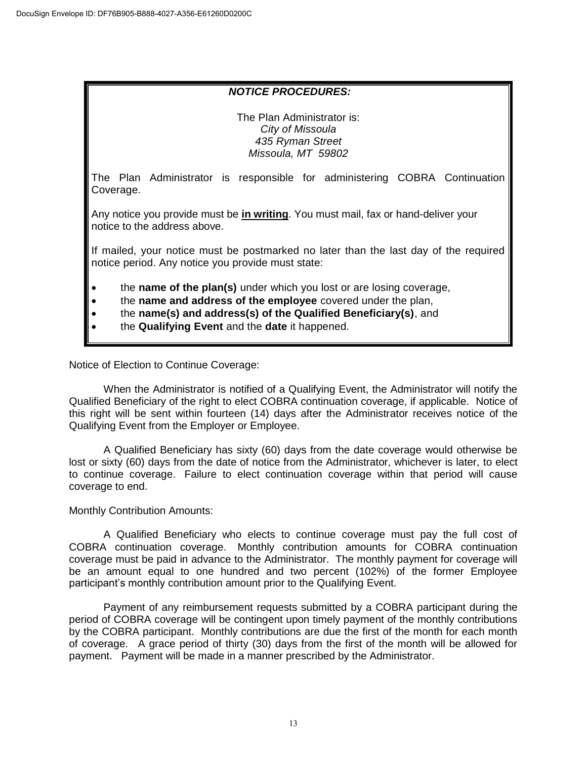**_NOTICE PROCEDURES:_**

The Plan Administrator is:
*City of Missoula*
*435 Ryman Street*
*Missoula, MT 59802*

The Plan Administrator is responsible for administering COBRA Continuation Coverage.

Any notice you provide must be **<u>in writing</u>**. You must mail, fax or hand-deliver your notice to the address above.

If mailed, your notice must be postmarked no later than the last day of the required notice period. Any notice you provide must state:

- the **name of the plan(s)** under which you lost or are losing coverage,
- the **name and address of the employee** covered under the plan,
- the **name(s) and address(s) of the Qualified Beneficiary(s)**, and
- the **Qualifying Event** and the **date** it happened.

Notice of Election to Continue Coverage:

When the Administrator is notified of a Qualifying Event, the Administrator will notify the Qualified Beneficiary of the right to elect COBRA continuation coverage, if applicable. Notice of this right will be sent within fourteen (14) days after the Administrator receives notice of the Qualifying Event from the Employer or Employee.

A Qualified Beneficiary has sixty (60) days from the date coverage would otherwise be lost or sixty (60) days from the date of notice from the Administrator, whichever is later, to elect to continue coverage. Failure to elect continuation coverage within that period will cause coverage to end.

Monthly Contribution Amounts:

A Qualified Beneficiary who elects to continue coverage must pay the full cost of COBRA continuation coverage. Monthly contribution amounts for COBRA continuation coverage must be paid in advance to the Administrator. The monthly payment for coverage will be an amount equal to one hundred and two percent (102%) of the former Employee participant's monthly contribution amount prior to the Qualifying Event.

Payment of any reimbursement requests submitted by a COBRA participant during the period of COBRA coverage will be contingent upon timely payment of the monthly contributions by the COBRA participant. Monthly contributions are due the first of the month for each month of coverage. A grace period of thirty (30) days from the first of the month will be allowed for payment. Payment will be made in a manner prescribed by the Administrator.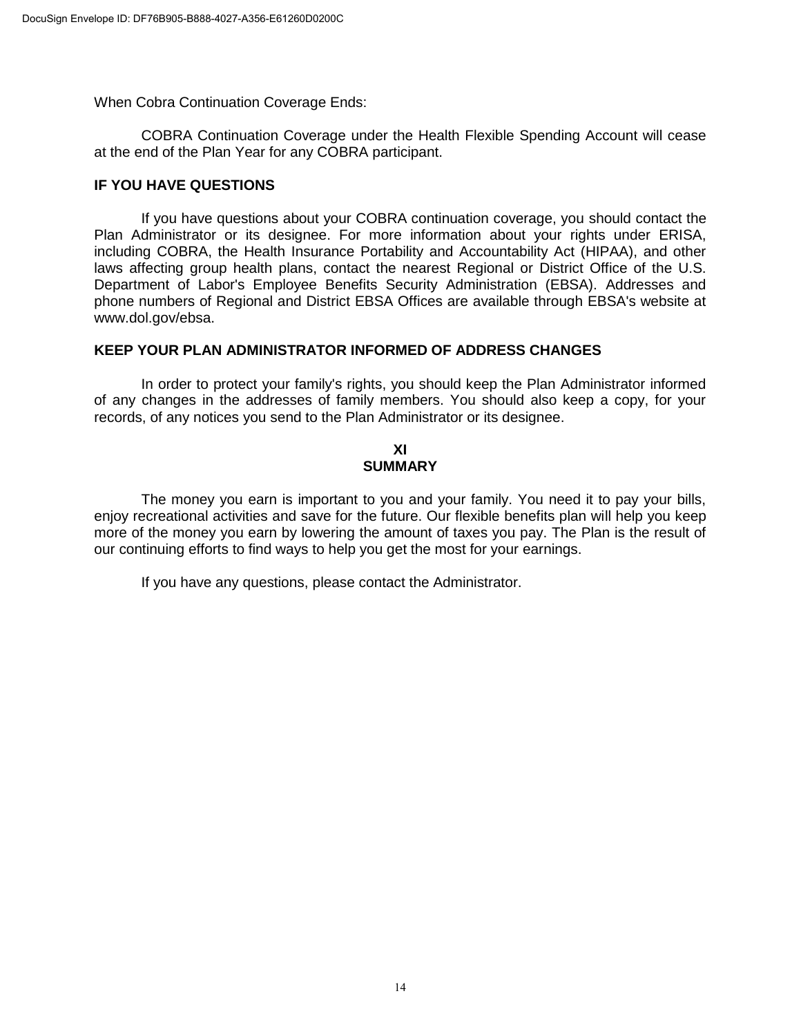When Cobra Continuation Coverage Ends:

COBRA Continuation Coverage under the Health Flexible Spending Account will cease at the end of the Plan Year for any COBRA participant.

**IF YOU HAVE QUESTIONS**

If you have questions about your COBRA continuation coverage, you should contact the Plan Administrator or its designee. For more information about your rights under ERISA, including COBRA, the Health Insurance Portability and Accountability Act (HIPAA), and other laws affecting group health plans, contact the nearest Regional or District Office of the U.S. Department of Labor's Employee Benefits Security Administration (EBSA). Addresses and phone numbers of Regional and District EBSA Offices are available through EBSA's website at www.dol.gov/ebsa.

**KEEP YOUR PLAN ADMINISTRATOR INFORMED OF ADDRESS CHANGES**

In order to protect your family's rights, you should keep the Plan Administrator informed of any changes in the addresses of family members. You should also keep a copy, for your records, of any notices you send to the Plan Administrator or its designee.

## XI
## SUMMARY

The money you earn is important to you and your family. You need it to pay your bills, enjoy recreational activities and save for the future. Our flexible benefits plan will help you keep more of the money you earn by lowering the amount of taxes you pay. The Plan is the result of our continuing efforts to find ways to help you get the most for your earnings.

If you have any questions, please contact the Administrator.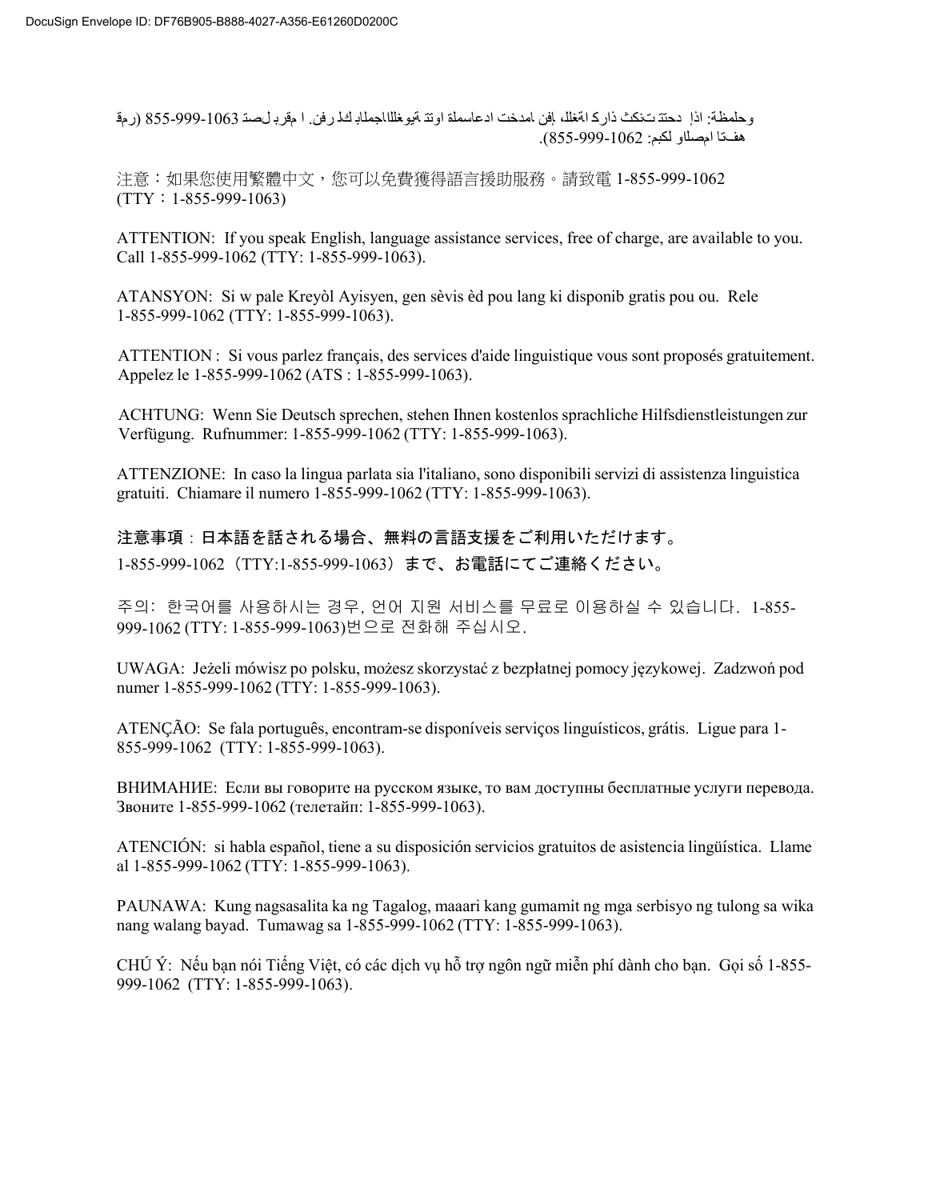وحلمظة: اذإ دحتت تنكث ذارك اةغللا، إفن امدخت ادعاسملة اوتت ةيوغللاجملاب كلذ رفن. ا مقربلصت 1063-999-855 (رمق هفـتا امصلاو لكبم: 1062-999-855).

注意：如果您使用繁體中文，您可以免費獲得語言援助服務。請致電 1-855-999-1062 (TTY：1-855-999-1063)

ATTENTION: If you speak English, language assistance services, free of charge, are available to you. Call 1-855-999-1062 (TTY: 1-855-999-1063).

ATANSYON: Si w pale Kreyòl Ayisyen, gen sèvis èd pou lang ki disponib gratis pou ou. Rele 1-855-999-1062 (TTY: 1-855-999-1063).

ATTENTION : Si vous parlez français, des services d'aide linguistique vous sont proposés gratuitement. Appelez le 1-855-999-1062 (ATS : 1-855-999-1063).

ACHTUNG: Wenn Sie Deutsch sprechen, stehen Ihnen kostenlos sprachliche Hilfsdienstleistungen zur Verfügung. Rufnummer: 1-855-999-1062 (TTY: 1-855-999-1063).

ATTENZIONE: In caso la lingua parlata sia l'italiano, sono disponibili servizi di assistenza linguistica gratuiti. Chiamare il numero 1-855-999-1062 (TTY: 1-855-999-1063).

注意事項：日本語を話される場合、無料の言語支援をご利用いただけます。1-855-999-1062（TTY:1-855-999-1063）まで、お電話にてご連絡ください。

주의: 한국어를 사용하시는 경우, 언어 지원 서비스를 무료로 이용하실 수 있습니다. 1-855-999-1062 (TTY: 1-855-999-1063)번으로 전화해 주십시오.

UWAGA: Jeżeli mówisz po polsku, możesz skorzystać z bezpłatnej pomocy językowej. Zadzwoń pod numer 1-855-999-1062 (TTY: 1-855-999-1063).

ATENÇÃO: Se fala português, encontram-se disponíveis serviços linguísticos, grátis. Ligue para 1-855-999-1062 (TTY: 1-855-999-1063).

ВНИМАНИЕ: Если вы говорите на русском языке, то вам доступны бесплатные услуги перевода. Звоните 1-855-999-1062 (телетайп: 1-855-999-1063).

ATENCIÓN: si habla español, tiene a su disposición servicios gratuitos de asistencia lingüística. Llame al 1-855-999-1062 (TTY: 1-855-999-1063).

PAUNAWA: Kung nagsasalita ka ng Tagalog, maaari kang gumamit ng mga serbisyo ng tulong sa wika nang walang bayad. Tumawag sa 1-855-999-1062 (TTY: 1-855-999-1063).

CHÚ Ý: Nếu bạn nói Tiếng Việt, có các dịch vụ hỗ trợ ngôn ngữ miễn phí dành cho bạn. Gọi số 1-855-999-1062 (TTY: 1-855-999-1063).